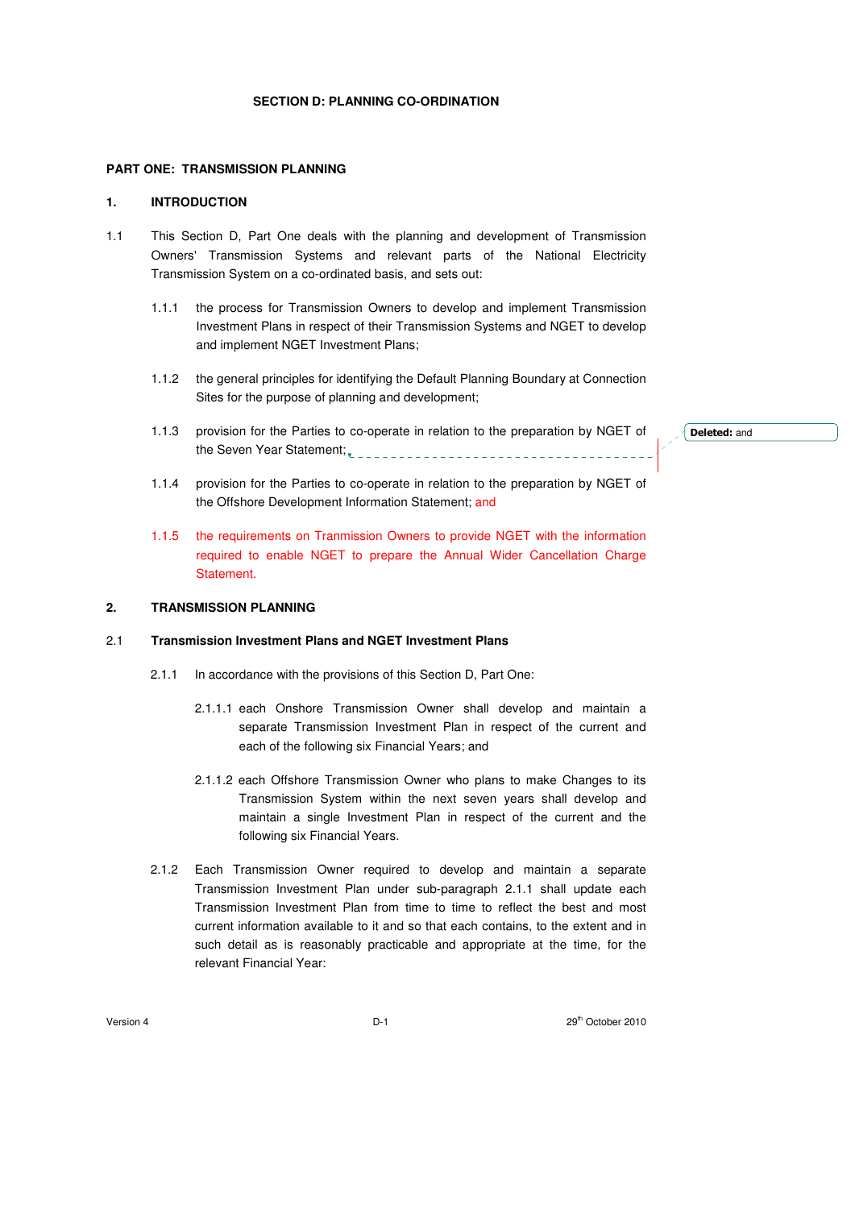# SECTION D: PLANNING CO-ORDINATION

## PART ONE: TRANSMISSION PLANNING

### 1. INTRODUCTION

1.1 This Section D, Part One deals with the planning and development of Transmission Owners' Transmission Systems and relevant parts of the National Electricity Transmission System on a co-ordinated basis, and sets out:

1.1.1 the process for Transmission Owners to develop and implement Transmission Investment Plans in respect of their Transmission Systems and NGET to develop and implement NGET Investment Plans;

1.1.2 the general principles for identifying the Default Planning Boundary at Connection Sites for the purpose of planning and development;

1.1.3 provision for the Parties to co-operate in relation to the preparation by NGET of the Seven Year Statement;

1.1.4 provision for the Parties to co-operate in relation to the preparation by NGET of the Offshore Development Information Statement; and

1.1.5 the requirements on Tranmission Owners to provide NGET with the information required to enable NGET to prepare the Annual Wider Cancellation Charge Statement.

Deleted: and

### 2. TRANSMISSION PLANNING

#### 2.1 Transmission Investment Plans and NGET Investment Plans

2.1.1 In accordance with the provisions of this Section D, Part One:

2.1.1.1 each Onshore Transmission Owner shall develop and maintain a separate Transmission Investment Plan in respect of the current and each of the following six Financial Years; and

2.1.1.2 each Offshore Transmission Owner who plans to make Changes to its Transmission System within the next seven years shall develop and maintain a single Investment Plan in respect of the current and the following six Financial Years.

2.1.2 Each Transmission Owner required to develop and maintain a separate Transmission Investment Plan under sub-paragraph 2.1.1 shall update each Transmission Investment Plan from time to time to reflect the best and most current information available to it and so that each contains, to the extent and in such detail as is reasonably practicable and appropriate at the time, for the relevant Financial Year: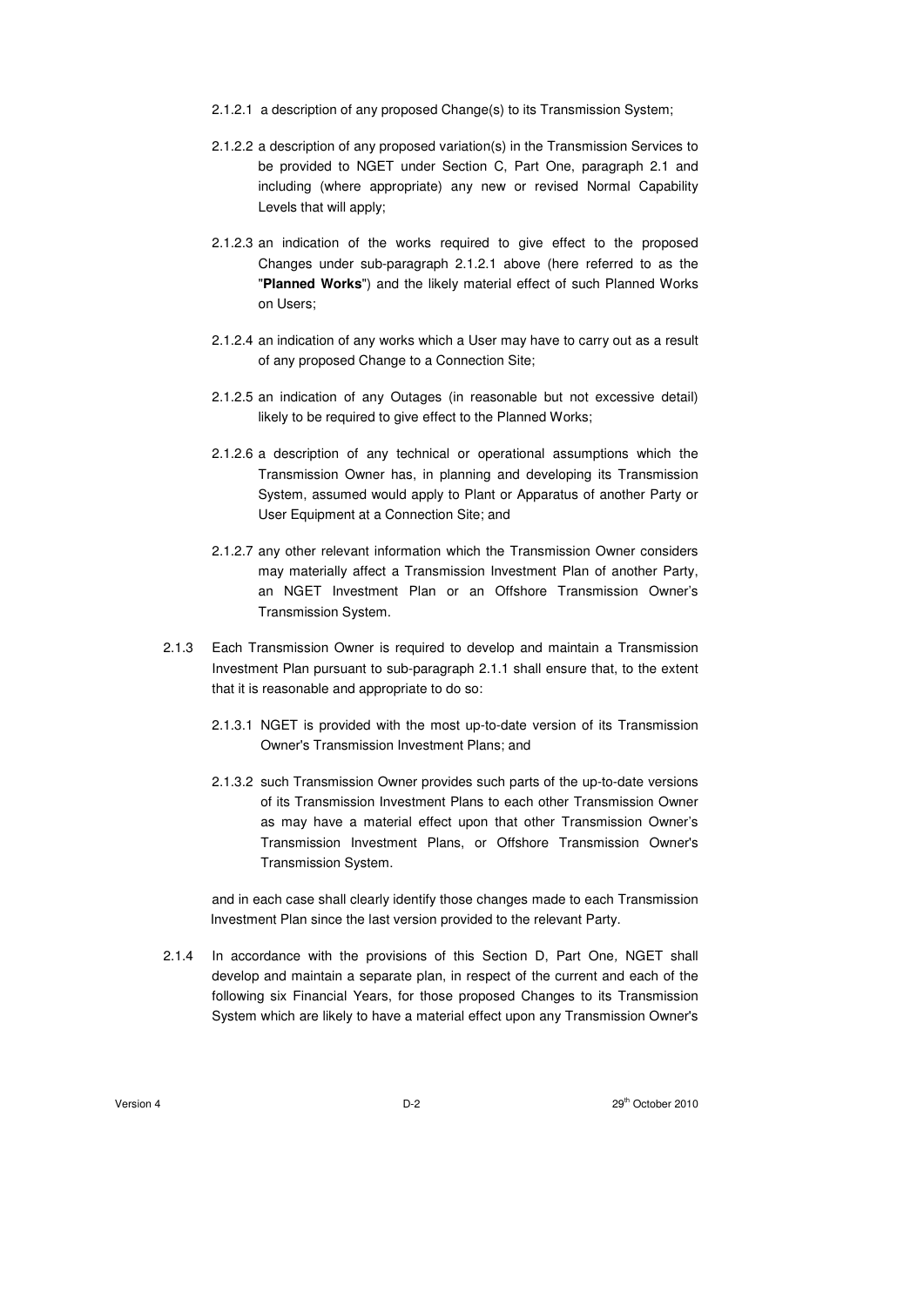2.1.2.1 a description of any proposed Change(s) to its Transmission System;

2.1.2.2 a description of any proposed variation(s) in the Transmission Services to be provided to NGET under Section C, Part One, paragraph 2.1 and including (where appropriate) any new or revised Normal Capability Levels that will apply;

2.1.2.3 an indication of the works required to give effect to the proposed Changes under sub-paragraph 2.1.2.1 above (here referred to as the "**Planned Works**") and the likely material effect of such Planned Works on Users;

2.1.2.4 an indication of any works which a User may have to carry out as a result of any proposed Change to a Connection Site;

2.1.2.5 an indication of any Outages (in reasonable but not excessive detail) likely to be required to give effect to the Planned Works;

2.1.2.6 a description of any technical or operational assumptions which the Transmission Owner has, in planning and developing its Transmission System, assumed would apply to Plant or Apparatus of another Party or User Equipment at a Connection Site; and

2.1.2.7 any other relevant information which the Transmission Owner considers may materially affect a Transmission Investment Plan of another Party, an NGET Investment Plan or an Offshore Transmission Owner's Transmission System.

2.1.3 Each Transmission Owner is required to develop and maintain a Transmission Investment Plan pursuant to sub-paragraph 2.1.1 shall ensure that, to the extent that it is reasonable and appropriate to do so:

2.1.3.1 NGET is provided with the most up-to-date version of its Transmission Owner's Transmission Investment Plans; and

2.1.3.2 such Transmission Owner provides such parts of the up-to-date versions of its Transmission Investment Plans to each other Transmission Owner as may have a material effect upon that other Transmission Owner's Transmission Investment Plans, or Offshore Transmission Owner's Transmission System.

and in each case shall clearly identify those changes made to each Transmission Investment Plan since the last version provided to the relevant Party.

2.1.4 In accordance with the provisions of this Section D, Part One, NGET shall develop and maintain a separate plan, in respect of the current and each of the following six Financial Years, for those proposed Changes to its Transmission System which are likely to have a material effect upon any Transmission Owner's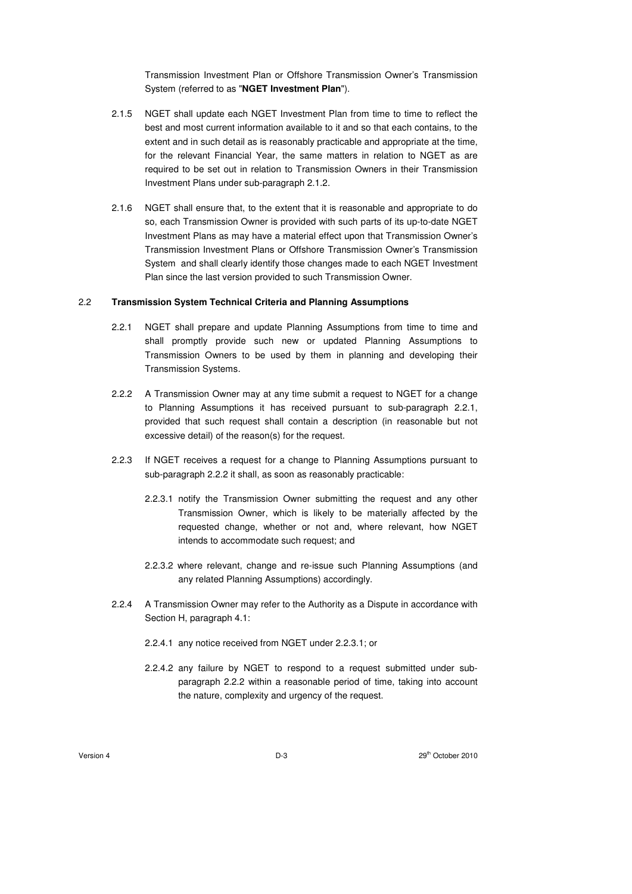Transmission Investment Plan or Offshore Transmission Owner's Transmission System (referred to as "**NGET Investment Plan**").

2.1.5 NGET shall update each NGET Investment Plan from time to time to reflect the best and most current information available to it and so that each contains, to the extent and in such detail as is reasonably practicable and appropriate at the time, for the relevant Financial Year, the same matters in relation to NGET as are required to be set out in relation to Transmission Owners in their Transmission Investment Plans under sub-paragraph 2.1.2.

2.1.6 NGET shall ensure that, to the extent that it is reasonable and appropriate to do so, each Transmission Owner is provided with such parts of its up-to-date NGET Investment Plans as may have a material effect upon that Transmission Owner's Transmission Investment Plans or Offshore Transmission Owner's Transmission System and shall clearly identify those changes made to each NGET Investment Plan since the last version provided to such Transmission Owner.

2.2 **Transmission System Technical Criteria and Planning Assumptions**

2.2.1 NGET shall prepare and update Planning Assumptions from time to time and shall promptly provide such new or updated Planning Assumptions to Transmission Owners to be used by them in planning and developing their Transmission Systems.

2.2.2 A Transmission Owner may at any time submit a request to NGET for a change to Planning Assumptions it has received pursuant to sub-paragraph 2.2.1, provided that such request shall contain a description (in reasonable but not excessive detail) of the reason(s) for the request.

2.2.3 If NGET receives a request for a change to Planning Assumptions pursuant to sub-paragraph 2.2.2 it shall, as soon as reasonably practicable:

2.2.3.1 notify the Transmission Owner submitting the request and any other Transmission Owner, which is likely to be materially affected by the requested change, whether or not and, where relevant, how NGET intends to accommodate such request; and

2.2.3.2 where relevant, change and re-issue such Planning Assumptions (and any related Planning Assumptions) accordingly.

2.2.4 A Transmission Owner may refer to the Authority as a Dispute in accordance with Section H, paragraph 4.1:

2.2.4.1 any notice received from NGET under 2.2.3.1; or

2.2.4.2 any failure by NGET to respond to a request submitted under sub-paragraph 2.2.2 within a reasonable period of time, taking into account the nature, complexity and urgency of the request.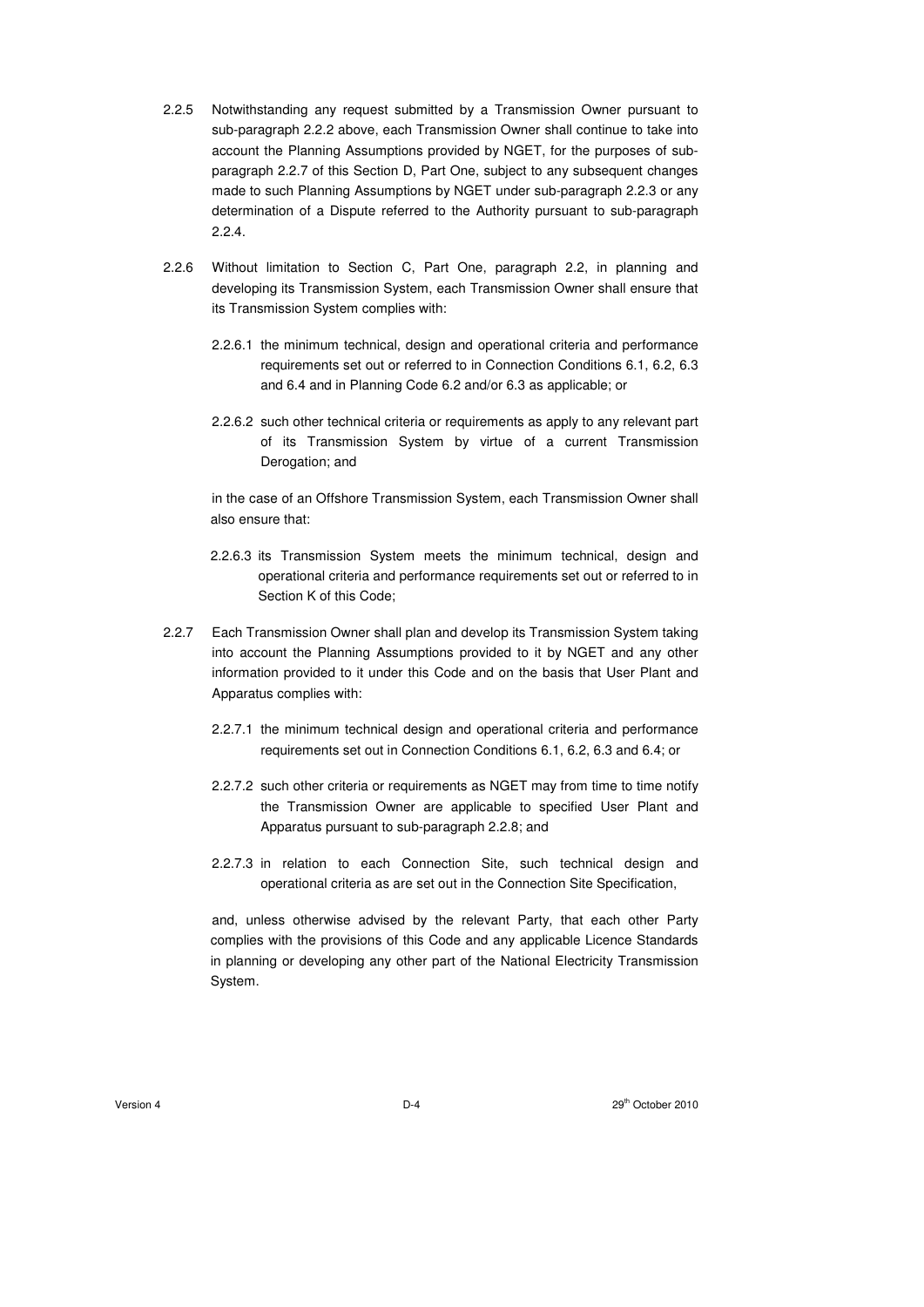2.2.5 Notwithstanding any request submitted by a Transmission Owner pursuant to sub-paragraph 2.2.2 above, each Transmission Owner shall continue to take into account the Planning Assumptions provided by NGET, for the purposes of sub-paragraph 2.2.7 of this Section D, Part One, subject to any subsequent changes made to such Planning Assumptions by NGET under sub-paragraph 2.2.3 or any determination of a Dispute referred to the Authority pursuant to sub-paragraph 2.2.4.

2.2.6 Without limitation to Section C, Part One, paragraph 2.2, in planning and developing its Transmission System, each Transmission Owner shall ensure that its Transmission System complies with:

2.2.6.1 the minimum technical, design and operational criteria and performance requirements set out or referred to in Connection Conditions 6.1, 6.2, 6.3 and 6.4 and in Planning Code 6.2 and/or 6.3 as applicable; or

2.2.6.2 such other technical criteria or requirements as apply to any relevant part of its Transmission System by virtue of a current Transmission Derogation; and

in the case of an Offshore Transmission System, each Transmission Owner shall also ensure that:

2.2.6.3 its Transmission System meets the minimum technical, design and operational criteria and performance requirements set out or referred to in Section K of this Code;

2.2.7 Each Transmission Owner shall plan and develop its Transmission System taking into account the Planning Assumptions provided to it by NGET and any other information provided to it under this Code and on the basis that User Plant and Apparatus complies with:

2.2.7.1 the minimum technical design and operational criteria and performance requirements set out in Connection Conditions 6.1, 6.2, 6.3 and 6.4; or

2.2.7.2 such other criteria or requirements as NGET may from time to time notify the Transmission Owner are applicable to specified User Plant and Apparatus pursuant to sub-paragraph 2.2.8; and

2.2.7.3 in relation to each Connection Site, such technical design and operational criteria as are set out in the Connection Site Specification,

and, unless otherwise advised by the relevant Party, that each other Party complies with the provisions of this Code and any applicable Licence Standards in planning or developing any other part of the National Electricity Transmission System.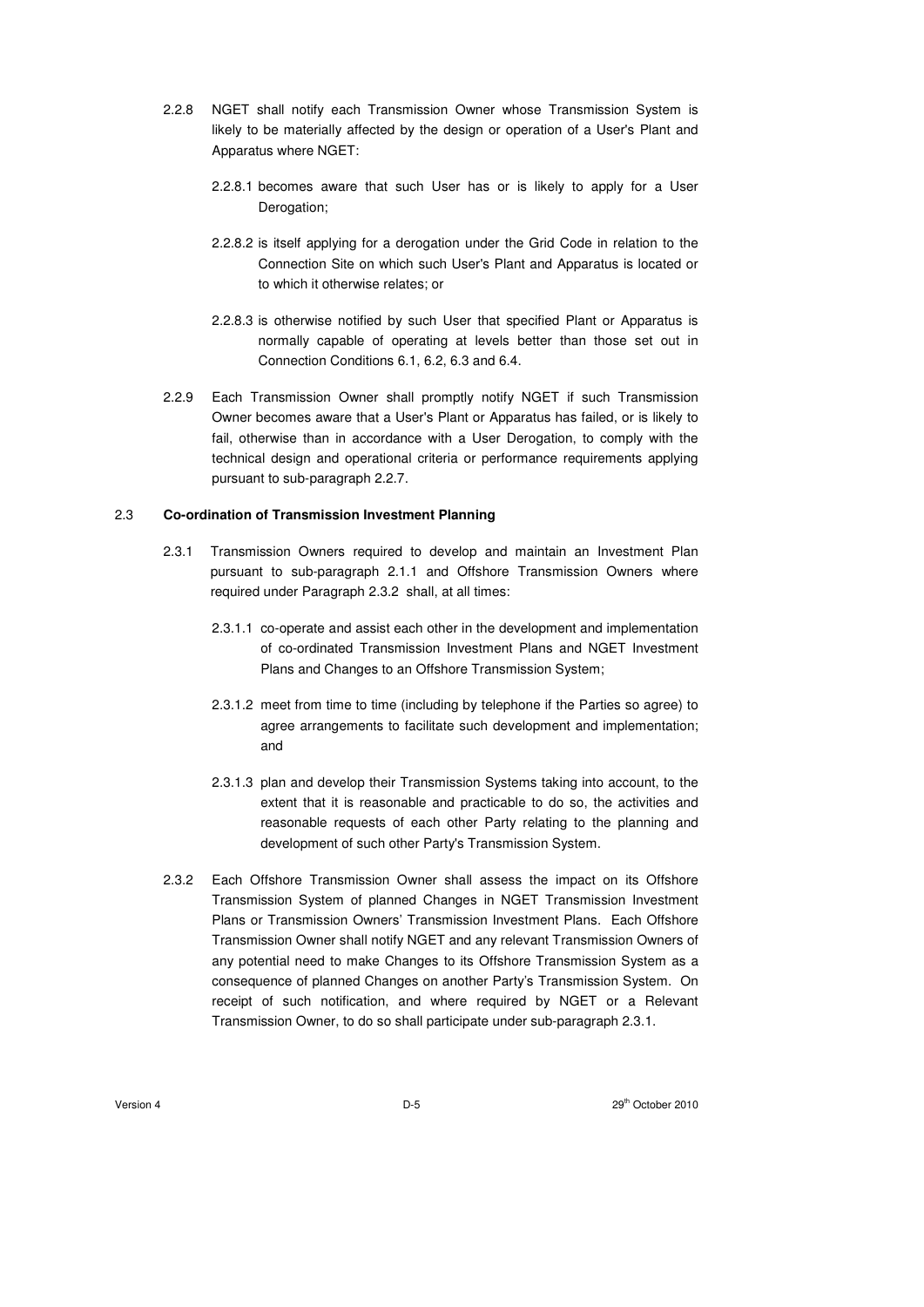2.2.8 NGET shall notify each Transmission Owner whose Transmission System is likely to be materially affected by the design or operation of a User's Plant and Apparatus where NGET:

2.2.8.1 becomes aware that such User has or is likely to apply for a User Derogation;

2.2.8.2 is itself applying for a derogation under the Grid Code in relation to the Connection Site on which such User's Plant and Apparatus is located or to which it otherwise relates; or

2.2.8.3 is otherwise notified by such User that specified Plant or Apparatus is normally capable of operating at levels better than those set out in Connection Conditions 6.1, 6.2, 6.3 and 6.4.

2.2.9 Each Transmission Owner shall promptly notify NGET if such Transmission Owner becomes aware that a User's Plant or Apparatus has failed, or is likely to fail, otherwise than in accordance with a User Derogation, to comply with the technical design and operational criteria or performance requirements applying pursuant to sub-paragraph 2.2.7.

2.3 **Co-ordination of Transmission Investment Planning**

2.3.1 Transmission Owners required to develop and maintain an Investment Plan pursuant to sub-paragraph 2.1.1 and Offshore Transmission Owners where required under Paragraph 2.3.2 shall, at all times:

2.3.1.1 co-operate and assist each other in the development and implementation of co-ordinated Transmission Investment Plans and NGET Investment Plans and Changes to an Offshore Transmission System;

2.3.1.2 meet from time to time (including by telephone if the Parties so agree) to agree arrangements to facilitate such development and implementation; and

2.3.1.3 plan and develop their Transmission Systems taking into account, to the extent that it is reasonable and practicable to do so, the activities and reasonable requests of each other Party relating to the planning and development of such other Party's Transmission System.

2.3.2 Each Offshore Transmission Owner shall assess the impact on its Offshore Transmission System of planned Changes in NGET Transmission Investment Plans or Transmission Owners' Transmission Investment Plans. Each Offshore Transmission Owner shall notify NGET and any relevant Transmission Owners of any potential need to make Changes to its Offshore Transmission System as a consequence of planned Changes on another Party's Transmission System. On receipt of such notification, and where required by NGET or a Relevant Transmission Owner, to do so shall participate under sub-paragraph 2.3.1.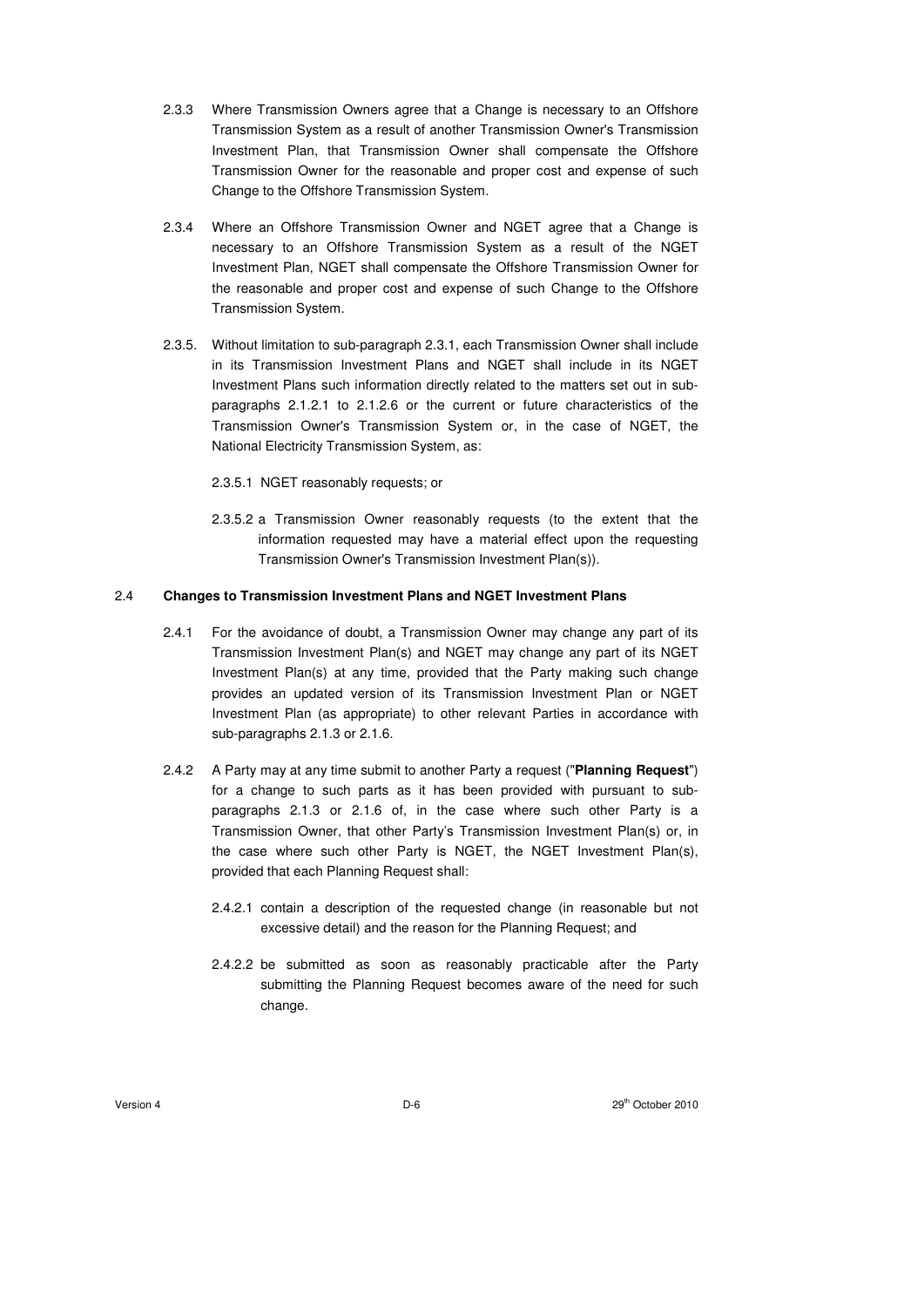2.3.3 Where Transmission Owners agree that a Change is necessary to an Offshore Transmission System as a result of another Transmission Owner's Transmission Investment Plan, that Transmission Owner shall compensate the Offshore Transmission Owner for the reasonable and proper cost and expense of such Change to the Offshore Transmission System.

2.3.4 Where an Offshore Transmission Owner and NGET agree that a Change is necessary to an Offshore Transmission System as a result of the NGET Investment Plan, NGET shall compensate the Offshore Transmission Owner for the reasonable and proper cost and expense of such Change to the Offshore Transmission System.

2.3.5. Without limitation to sub-paragraph 2.3.1, each Transmission Owner shall include in its Transmission Investment Plans and NGET shall include in its NGET Investment Plans such information directly related to the matters set out in sub-paragraphs 2.1.2.1 to 2.1.2.6 or the current or future characteristics of the Transmission Owner's Transmission System or, in the case of NGET, the National Electricity Transmission System, as:

2.3.5.1 NGET reasonably requests; or

2.3.5.2 a Transmission Owner reasonably requests (to the extent that the information requested may have a material effect upon the requesting Transmission Owner's Transmission Investment Plan(s)).

2.4 **Changes to Transmission Investment Plans and NGET Investment Plans**

2.4.1 For the avoidance of doubt, a Transmission Owner may change any part of its Transmission Investment Plan(s) and NGET may change any part of its NGET Investment Plan(s) at any time, provided that the Party making such change provides an updated version of its Transmission Investment Plan or NGET Investment Plan (as appropriate) to other relevant Parties in accordance with sub-paragraphs 2.1.3 or 2.1.6.

2.4.2 A Party may at any time submit to another Party a request ("**Planning Request**") for a change to such parts as it has been provided with pursuant to sub-paragraphs 2.1.3 or 2.1.6 of, in the case where such other Party is a Transmission Owner, that other Party's Transmission Investment Plan(s) or, in the case where such other Party is NGET, the NGET Investment Plan(s), provided that each Planning Request shall:

2.4.2.1 contain a description of the requested change (in reasonable but not excessive detail) and the reason for the Planning Request; and

2.4.2.2 be submitted as soon as reasonably practicable after the Party submitting the Planning Request becomes aware of the need for such change.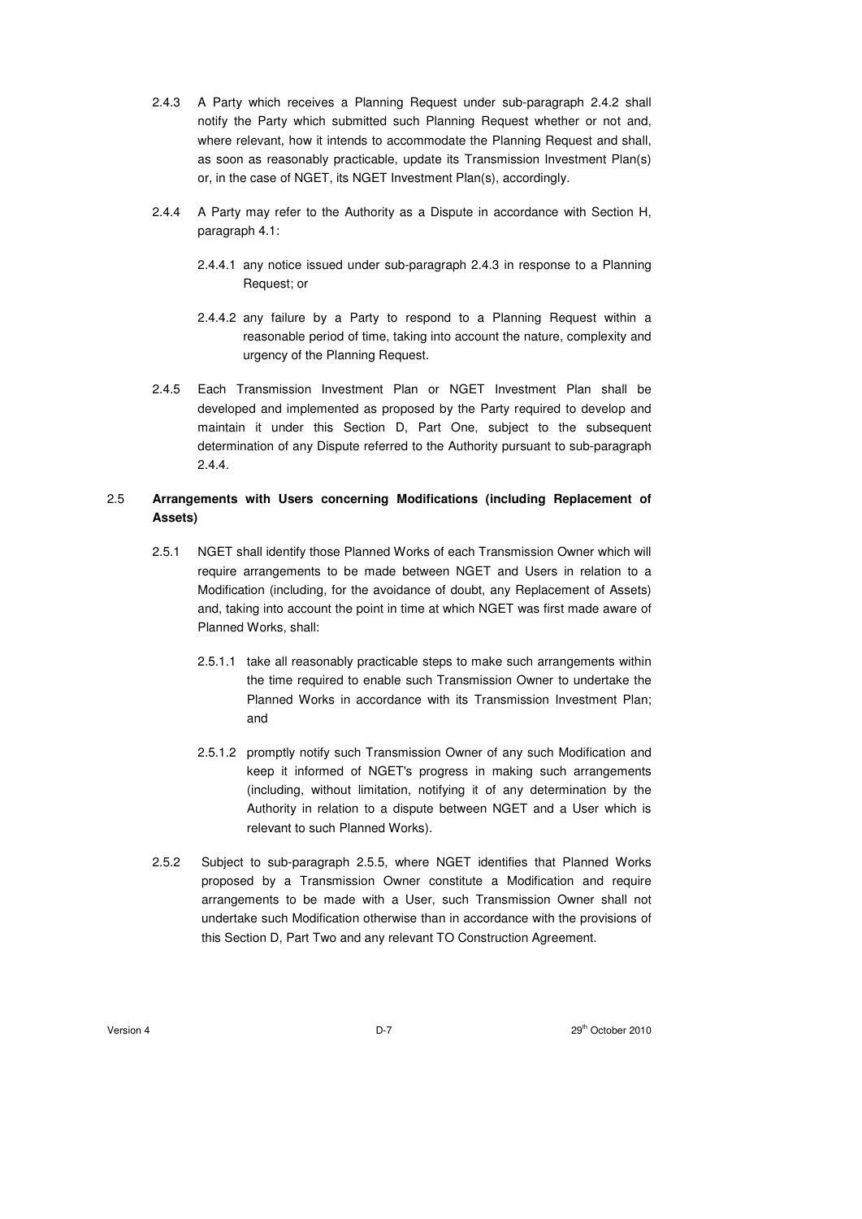2.4.3 A Party which receives a Planning Request under sub-paragraph 2.4.2 shall notify the Party which submitted such Planning Request whether or not and, where relevant, how it intends to accommodate the Planning Request and shall, as soon as reasonably practicable, update its Transmission Investment Plan(s) or, in the case of NGET, its NGET Investment Plan(s), accordingly.

2.4.4 A Party may refer to the Authority as a Dispute in accordance with Section H, paragraph 4.1:

2.4.4.1 any notice issued under sub-paragraph 2.4.3 in response to a Planning Request; or

2.4.4.2 any failure by a Party to respond to a Planning Request within a reasonable period of time, taking into account the nature, complexity and urgency of the Planning Request.

2.4.5 Each Transmission Investment Plan or NGET Investment Plan shall be developed and implemented as proposed by the Party required to develop and maintain it under this Section D, Part One, subject to the subsequent determination of any Dispute referred to the Authority pursuant to sub-paragraph 2.4.4.

**2.5 Arrangements with Users concerning Modifications (including Replacement of Assets)**

2.5.1 NGET shall identify those Planned Works of each Transmission Owner which will require arrangements to be made between NGET and Users in relation to a Modification (including, for the avoidance of doubt, any Replacement of Assets) and, taking into account the point in time at which NGET was first made aware of Planned Works, shall:

2.5.1.1 take all reasonably practicable steps to make such arrangements within the time required to enable such Transmission Owner to undertake the Planned Works in accordance with its Transmission Investment Plan; and

2.5.1.2 promptly notify such Transmission Owner of any such Modification and keep it informed of NGET's progress in making such arrangements (including, without limitation, notifying it of any determination by the Authority in relation to a dispute between NGET and a User which is relevant to such Planned Works).

2.5.2 Subject to sub-paragraph 2.5.5, where NGET identifies that Planned Works proposed by a Transmission Owner constitute a Modification and require arrangements to be made with a User, such Transmission Owner shall not undertake such Modification otherwise than in accordance with the provisions of this Section D, Part Two and any relevant TO Construction Agreement.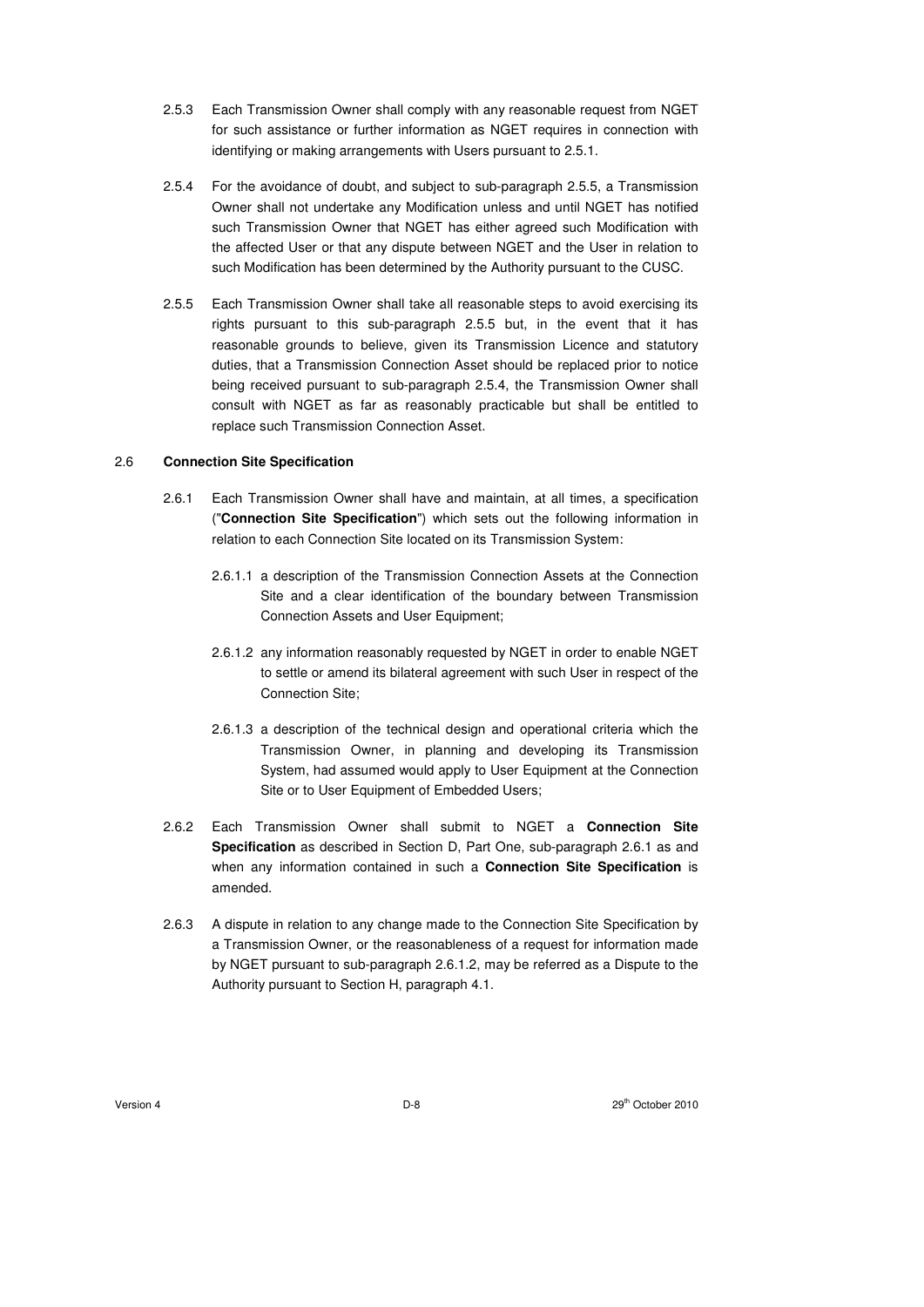2.5.3 Each Transmission Owner shall comply with any reasonable request from NGET for such assistance or further information as NGET requires in connection with identifying or making arrangements with Users pursuant to 2.5.1.

2.5.4 For the avoidance of doubt, and subject to sub-paragraph 2.5.5, a Transmission Owner shall not undertake any Modification unless and until NGET has notified such Transmission Owner that NGET has either agreed such Modification with the affected User or that any dispute between NGET and the User in relation to such Modification has been determined by the Authority pursuant to the CUSC.

2.5.5 Each Transmission Owner shall take all reasonable steps to avoid exercising its rights pursuant to this sub-paragraph 2.5.5 but, in the event that it has reasonable grounds to believe, given its Transmission Licence and statutory duties, that a Transmission Connection Asset should be replaced prior to notice being received pursuant to sub-paragraph 2.5.4, the Transmission Owner shall consult with NGET as far as reasonably practicable but shall be entitled to replace such Transmission Connection Asset.

## 2.6 Connection Site Specification

2.6.1 Each Transmission Owner shall have and maintain, at all times, a specification ("**Connection Site Specification**") which sets out the following information in relation to each Connection Site located on its Transmission System:

2.6.1.1 a description of the Transmission Connection Assets at the Connection Site and a clear identification of the boundary between Transmission Connection Assets and User Equipment;

2.6.1.2 any information reasonably requested by NGET in order to enable NGET to settle or amend its bilateral agreement with such User in respect of the Connection Site;

2.6.1.3 a description of the technical design and operational criteria which the Transmission Owner, in planning and developing its Transmission System, had assumed would apply to User Equipment at the Connection Site or to User Equipment of Embedded Users;

2.6.2 Each Transmission Owner shall submit to NGET a **Connection Site Specification** as described in Section D, Part One, sub-paragraph 2.6.1 as and when any information contained in such a **Connection Site Specification** is amended.

2.6.3 A dispute in relation to any change made to the Connection Site Specification by a Transmission Owner, or the reasonableness of a request for information made by NGET pursuant to sub-paragraph 2.6.1.2, may be referred as a Dispute to the Authority pursuant to Section H, paragraph 4.1.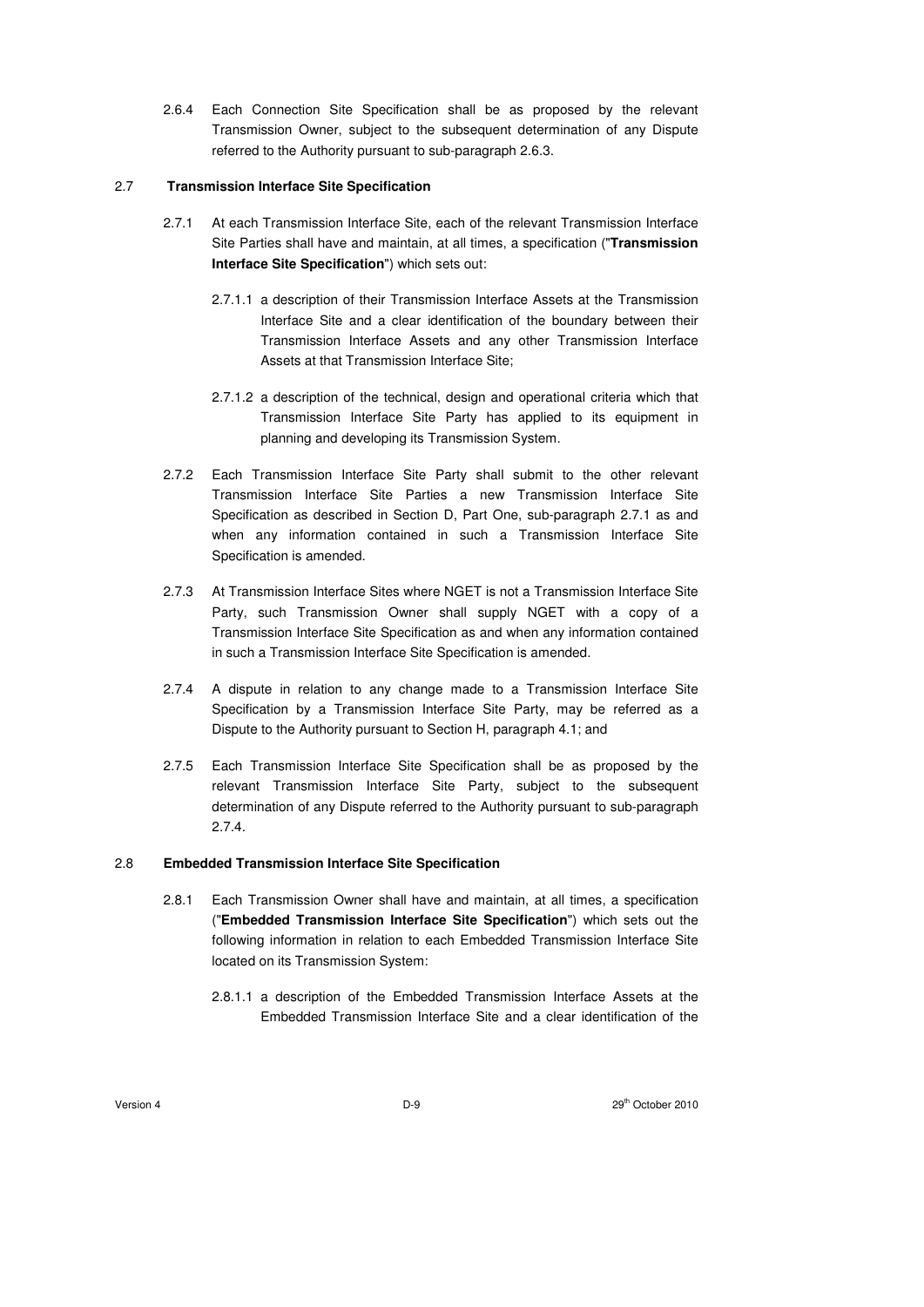2.6.4 Each Connection Site Specification shall be as proposed by the relevant Transmission Owner, subject to the subsequent determination of any Dispute referred to the Authority pursuant to sub-paragraph 2.6.3.

### 2.7 Transmission Interface Site Specification

2.7.1 At each Transmission Interface Site, each of the relevant Transmission Interface Site Parties shall have and maintain, at all times, a specification ("**Transmission Interface Site Specification**") which sets out:

2.7.1.1 a description of their Transmission Interface Assets at the Transmission Interface Site and a clear identification of the boundary between their Transmission Interface Assets and any other Transmission Interface Assets at that Transmission Interface Site;

2.7.1.2 a description of the technical, design and operational criteria which that Transmission Interface Site Party has applied to its equipment in planning and developing its Transmission System.

2.7.2 Each Transmission Interface Site Party shall submit to the other relevant Transmission Interface Site Parties a new Transmission Interface Site Specification as described in Section D, Part One, sub-paragraph 2.7.1 as and when any information contained in such a Transmission Interface Site Specification is amended.

2.7.3 At Transmission Interface Sites where NGET is not a Transmission Interface Site Party, such Transmission Owner shall supply NGET with a copy of a Transmission Interface Site Specification as and when any information contained in such a Transmission Interface Site Specification is amended.

2.7.4 A dispute in relation to any change made to a Transmission Interface Site Specification by a Transmission Interface Site Party, may be referred as a Dispute to the Authority pursuant to Section H, paragraph 4.1; and

2.7.5 Each Transmission Interface Site Specification shall be as proposed by the relevant Transmission Interface Site Party, subject to the subsequent determination of any Dispute referred to the Authority pursuant to sub-paragraph 2.7.4.

### 2.8 Embedded Transmission Interface Site Specification

2.8.1 Each Transmission Owner shall have and maintain, at all times, a specification ("**Embedded Transmission Interface Site Specification**") which sets out the following information in relation to each Embedded Transmission Interface Site located on its Transmission System:

2.8.1.1 a description of the Embedded Transmission Interface Assets at the Embedded Transmission Interface Site and a clear identification of the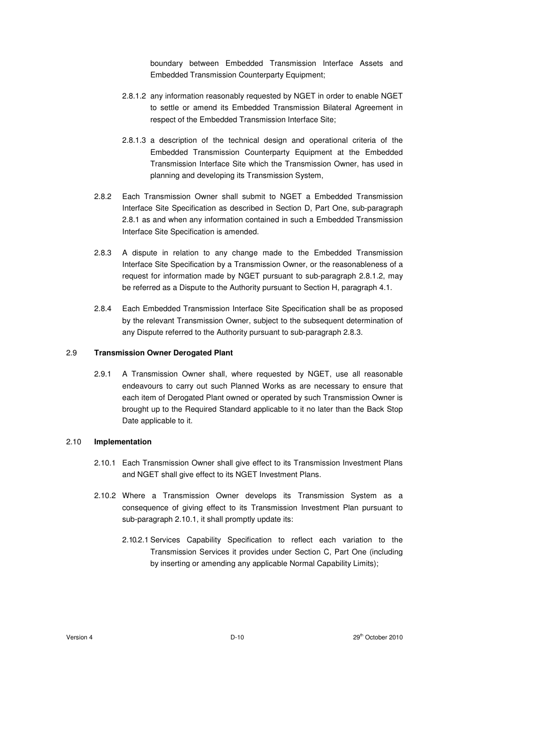boundary between Embedded Transmission Interface Assets and Embedded Transmission Counterparty Equipment;

2.8.1.2 any information reasonably requested by NGET in order to enable NGET to settle or amend its Embedded Transmission Bilateral Agreement in respect of the Embedded Transmission Interface Site;

2.8.1.3 a description of the technical design and operational criteria of the Embedded Transmission Counterparty Equipment at the Embedded Transmission Interface Site which the Transmission Owner, has used in planning and developing its Transmission System,

2.8.2 Each Transmission Owner shall submit to NGET a Embedded Transmission Interface Site Specification as described in Section D, Part One, sub-paragraph 2.8.1 as and when any information contained in such a Embedded Transmission Interface Site Specification is amended.

2.8.3 A dispute in relation to any change made to the Embedded Transmission Interface Site Specification by a Transmission Owner, or the reasonableness of a request for information made by NGET pursuant to sub-paragraph 2.8.1.2, may be referred as a Dispute to the Authority pursuant to Section H, paragraph 4.1.

2.8.4 Each Embedded Transmission Interface Site Specification shall be as proposed by the relevant Transmission Owner, subject to the subsequent determination of any Dispute referred to the Authority pursuant to sub-paragraph 2.8.3.

## 2.9 **Transmission Owner Derogated Plant**

2.9.1 A Transmission Owner shall, where requested by NGET, use all reasonable endeavours to carry out such Planned Works as are necessary to ensure that each item of Derogated Plant owned or operated by such Transmission Owner is brought up to the Required Standard applicable to it no later than the Back Stop Date applicable to it.

## 2.10 **Implementation**

2.10.1 Each Transmission Owner shall give effect to its Transmission Investment Plans and NGET shall give effect to its NGET Investment Plans.

2.10.2 Where a Transmission Owner develops its Transmission System as a consequence of giving effect to its Transmission Investment Plan pursuant to sub-paragraph 2.10.1, it shall promptly update its:

2.10.2.1 Services Capability Specification to reflect each variation to the Transmission Services it provides under Section C, Part One (including by inserting or amending any applicable Normal Capability Limits);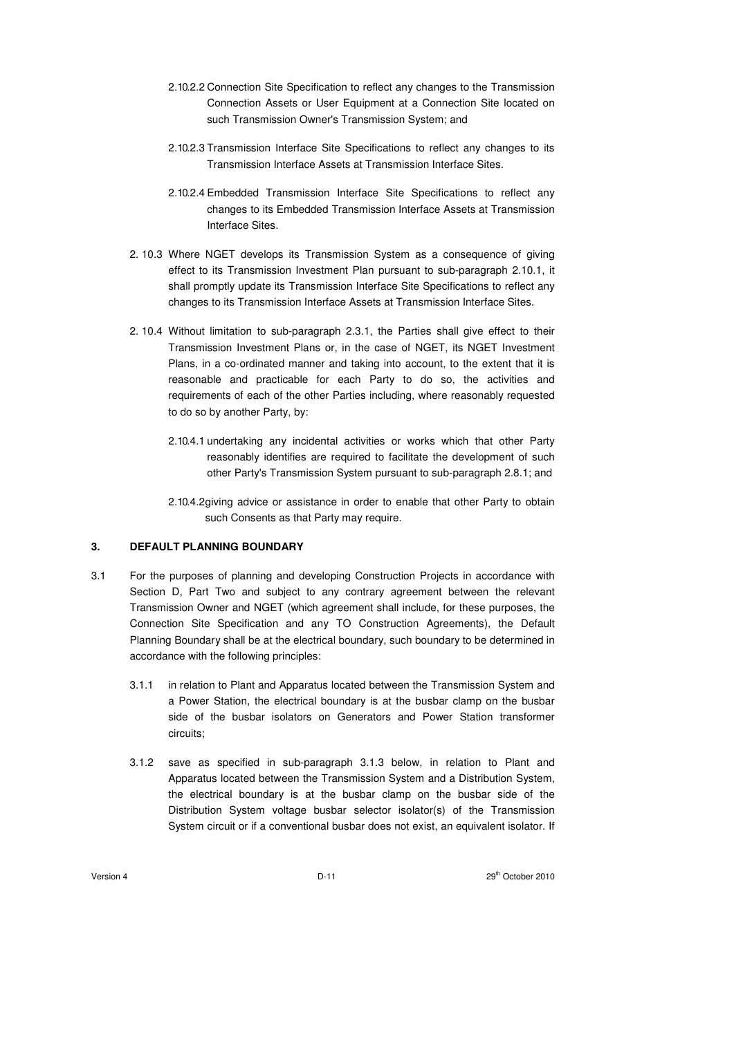2.10.2.2 Connection Site Specification to reflect any changes to the Transmission Connection Assets or User Equipment at a Connection Site located on such Transmission Owner's Transmission System; and

2.10.2.3 Transmission Interface Site Specifications to reflect any changes to its Transmission Interface Assets at Transmission Interface Sites.

2.10.2.4 Embedded Transmission Interface Site Specifications to reflect any changes to its Embedded Transmission Interface Assets at Transmission Interface Sites.

2. 10.3 Where NGET develops its Transmission System as a consequence of giving effect to its Transmission Investment Plan pursuant to sub-paragraph 2.10.1, it shall promptly update its Transmission Interface Site Specifications to reflect any changes to its Transmission Interface Assets at Transmission Interface Sites.

2. 10.4 Without limitation to sub-paragraph 2.3.1, the Parties shall give effect to their Transmission Investment Plans or, in the case of NGET, its NGET Investment Plans, in a co-ordinated manner and taking into account, to the extent that it is reasonable and practicable for each Party to do so, the activities and requirements of each of the other Parties including, where reasonably requested to do so by another Party, by:

2.10.4.1 undertaking any incidental activities or works which that other Party reasonably identifies are required to facilitate the development of such other Party's Transmission System pursuant to sub-paragraph 2.8.1; and

2.10.4.2giving advice or assistance in order to enable that other Party to obtain such Consents as that Party may require.

## 3. DEFAULT PLANNING BOUNDARY

3.1 For the purposes of planning and developing Construction Projects in accordance with Section D, Part Two and subject to any contrary agreement between the relevant Transmission Owner and NGET (which agreement shall include, for these purposes, the Connection Site Specification and any TO Construction Agreements), the Default Planning Boundary shall be at the electrical boundary, such boundary to be determined in accordance with the following principles:

3.1.1 in relation to Plant and Apparatus located between the Transmission System and a Power Station, the electrical boundary is at the busbar clamp on the busbar side of the busbar isolators on Generators and Power Station transformer circuits;

3.1.2 save as specified in sub-paragraph 3.1.3 below, in relation to Plant and Apparatus located between the Transmission System and a Distribution System, the electrical boundary is at the busbar clamp on the busbar side of the Distribution System voltage busbar selector isolator(s) of the Transmission System circuit or if a conventional busbar does not exist, an equivalent isolator. If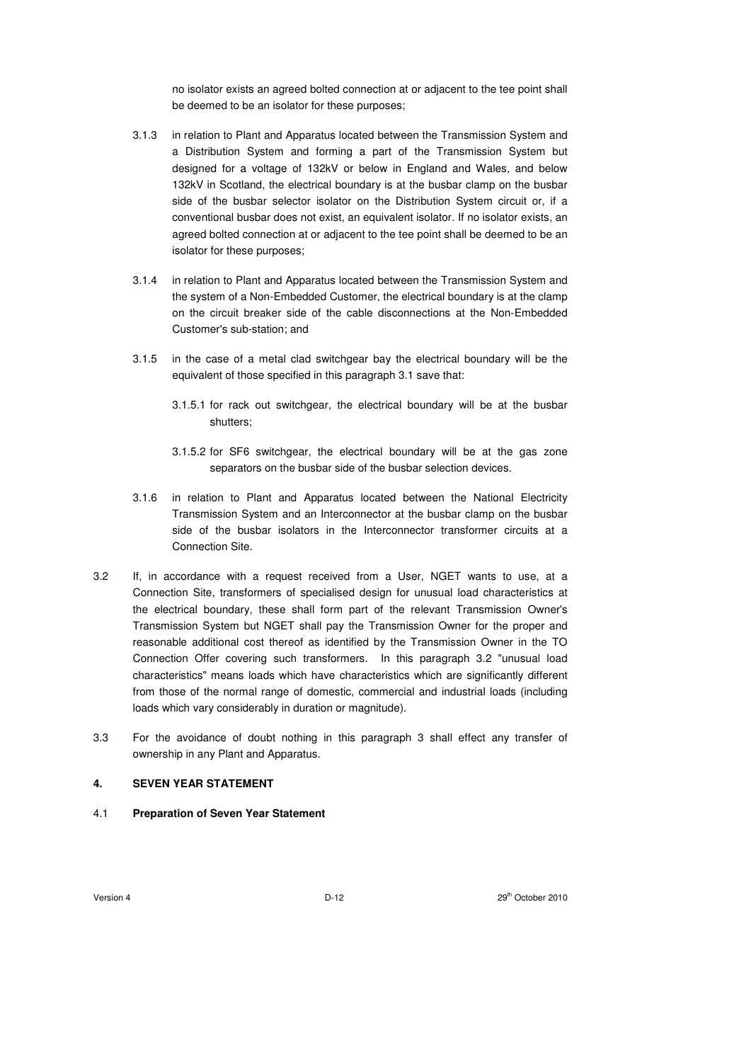no isolator exists an agreed bolted connection at or adjacent to the tee point shall be deemed to be an isolator for these purposes;

3.1.3 in relation to Plant and Apparatus located between the Transmission System and a Distribution System and forming a part of the Transmission System but designed for a voltage of 132kV or below in England and Wales, and below 132kV in Scotland, the electrical boundary is at the busbar clamp on the busbar side of the busbar selector isolator on the Distribution System circuit or, if a conventional busbar does not exist, an equivalent isolator. If no isolator exists, an agreed bolted connection at or adjacent to the tee point shall be deemed to be an isolator for these purposes;

3.1.4 in relation to Plant and Apparatus located between the Transmission System and the system of a Non-Embedded Customer, the electrical boundary is at the clamp on the circuit breaker side of the cable disconnections at the Non-Embedded Customer's sub-station; and

3.1.5 in the case of a metal clad switchgear bay the electrical boundary will be the equivalent of those specified in this paragraph 3.1 save that:

3.1.5.1 for rack out switchgear, the electrical boundary will be at the busbar shutters;

3.1.5.2 for SF6 switchgear, the electrical boundary will be at the gas zone separators on the busbar side of the busbar selection devices.

3.1.6 in relation to Plant and Apparatus located between the National Electricity Transmission System and an Interconnector at the busbar clamp on the busbar side of the busbar isolators in the Interconnector transformer circuits at a Connection Site.

3.2 If, in accordance with a request received from a User, NGET wants to use, at a Connection Site, transformers of specialised design for unusual load characteristics at the electrical boundary, these shall form part of the relevant Transmission Owner's Transmission System but NGET shall pay the Transmission Owner for the proper and reasonable additional cost thereof as identified by the Transmission Owner in the TO Connection Offer covering such transformers. In this paragraph 3.2 "unusual load characteristics" means loads which have characteristics which are significantly different from those of the normal range of domestic, commercial and industrial loads (including loads which vary considerably in duration or magnitude).

3.3 For the avoidance of doubt nothing in this paragraph 3 shall effect any transfer of ownership in any Plant and Apparatus.

## 4. SEVEN YEAR STATEMENT

### 4.1 Preparation of Seven Year Statement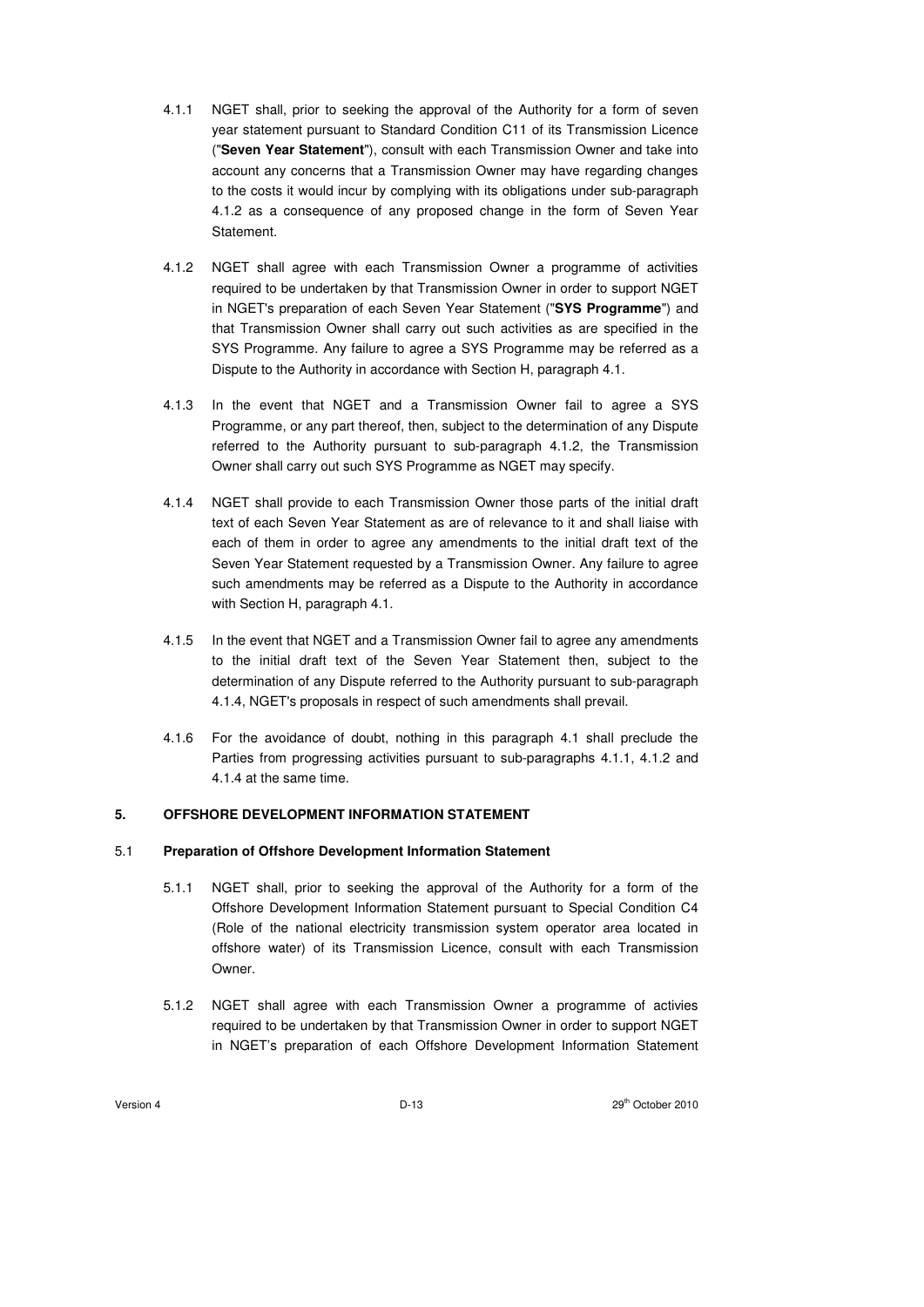4.1.1 NGET shall, prior to seeking the approval of the Authority for a form of seven year statement pursuant to Standard Condition C11 of its Transmission Licence ("**Seven Year Statement**"), consult with each Transmission Owner and take into account any concerns that a Transmission Owner may have regarding changes to the costs it would incur by complying with its obligations under sub-paragraph 4.1.2 as a consequence of any proposed change in the form of Seven Year Statement.

4.1.2 NGET shall agree with each Transmission Owner a programme of activities required to be undertaken by that Transmission Owner in order to support NGET in NGET's preparation of each Seven Year Statement ("**SYS Programme**") and that Transmission Owner shall carry out such activities as are specified in the SYS Programme. Any failure to agree a SYS Programme may be referred as a Dispute to the Authority in accordance with Section H, paragraph 4.1.

4.1.3 In the event that NGET and a Transmission Owner fail to agree a SYS Programme, or any part thereof, then, subject to the determination of any Dispute referred to the Authority pursuant to sub-paragraph 4.1.2, the Transmission Owner shall carry out such SYS Programme as NGET may specify.

4.1.4 NGET shall provide to each Transmission Owner those parts of the initial draft text of each Seven Year Statement as are of relevance to it and shall liaise with each of them in order to agree any amendments to the initial draft text of the Seven Year Statement requested by a Transmission Owner. Any failure to agree such amendments may be referred as a Dispute to the Authority in accordance with Section H, paragraph 4.1.

4.1.5 In the event that NGET and a Transmission Owner fail to agree any amendments to the initial draft text of the Seven Year Statement then, subject to the determination of any Dispute referred to the Authority pursuant to sub-paragraph 4.1.4, NGET's proposals in respect of such amendments shall prevail.

4.1.6 For the avoidance of doubt, nothing in this paragraph 4.1 shall preclude the Parties from progressing activities pursuant to sub-paragraphs 4.1.1, 4.1.2 and 4.1.4 at the same time.

## 5. OFFSHORE DEVELOPMENT INFORMATION STATEMENT

### 5.1 Preparation of Offshore Development Information Statement

5.1.1 NGET shall, prior to seeking the approval of the Authority for a form of the Offshore Development Information Statement pursuant to Special Condition C4 (Role of the national electricity transmission system operator area located in offshore water) of its Transmission Licence, consult with each Transmission Owner.

5.1.2 NGET shall agree with each Transmission Owner a programme of activies required to be undertaken by that Transmission Owner in order to support NGET in NGET's preparation of each Offshore Development Information Statement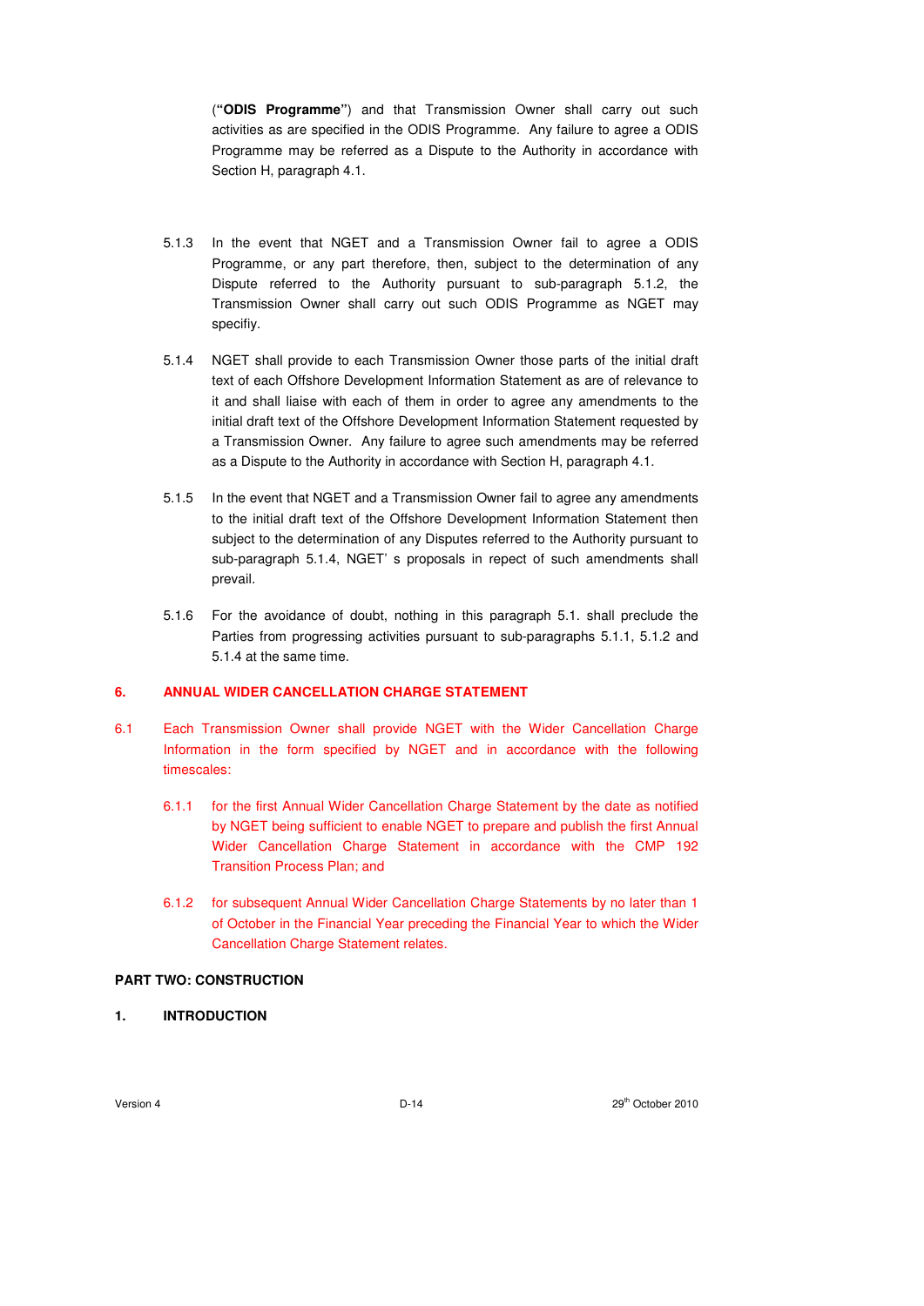("**ODIS Programme**") and that Transmission Owner shall carry out such activities as are specified in the ODIS Programme. Any failure to agree a ODIS Programme may be referred as a Dispute to the Authority in accordance with Section H, paragraph 4.1.

5.1.3 In the event that NGET and a Transmission Owner fail to agree a ODIS Programme, or any part therefore, then, subject to the determination of any Dispute referred to the Authority pursuant to sub-paragraph 5.1.2, the Transmission Owner shall carry out such ODIS Programme as NGET may specifiy.

5.1.4 NGET shall provide to each Transmission Owner those parts of the initial draft text of each Offshore Development Information Statement as are of relevance to it and shall liaise with each of them in order to agree any amendments to the initial draft text of the Offshore Development Information Statement requested by a Transmission Owner. Any failure to agree such amendments may be referred as a Dispute to the Authority in accordance with Section H, paragraph 4.1.

5.1.5 In the event that NGET and a Transmission Owner fail to agree any amendments to the initial draft text of the Offshore Development Information Statement then subject to the determination of any Disputes referred to the Authority pursuant to sub-paragraph 5.1.4, NGET' s proposals in repect of such amendments shall prevail.

5.1.6 For the avoidance of doubt, nothing in this paragraph 5.1. shall preclude the Parties from progressing activities pursuant to sub-paragraphs 5.1.1, 5.1.2 and 5.1.4 at the same time.

## 6. ANNUAL WIDER CANCELLATION CHARGE STATEMENT

6.1 Each Transmission Owner shall provide NGET with the Wider Cancellation Charge Information in the form specified by NGET and in accordance with the following timescales:

6.1.1 for the first Annual Wider Cancellation Charge Statement by the date as notified by NGET being sufficient to enable NGET to prepare and publish the first Annual Wider Cancellation Charge Statement in accordance with the CMP 192 Transition Process Plan; and

6.1.2 for subsequent Annual Wider Cancellation Charge Statements by no later than 1 of October in the Financial Year preceding the Financial Year to which the Wider Cancellation Charge Statement relates.

## PART TWO: CONSTRUCTION

## 1. INTRODUCTION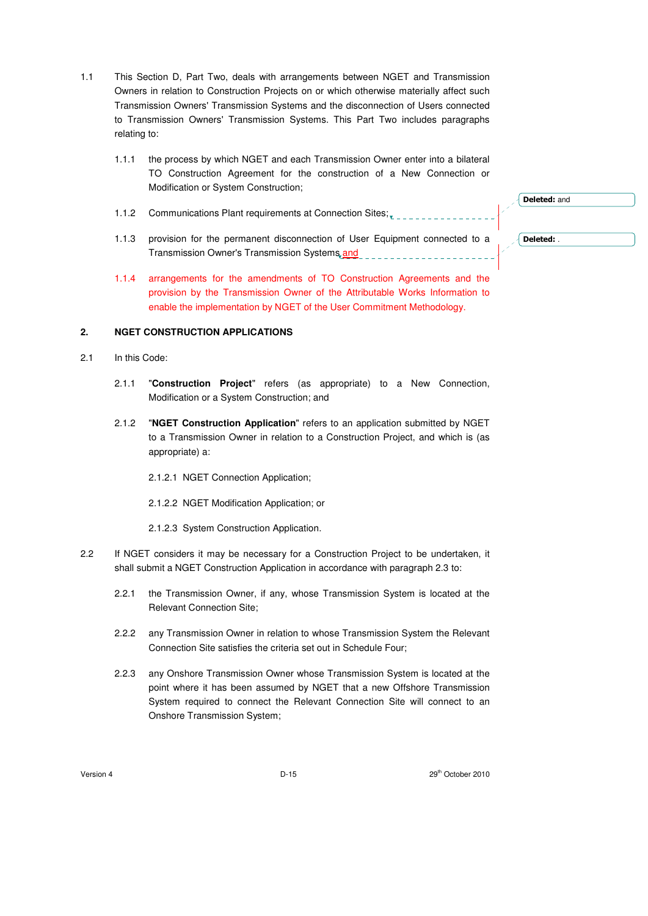1.1 This Section D, Part Two, deals with arrangements between NGET and Transmission Owners in relation to Construction Projects on or which otherwise materially affect such Transmission Owners' Transmission Systems and the disconnection of Users connected to Transmission Owners' Transmission Systems. This Part Two includes paragraphs relating to:

1.1.1 the process by which NGET and each Transmission Owner enter into a bilateral TO Construction Agreement for the construction of a New Connection or Modification or System Construction;

1.1.2 Communications Plant requirements at Connection Sites;

1.1.3 provision for the permanent disconnection of User Equipment connected to a Transmission Owner's Transmission Systems and

1.1.4 arrangements for the amendments of TO Construction Agreements and the provision by the Transmission Owner of the Attributable Works Information to enable the implementation by NGET of the User Commitment Methodology.

Deleted: and

Deleted: .

## 2. NGET CONSTRUCTION APPLICATIONS

2.1 In this Code:

2.1.1 "**Construction Project**" refers (as appropriate) to a New Connection, Modification or a System Construction; and

2.1.2 "**NGET Construction Application**" refers to an application submitted by NGET to a Transmission Owner in relation to a Construction Project, and which is (as appropriate) a:

2.1.2.1 NGET Connection Application;

2.1.2.2 NGET Modification Application; or

2.1.2.3 System Construction Application.

2.2 If NGET considers it may be necessary for a Construction Project to be undertaken, it shall submit a NGET Construction Application in accordance with paragraph 2.3 to:

2.2.1 the Transmission Owner, if any, whose Transmission System is located at the Relevant Connection Site;

2.2.2 any Transmission Owner in relation to whose Transmission System the Relevant Connection Site satisfies the criteria set out in Schedule Four;

2.2.3 any Onshore Transmission Owner whose Transmission System is located at the point where it has been assumed by NGET that a new Offshore Transmission System required to connect the Relevant Connection Site will connect to an Onshore Transmission System;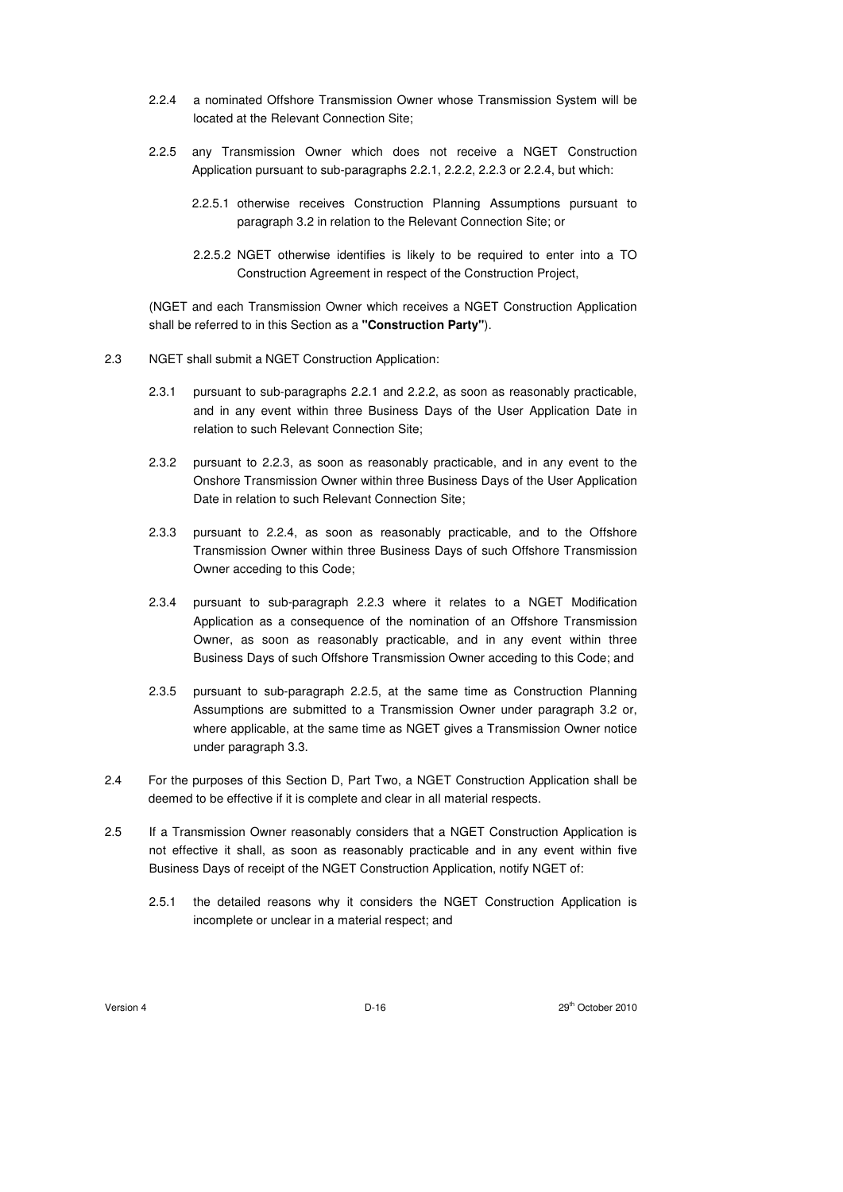2.2.4 a nominated Offshore Transmission Owner whose Transmission System will be located at the Relevant Connection Site;

2.2.5 any Transmission Owner which does not receive a NGET Construction Application pursuant to sub-paragraphs 2.2.1, 2.2.2, 2.2.3 or 2.2.4, but which:

2.2.5.1 otherwise receives Construction Planning Assumptions pursuant to paragraph 3.2 in relation to the Relevant Connection Site; or

2.2.5.2 NGET otherwise identifies is likely to be required to enter into a TO Construction Agreement in respect of the Construction Project,

(NGET and each Transmission Owner which receives a NGET Construction Application shall be referred to in this Section as a **"Construction Party"**).

2.3 NGET shall submit a NGET Construction Application:

2.3.1 pursuant to sub-paragraphs 2.2.1 and 2.2.2, as soon as reasonably practicable, and in any event within three Business Days of the User Application Date in relation to such Relevant Connection Site;

2.3.2 pursuant to 2.2.3, as soon as reasonably practicable, and in any event to the Onshore Transmission Owner within three Business Days of the User Application Date in relation to such Relevant Connection Site;

2.3.3 pursuant to 2.2.4, as soon as reasonably practicable, and to the Offshore Transmission Owner within three Business Days of such Offshore Transmission Owner acceding to this Code;

2.3.4 pursuant to sub-paragraph 2.2.3 where it relates to a NGET Modification Application as a consequence of the nomination of an Offshore Transmission Owner, as soon as reasonably practicable, and in any event within three Business Days of such Offshore Transmission Owner acceding to this Code; and

2.3.5 pursuant to sub-paragraph 2.2.5, at the same time as Construction Planning Assumptions are submitted to a Transmission Owner under paragraph 3.2 or, where applicable, at the same time as NGET gives a Transmission Owner notice under paragraph 3.3.

2.4 For the purposes of this Section D, Part Two, a NGET Construction Application shall be deemed to be effective if it is complete and clear in all material respects.

2.5 If a Transmission Owner reasonably considers that a NGET Construction Application is not effective it shall, as soon as reasonably practicable and in any event within five Business Days of receipt of the NGET Construction Application, notify NGET of:

2.5.1 the detailed reasons why it considers the NGET Construction Application is incomplete or unclear in a material respect; and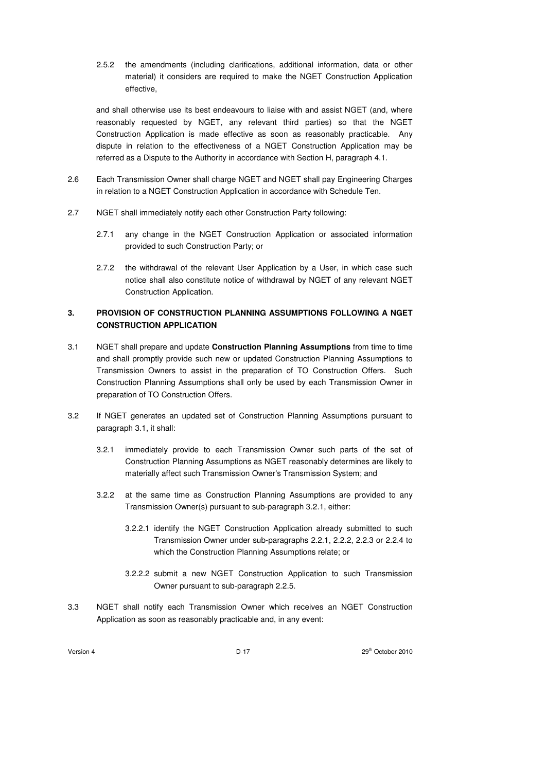2.5.2 the amendments (including clarifications, additional information, data or other material) it considers are required to make the NGET Construction Application effective,

and shall otherwise use its best endeavours to liaise with and assist NGET (and, where reasonably requested by NGET, any relevant third parties) so that the NGET Construction Application is made effective as soon as reasonably practicable. Any dispute in relation to the effectiveness of a NGET Construction Application may be referred as a Dispute to the Authority in accordance with Section H, paragraph 4.1.

2.6 Each Transmission Owner shall charge NGET and NGET shall pay Engineering Charges in relation to a NGET Construction Application in accordance with Schedule Ten.

2.7 NGET shall immediately notify each other Construction Party following:

2.7.1 any change in the NGET Construction Application or associated information provided to such Construction Party; or

2.7.2 the withdrawal of the relevant User Application by a User, in which case such notice shall also constitute notice of withdrawal by NGET of any relevant NGET Construction Application.

## 3. PROVISION OF CONSTRUCTION PLANNING ASSUMPTIONS FOLLOWING A NGET CONSTRUCTION APPLICATION

3.1 NGET shall prepare and update **Construction Planning Assumptions** from time to time and shall promptly provide such new or updated Construction Planning Assumptions to Transmission Owners to assist in the preparation of TO Construction Offers. Such Construction Planning Assumptions shall only be used by each Transmission Owner in preparation of TO Construction Offers.

3.2 If NGET generates an updated set of Construction Planning Assumptions pursuant to paragraph 3.1, it shall:

3.2.1 immediately provide to each Transmission Owner such parts of the set of Construction Planning Assumptions as NGET reasonably determines are likely to materially affect such Transmission Owner's Transmission System; and

3.2.2 at the same time as Construction Planning Assumptions are provided to any Transmission Owner(s) pursuant to sub-paragraph 3.2.1, either:

3.2.2.1 identify the NGET Construction Application already submitted to such Transmission Owner under sub-paragraphs 2.2.1, 2.2.2, 2.2.3 or 2.2.4 to which the Construction Planning Assumptions relate; or

3.2.2.2 submit a new NGET Construction Application to such Transmission Owner pursuant to sub-paragraph 2.2.5.

3.3 NGET shall notify each Transmission Owner which receives an NGET Construction Application as soon as reasonably practicable and, in any event: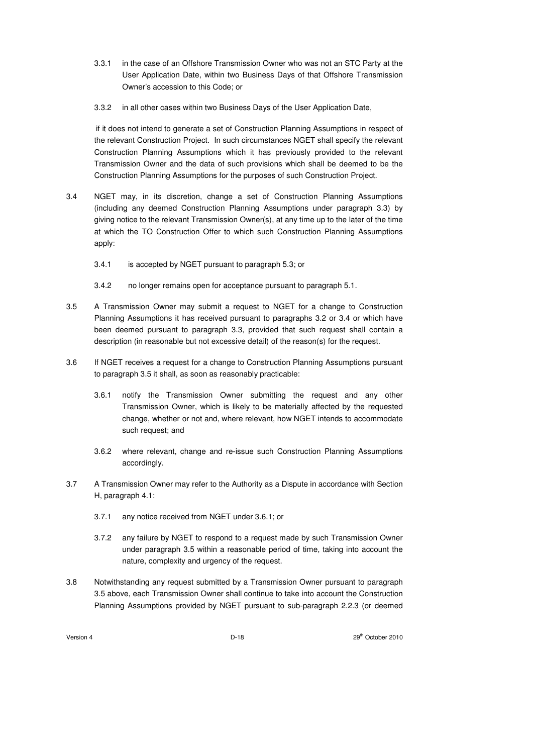3.3.1 in the case of an Offshore Transmission Owner who was not an STC Party at the User Application Date, within two Business Days of that Offshore Transmission Owner's accession to this Code; or

3.3.2 in all other cases within two Business Days of the User Application Date,

if it does not intend to generate a set of Construction Planning Assumptions in respect of the relevant Construction Project. In such circumstances NGET shall specify the relevant Construction Planning Assumptions which it has previously provided to the relevant Transmission Owner and the data of such provisions which shall be deemed to be the Construction Planning Assumptions for the purposes of such Construction Project.

3.4 NGET may, in its discretion, change a set of Construction Planning Assumptions (including any deemed Construction Planning Assumptions under paragraph 3.3) by giving notice to the relevant Transmission Owner(s), at any time up to the later of the time at which the TO Construction Offer to which such Construction Planning Assumptions apply:

3.4.1 is accepted by NGET pursuant to paragraph 5.3; or

3.4.2 no longer remains open for acceptance pursuant to paragraph 5.1.

3.5 A Transmission Owner may submit a request to NGET for a change to Construction Planning Assumptions it has received pursuant to paragraphs 3.2 or 3.4 or which have been deemed pursuant to paragraph 3.3, provided that such request shall contain a description (in reasonable but not excessive detail) of the reason(s) for the request.

3.6 If NGET receives a request for a change to Construction Planning Assumptions pursuant to paragraph 3.5 it shall, as soon as reasonably practicable:

3.6.1 notify the Transmission Owner submitting the request and any other Transmission Owner, which is likely to be materially affected by the requested change, whether or not and, where relevant, how NGET intends to accommodate such request; and

3.6.2 where relevant, change and re-issue such Construction Planning Assumptions accordingly.

3.7 A Transmission Owner may refer to the Authority as a Dispute in accordance with Section H, paragraph 4.1:

3.7.1 any notice received from NGET under 3.6.1; or

3.7.2 any failure by NGET to respond to a request made by such Transmission Owner under paragraph 3.5 within a reasonable period of time, taking into account the nature, complexity and urgency of the request.

3.8 Notwithstanding any request submitted by a Transmission Owner pursuant to paragraph 3.5 above, each Transmission Owner shall continue to take into account the Construction Planning Assumptions provided by NGET pursuant to sub-paragraph 2.2.3 (or deemed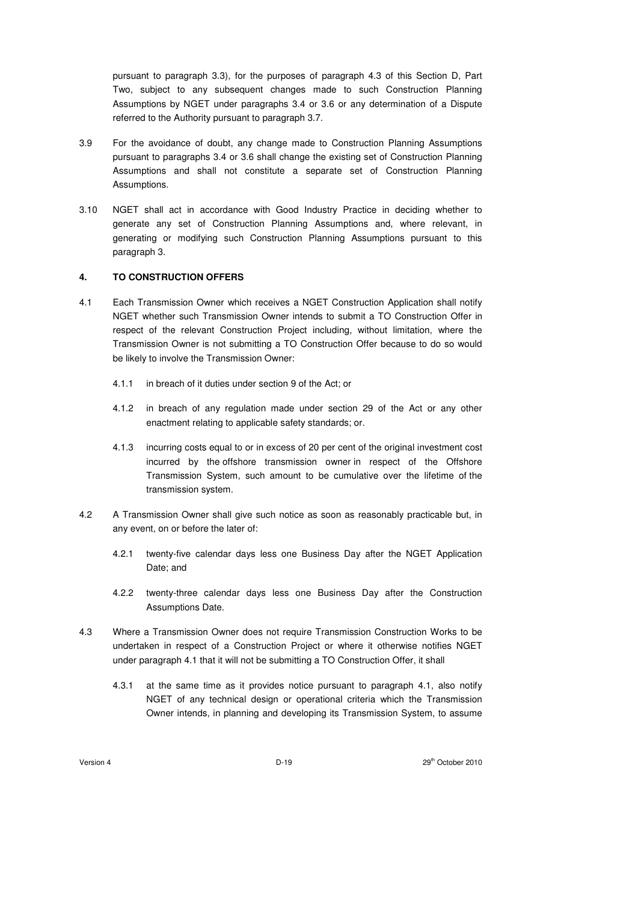pursuant to paragraph 3.3), for the purposes of paragraph 4.3 of this Section D, Part Two, subject to any subsequent changes made to such Construction Planning Assumptions by NGET under paragraphs 3.4 or 3.6 or any determination of a Dispute referred to the Authority pursuant to paragraph 3.7.

3.9 For the avoidance of doubt, any change made to Construction Planning Assumptions pursuant to paragraphs 3.4 or 3.6 shall change the existing set of Construction Planning Assumptions and shall not constitute a separate set of Construction Planning Assumptions.

3.10 NGET shall act in accordance with Good Industry Practice in deciding whether to generate any set of Construction Planning Assumptions and, where relevant, in generating or modifying such Construction Planning Assumptions pursuant to this paragraph 3.

## 4. TO CONSTRUCTION OFFERS

4.1 Each Transmission Owner which receives a NGET Construction Application shall notify NGET whether such Transmission Owner intends to submit a TO Construction Offer in respect of the relevant Construction Project including, without limitation, where the Transmission Owner is not submitting a TO Construction Offer because to do so would be likely to involve the Transmission Owner:

4.1.1 in breach of it duties under section 9 of the Act; or

4.1.2 in breach of any regulation made under section 29 of the Act or any other enactment relating to applicable safety standards; or.

4.1.3 incurring costs equal to or in excess of 20 per cent of the original investment cost incurred by the offshore transmission owner in respect of the Offshore Transmission System, such amount to be cumulative over the lifetime of the transmission system.

4.2 A Transmission Owner shall give such notice as soon as reasonably practicable but, in any event, on or before the later of:

4.2.1 twenty-five calendar days less one Business Day after the NGET Application Date; and

4.2.2 twenty-three calendar days less one Business Day after the Construction Assumptions Date.

4.3 Where a Transmission Owner does not require Transmission Construction Works to be undertaken in respect of a Construction Project or where it otherwise notifies NGET under paragraph 4.1 that it will not be submitting a TO Construction Offer, it shall

4.3.1 at the same time as it provides notice pursuant to paragraph 4.1, also notify NGET of any technical design or operational criteria which the Transmission Owner intends, in planning and developing its Transmission System, to assume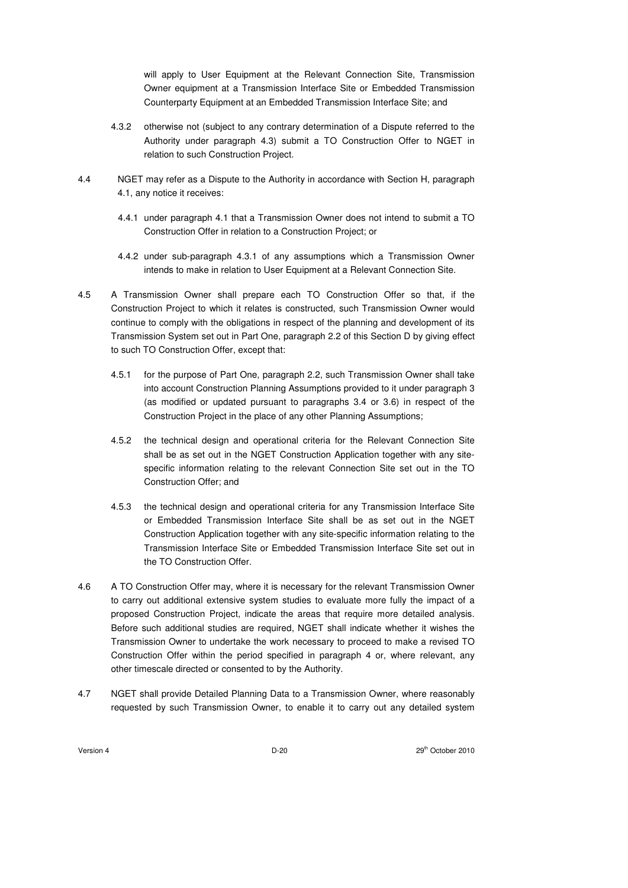will apply to User Equipment at the Relevant Connection Site, Transmission Owner equipment at a Transmission Interface Site or Embedded Transmission Counterparty Equipment at an Embedded Transmission Interface Site; and

4.3.2 otherwise not (subject to any contrary determination of a Dispute referred to the Authority under paragraph 4.3) submit a TO Construction Offer to NGET in relation to such Construction Project.

4.4 NGET may refer as a Dispute to the Authority in accordance with Section H, paragraph 4.1, any notice it receives:

4.4.1 under paragraph 4.1 that a Transmission Owner does not intend to submit a TO Construction Offer in relation to a Construction Project; or

4.4.2 under sub-paragraph 4.3.1 of any assumptions which a Transmission Owner intends to make in relation to User Equipment at a Relevant Connection Site.

4.5 A Transmission Owner shall prepare each TO Construction Offer so that, if the Construction Project to which it relates is constructed, such Transmission Owner would continue to comply with the obligations in respect of the planning and development of its Transmission System set out in Part One, paragraph 2.2 of this Section D by giving effect to such TO Construction Offer, except that:

4.5.1 for the purpose of Part One, paragraph 2.2, such Transmission Owner shall take into account Construction Planning Assumptions provided to it under paragraph 3 (as modified or updated pursuant to paragraphs 3.4 or 3.6) in respect of the Construction Project in the place of any other Planning Assumptions;

4.5.2 the technical design and operational criteria for the Relevant Connection Site shall be as set out in the NGET Construction Application together with any site-specific information relating to the relevant Connection Site set out in the TO Construction Offer; and

4.5.3 the technical design and operational criteria for any Transmission Interface Site or Embedded Transmission Interface Site shall be as set out in the NGET Construction Application together with any site-specific information relating to the Transmission Interface Site or Embedded Transmission Interface Site set out in the TO Construction Offer.

4.6 A TO Construction Offer may, where it is necessary for the relevant Transmission Owner to carry out additional extensive system studies to evaluate more fully the impact of a proposed Construction Project, indicate the areas that require more detailed analysis. Before such additional studies are required, NGET shall indicate whether it wishes the Transmission Owner to undertake the work necessary to proceed to make a revised TO Construction Offer within the period specified in paragraph 4 or, where relevant, any other timescale directed or consented to by the Authority.

4.7 NGET shall provide Detailed Planning Data to a Transmission Owner, where reasonably requested by such Transmission Owner, to enable it to carry out any detailed system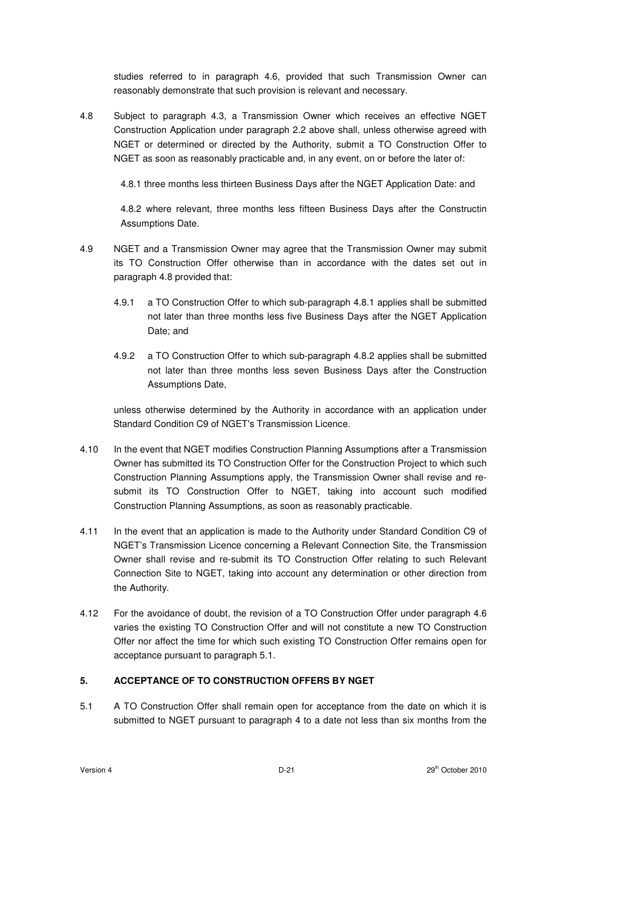studies referred to in paragraph 4.6, provided that such Transmission Owner can reasonably demonstrate that such provision is relevant and necessary.

4.8 Subject to paragraph 4.3, a Transmission Owner which receives an effective NGET Construction Application under paragraph 2.2 above shall, unless otherwise agreed with NGET or determined or directed by the Authority, submit a TO Construction Offer to NGET as soon as reasonably practicable and, in any event, on or before the later of:

4.8.1 three months less thirteen Business Days after the NGET Application Date: and

4.8.2 where relevant, three months less fifteen Business Days after the Constructin Assumptions Date.

4.9 NGET and a Transmission Owner may agree that the Transmission Owner may submit its TO Construction Offer otherwise than in accordance with the dates set out in paragraph 4.8 provided that:

4.9.1 a TO Construction Offer to which sub-paragraph 4.8.1 applies shall be submitted not later than three months less five Business Days after the NGET Application Date; and

4.9.2 a TO Construction Offer to which sub-paragraph 4.8.2 applies shall be submitted not later than three months less seven Business Days after the Construction Assumptions Date,

unless otherwise determined by the Authority in accordance with an application under Standard Condition C9 of NGET's Transmission Licence.

4.10 In the event that NGET modifies Construction Planning Assumptions after a Transmission Owner has submitted its TO Construction Offer for the Construction Project to which such Construction Planning Assumptions apply, the Transmission Owner shall revise and re-submit its TO Construction Offer to NGET, taking into account such modified Construction Planning Assumptions, as soon as reasonably practicable.

4.11 In the event that an application is made to the Authority under Standard Condition C9 of NGET's Transmission Licence concerning a Relevant Connection Site, the Transmission Owner shall revise and re-submit its TO Construction Offer relating to such Relevant Connection Site to NGET, taking into account any determination or other direction from the Authority.

4.12 For the avoidance of doubt, the revision of a TO Construction Offer under paragraph 4.6 varies the existing TO Construction Offer and will not constitute a new TO Construction Offer nor affect the time for which such existing TO Construction Offer remains open for acceptance pursuant to paragraph 5.1.

## 5. ACCEPTANCE OF TO CONSTRUCTION OFFERS BY NGET

5.1 A TO Construction Offer shall remain open for acceptance from the date on which it is submitted to NGET pursuant to paragraph 4 to a date not less than six months from the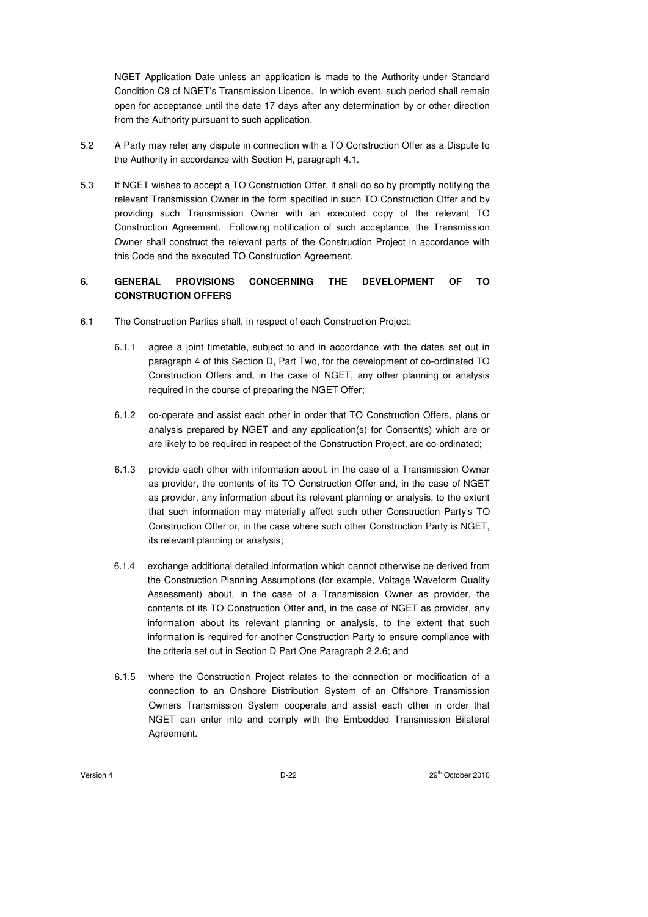NGET Application Date unless an application is made to the Authority under Standard Condition C9 of NGET's Transmission Licence. In which event, such period shall remain open for acceptance until the date 17 days after any determination by or other direction from the Authority pursuant to such application.

5.2 A Party may refer any dispute in connection with a TO Construction Offer as a Dispute to the Authority in accordance with Section H, paragraph 4.1.

5.3 If NGET wishes to accept a TO Construction Offer, it shall do so by promptly notifying the relevant Transmission Owner in the form specified in such TO Construction Offer and by providing such Transmission Owner with an executed copy of the relevant TO Construction Agreement. Following notification of such acceptance, the Transmission Owner shall construct the relevant parts of the Construction Project in accordance with this Code and the executed TO Construction Agreement.

## 6. GENERAL PROVISIONS CONCERNING THE DEVELOPMENT OF TO CONSTRUCTION OFFERS

6.1 The Construction Parties shall, in respect of each Construction Project:

6.1.1 agree a joint timetable, subject to and in accordance with the dates set out in paragraph 4 of this Section D, Part Two, for the development of co-ordinated TO Construction Offers and, in the case of NGET, any other planning or analysis required in the course of preparing the NGET Offer;

6.1.2 co-operate and assist each other in order that TO Construction Offers, plans or analysis prepared by NGET and any application(s) for Consent(s) which are or are likely to be required in respect of the Construction Project, are co-ordinated;

6.1.3 provide each other with information about, in the case of a Transmission Owner as provider, the contents of its TO Construction Offer and, in the case of NGET as provider, any information about its relevant planning or analysis, to the extent that such information may materially affect such other Construction Party's TO Construction Offer or, in the case where such other Construction Party is NGET, its relevant planning or analysis;

6.1.4 exchange additional detailed information which cannot otherwise be derived from the Construction Planning Assumptions (for example, Voltage Waveform Quality Assessment) about, in the case of a Transmission Owner as provider, the contents of its TO Construction Offer and, in the case of NGET as provider, any information about its relevant planning or analysis, to the extent that such information is required for another Construction Party to ensure compliance with the criteria set out in Section D Part One Paragraph 2.2.6; and

6.1.5 where the Construction Project relates to the connection or modification of a connection to an Onshore Distribution System of an Offshore Transmission Owners Transmission System cooperate and assist each other in order that NGET can enter into and comply with the Embedded Transmission Bilateral Agreement.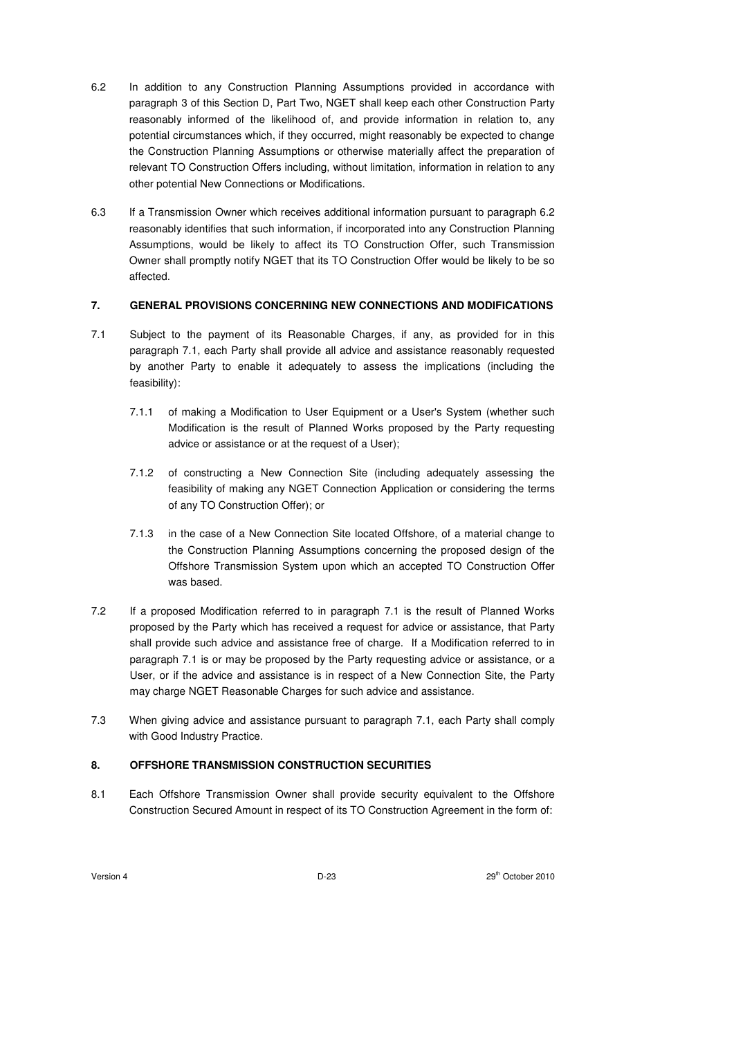6.2 In addition to any Construction Planning Assumptions provided in accordance with paragraph 3 of this Section D, Part Two, NGET shall keep each other Construction Party reasonably informed of the likelihood of, and provide information in relation to, any potential circumstances which, if they occurred, might reasonably be expected to change the Construction Planning Assumptions or otherwise materially affect the preparation of relevant TO Construction Offers including, without limitation, information in relation to any other potential New Connections or Modifications.

6.3 If a Transmission Owner which receives additional information pursuant to paragraph 6.2 reasonably identifies that such information, if incorporated into any Construction Planning Assumptions, would be likely to affect its TO Construction Offer, such Transmission Owner shall promptly notify NGET that its TO Construction Offer would be likely to be so affected.

## 7. GENERAL PROVISIONS CONCERNING NEW CONNECTIONS AND MODIFICATIONS

7.1 Subject to the payment of its Reasonable Charges, if any, as provided for in this paragraph 7.1, each Party shall provide all advice and assistance reasonably requested by another Party to enable it adequately to assess the implications (including the feasibility):

7.1.1 of making a Modification to User Equipment or a User's System (whether such Modification is the result of Planned Works proposed by the Party requesting advice or assistance or at the request of a User);

7.1.2 of constructing a New Connection Site (including adequately assessing the feasibility of making any NGET Connection Application or considering the terms of any TO Construction Offer); or

7.1.3 in the case of a New Connection Site located Offshore, of a material change to the Construction Planning Assumptions concerning the proposed design of the Offshore Transmission System upon which an accepted TO Construction Offer was based.

7.2 If a proposed Modification referred to in paragraph 7.1 is the result of Planned Works proposed by the Party which has received a request for advice or assistance, that Party shall provide such advice and assistance free of charge. If a Modification referred to in paragraph 7.1 is or may be proposed by the Party requesting advice or assistance, or a User, or if the advice and assistance is in respect of a New Connection Site, the Party may charge NGET Reasonable Charges for such advice and assistance.

7.3 When giving advice and assistance pursuant to paragraph 7.1, each Party shall comply with Good Industry Practice.

## 8. OFFSHORE TRANSMISSION CONSTRUCTION SECURITIES

8.1 Each Offshore Transmission Owner shall provide security equivalent to the Offshore Construction Secured Amount in respect of its TO Construction Agreement in the form of: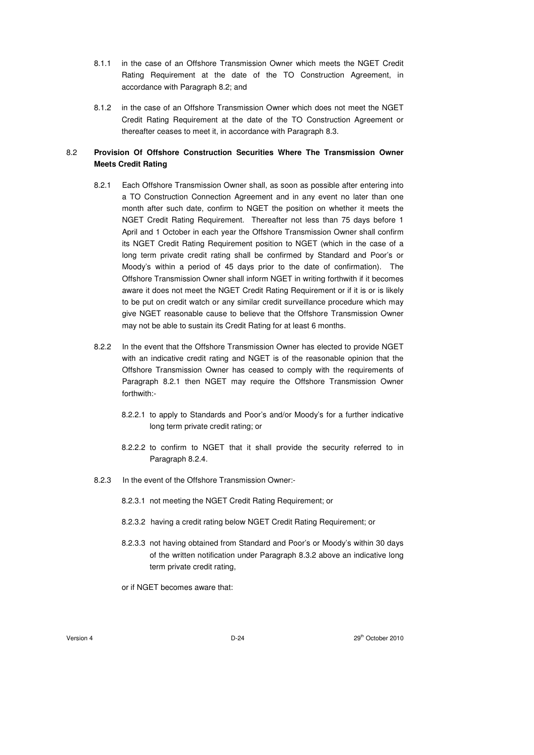8.1.1 in the case of an Offshore Transmission Owner which meets the NGET Credit Rating Requirement at the date of the TO Construction Agreement, in accordance with Paragraph 8.2; and

8.1.2 in the case of an Offshore Transmission Owner which does not meet the NGET Credit Rating Requirement at the date of the TO Construction Agreement or thereafter ceases to meet it, in accordance with Paragraph 8.3.

### 8.2 Provision Of Offshore Construction Securities Where The Transmission Owner Meets Credit Rating

8.2.1 Each Offshore Transmission Owner shall, as soon as possible after entering into a TO Construction Connection Agreement and in any event no later than one month after such date, confirm to NGET the position on whether it meets the NGET Credit Rating Requirement. Thereafter not less than 75 days before 1 April and 1 October in each year the Offshore Transmission Owner shall confirm its NGET Credit Rating Requirement position to NGET (which in the case of a long term private credit rating shall be confirmed by Standard and Poor's or Moody's within a period of 45 days prior to the date of confirmation). The Offshore Transmission Owner shall inform NGET in writing forthwith if it becomes aware it does not meet the NGET Credit Rating Requirement or if it is or is likely to be put on credit watch or any similar credit surveillance procedure which may give NGET reasonable cause to believe that the Offshore Transmission Owner may not be able to sustain its Credit Rating for at least 6 months.

8.2.2 In the event that the Offshore Transmission Owner has elected to provide NGET with an indicative credit rating and NGET is of the reasonable opinion that the Offshore Transmission Owner has ceased to comply with the requirements of Paragraph 8.2.1 then NGET may require the Offshore Transmission Owner forthwith:-

8.2.2.1 to apply to Standards and Poor's and/or Moody's for a further indicative long term private credit rating; or

8.2.2.2 to confirm to NGET that it shall provide the security referred to in Paragraph 8.2.4.

8.2.3 In the event of the Offshore Transmission Owner:-

8.2.3.1 not meeting the NGET Credit Rating Requirement; or

8.2.3.2 having a credit rating below NGET Credit Rating Requirement; or

8.2.3.3 not having obtained from Standard and Poor's or Moody's within 30 days of the written notification under Paragraph 8.3.2 above an indicative long term private credit rating,

or if NGET becomes aware that: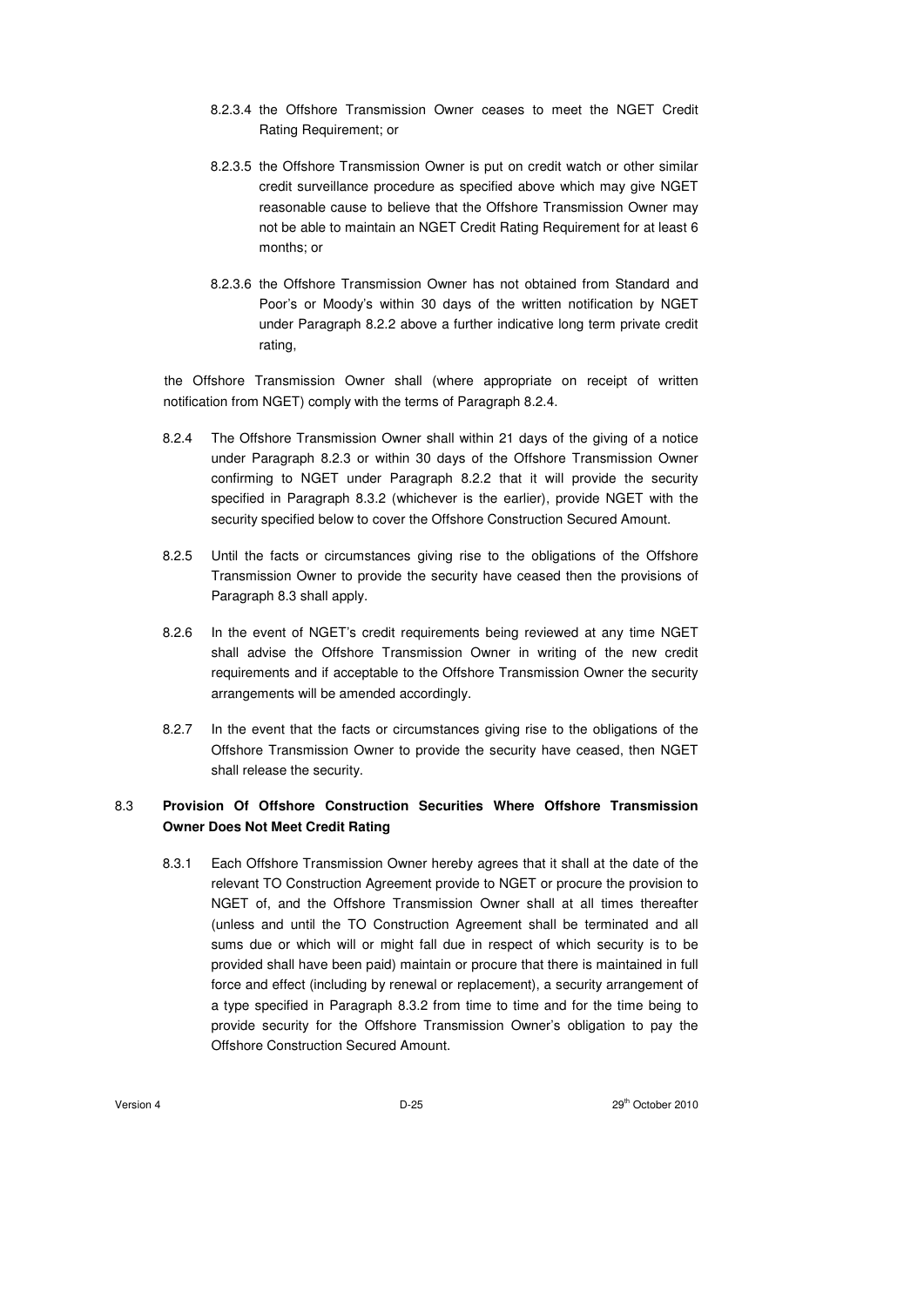8.2.3.4 the Offshore Transmission Owner ceases to meet the NGET Credit Rating Requirement; or

8.2.3.5 the Offshore Transmission Owner is put on credit watch or other similar credit surveillance procedure as specified above which may give NGET reasonable cause to believe that the Offshore Transmission Owner may not be able to maintain an NGET Credit Rating Requirement for at least 6 months; or

8.2.3.6 the Offshore Transmission Owner has not obtained from Standard and Poor's or Moody's within 30 days of the written notification by NGET under Paragraph 8.2.2 above a further indicative long term private credit rating,

the Offshore Transmission Owner shall (where appropriate on receipt of written notification from NGET) comply with the terms of Paragraph 8.2.4.

8.2.4 The Offshore Transmission Owner shall within 21 days of the giving of a notice under Paragraph 8.2.3 or within 30 days of the Offshore Transmission Owner confirming to NGET under Paragraph 8.2.2 that it will provide the security specified in Paragraph 8.3.2 (whichever is the earlier), provide NGET with the security specified below to cover the Offshore Construction Secured Amount.

8.2.5 Until the facts or circumstances giving rise to the obligations of the Offshore Transmission Owner to provide the security have ceased then the provisions of Paragraph 8.3 shall apply.

8.2.6 In the event of NGET's credit requirements being reviewed at any time NGET shall advise the Offshore Transmission Owner in writing of the new credit requirements and if acceptable to the Offshore Transmission Owner the security arrangements will be amended accordingly.

8.2.7 In the event that the facts or circumstances giving rise to the obligations of the Offshore Transmission Owner to provide the security have ceased, then NGET shall release the security.

## 8.3 Provision Of Offshore Construction Securities Where Offshore Transmission Owner Does Not Meet Credit Rating

8.3.1 Each Offshore Transmission Owner hereby agrees that it shall at the date of the relevant TO Construction Agreement provide to NGET or procure the provision to NGET of, and the Offshore Transmission Owner shall at all times thereafter (unless and until the TO Construction Agreement shall be terminated and all sums due or which will or might fall due in respect of which security is to be provided shall have been paid) maintain or procure that there is maintained in full force and effect (including by renewal or replacement), a security arrangement of a type specified in Paragraph 8.3.2 from time to time and for the time being to provide security for the Offshore Transmission Owner's obligation to pay the Offshore Construction Secured Amount.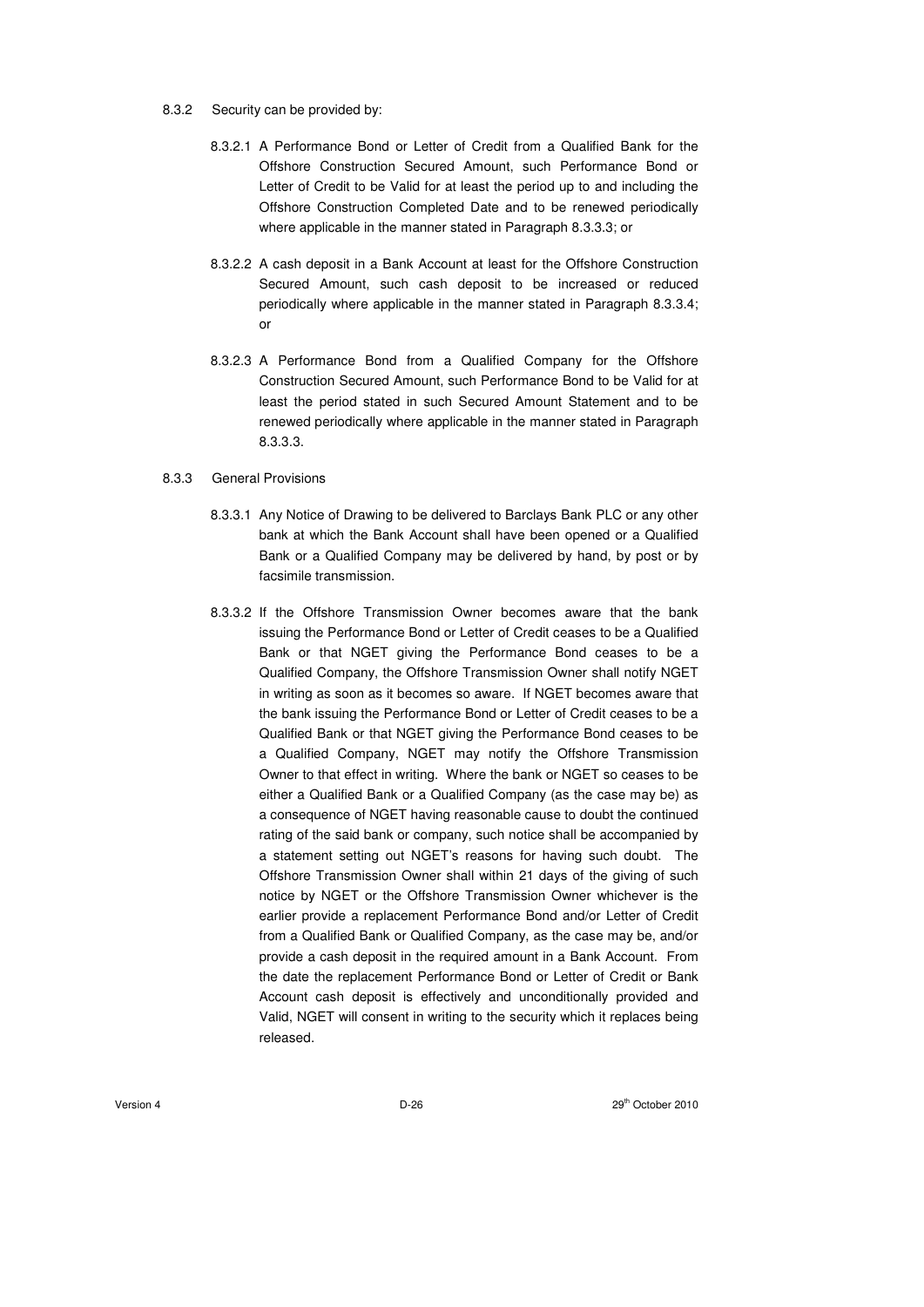8.3.2 Security can be provided by:

8.3.2.1 A Performance Bond or Letter of Credit from a Qualified Bank for the Offshore Construction Secured Amount, such Performance Bond or Letter of Credit to be Valid for at least the period up to and including the Offshore Construction Completed Date and to be renewed periodically where applicable in the manner stated in Paragraph 8.3.3.3; or

8.3.2.2 A cash deposit in a Bank Account at least for the Offshore Construction Secured Amount, such cash deposit to be increased or reduced periodically where applicable in the manner stated in Paragraph 8.3.3.4; or

8.3.2.3 A Performance Bond from a Qualified Company for the Offshore Construction Secured Amount, such Performance Bond to be Valid for at least the period stated in such Secured Amount Statement and to be renewed periodically where applicable in the manner stated in Paragraph 8.3.3.3.

8.3.3 General Provisions

8.3.3.1 Any Notice of Drawing to be delivered to Barclays Bank PLC or any other bank at which the Bank Account shall have been opened or a Qualified Bank or a Qualified Company may be delivered by hand, by post or by facsimile transmission.

8.3.3.2 If the Offshore Transmission Owner becomes aware that the bank issuing the Performance Bond or Letter of Credit ceases to be a Qualified Bank or that NGET giving the Performance Bond ceases to be a Qualified Company, the Offshore Transmission Owner shall notify NGET in writing as soon as it becomes so aware. If NGET becomes aware that the bank issuing the Performance Bond or Letter of Credit ceases to be a Qualified Bank or that NGET giving the Performance Bond ceases to be a Qualified Company, NGET may notify the Offshore Transmission Owner to that effect in writing. Where the bank or NGET so ceases to be either a Qualified Bank or a Qualified Company (as the case may be) as a consequence of NGET having reasonable cause to doubt the continued rating of the said bank or company, such notice shall be accompanied by a statement setting out NGET's reasons for having such doubt. The Offshore Transmission Owner shall within 21 days of the giving of such notice by NGET or the Offshore Transmission Owner whichever is the earlier provide a replacement Performance Bond and/or Letter of Credit from a Qualified Bank or Qualified Company, as the case may be, and/or provide a cash deposit in the required amount in a Bank Account. From the date the replacement Performance Bond or Letter of Credit or Bank Account cash deposit is effectively and unconditionally provided and Valid, NGET will consent in writing to the security which it replaces being released.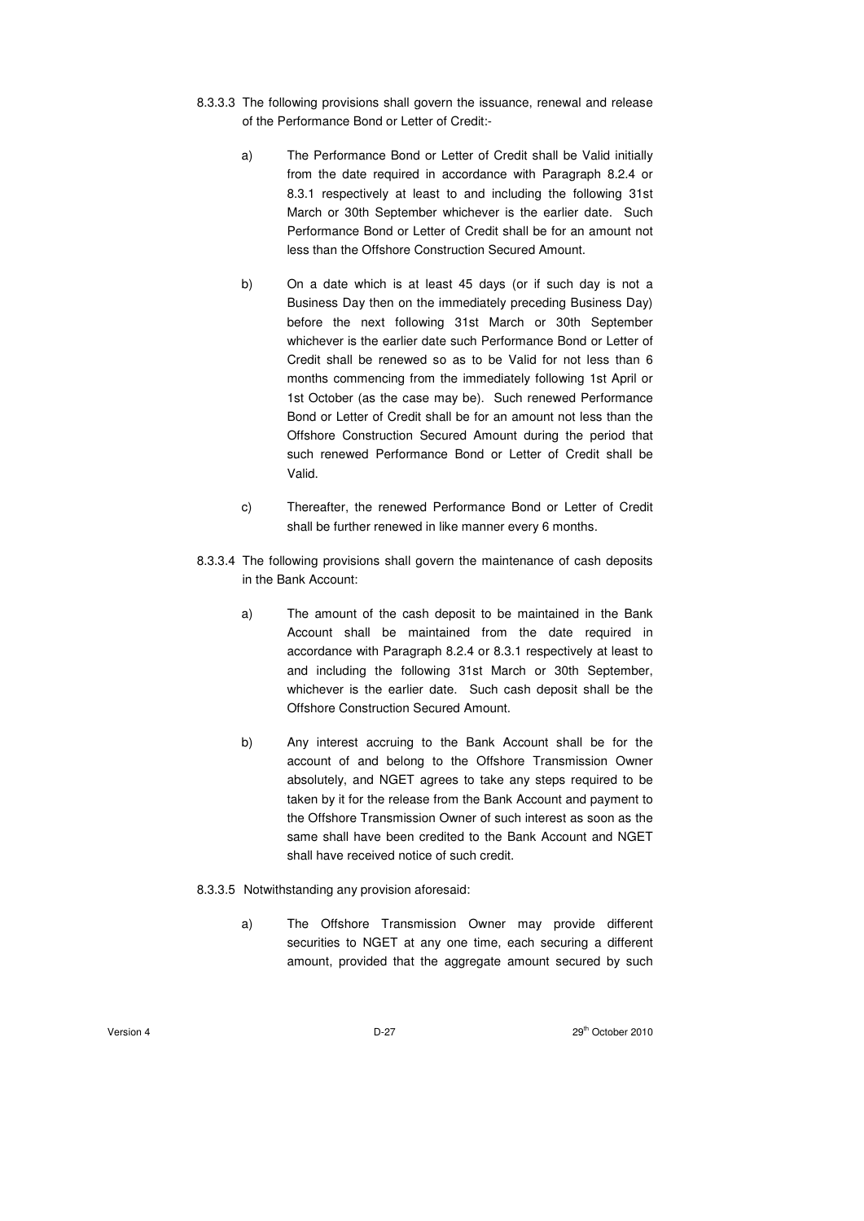8.3.3.3 The following provisions shall govern the issuance, renewal and release of the Performance Bond or Letter of Credit:-

a) The Performance Bond or Letter of Credit shall be Valid initially from the date required in accordance with Paragraph 8.2.4 or 8.3.1 respectively at least to and including the following 31st March or 30th September whichever is the earlier date. Such Performance Bond or Letter of Credit shall be for an amount not less than the Offshore Construction Secured Amount.

b) On a date which is at least 45 days (or if such day is not a Business Day then on the immediately preceding Business Day) before the next following 31st March or 30th September whichever is the earlier date such Performance Bond or Letter of Credit shall be renewed so as to be Valid for not less than 6 months commencing from the immediately following 1st April or 1st October (as the case may be). Such renewed Performance Bond or Letter of Credit shall be for an amount not less than the Offshore Construction Secured Amount during the period that such renewed Performance Bond or Letter of Credit shall be Valid.

c) Thereafter, the renewed Performance Bond or Letter of Credit shall be further renewed in like manner every 6 months.

8.3.3.4 The following provisions shall govern the maintenance of cash deposits in the Bank Account:

a) The amount of the cash deposit to be maintained in the Bank Account shall be maintained from the date required in accordance with Paragraph 8.2.4 or 8.3.1 respectively at least to and including the following 31st March or 30th September, whichever is the earlier date. Such cash deposit shall be the Offshore Construction Secured Amount.

b) Any interest accruing to the Bank Account shall be for the account of and belong to the Offshore Transmission Owner absolutely, and NGET agrees to take any steps required to be taken by it for the release from the Bank Account and payment to the Offshore Transmission Owner of such interest as soon as the same shall have been credited to the Bank Account and NGET shall have received notice of such credit.

8.3.3.5 Notwithstanding any provision aforesaid:

a) The Offshore Transmission Owner may provide different securities to NGET at any one time, each securing a different amount, provided that the aggregate amount secured by such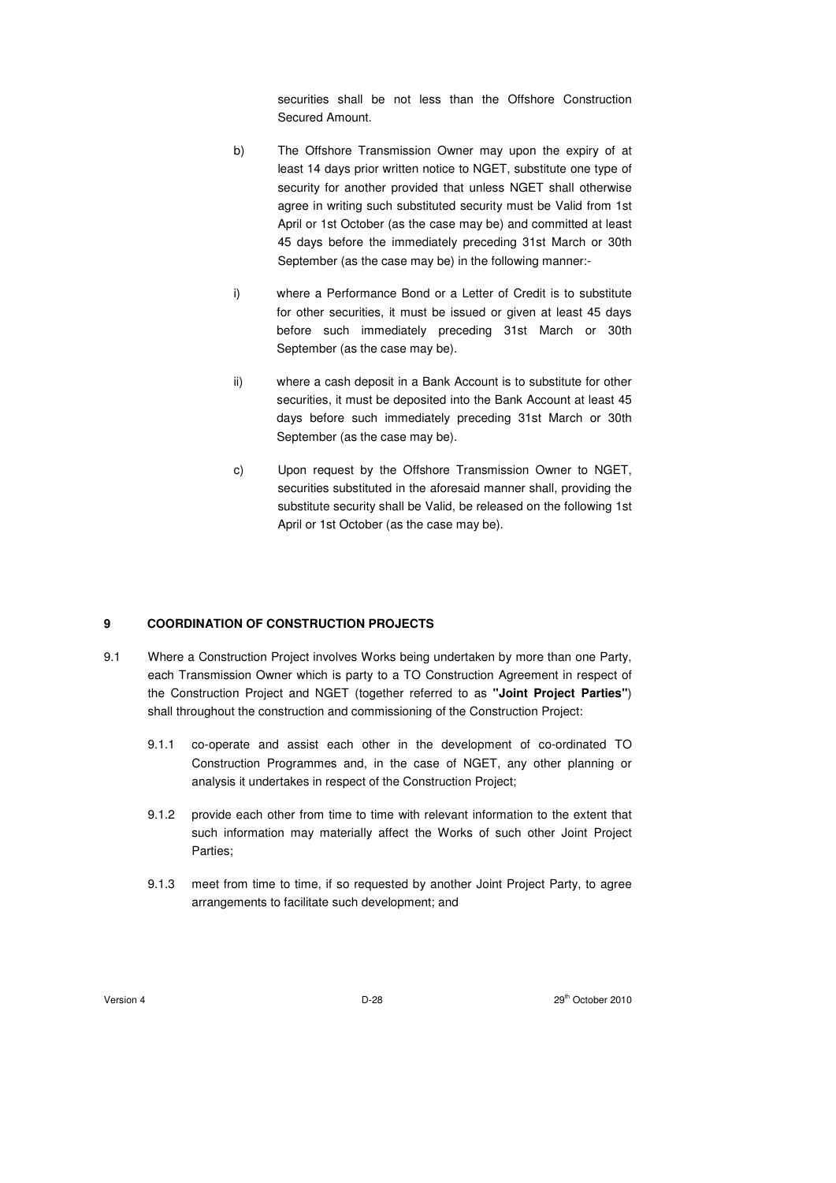securities shall be not less than the Offshore Construction Secured Amount.

b) The Offshore Transmission Owner may upon the expiry of at least 14 days prior written notice to NGET, substitute one type of security for another provided that unless NGET shall otherwise agree in writing such substituted security must be Valid from 1st April or 1st October (as the case may be) and committed at least 45 days before the immediately preceding 31st March or 30th September (as the case may be) in the following manner:-

i) where a Performance Bond or a Letter of Credit is to substitute for other securities, it must be issued or given at least 45 days before such immediately preceding 31st March or 30th September (as the case may be).

ii) where a cash deposit in a Bank Account is to substitute for other securities, it must be deposited into the Bank Account at least 45 days before such immediately preceding 31st March or 30th September (as the case may be).

c) Upon request by the Offshore Transmission Owner to NGET, securities substituted in the aforesaid manner shall, providing the substitute security shall be Valid, be released on the following 1st April or 1st October (as the case may be).

## 9 COORDINATION OF CONSTRUCTION PROJECTS

9.1 Where a Construction Project involves Works being undertaken by more than one Party, each Transmission Owner which is party to a TO Construction Agreement in respect of the Construction Project and NGET (together referred to as **"Joint Project Parties"**) shall throughout the construction and commissioning of the Construction Project:

9.1.1 co-operate and assist each other in the development of co-ordinated TO Construction Programmes and, in the case of NGET, any other planning or analysis it undertakes in respect of the Construction Project;

9.1.2 provide each other from time to time with relevant information to the extent that such information may materially affect the Works of such other Joint Project Parties;

9.1.3 meet from time to time, if so requested by another Joint Project Party, to agree arrangements to facilitate such development; and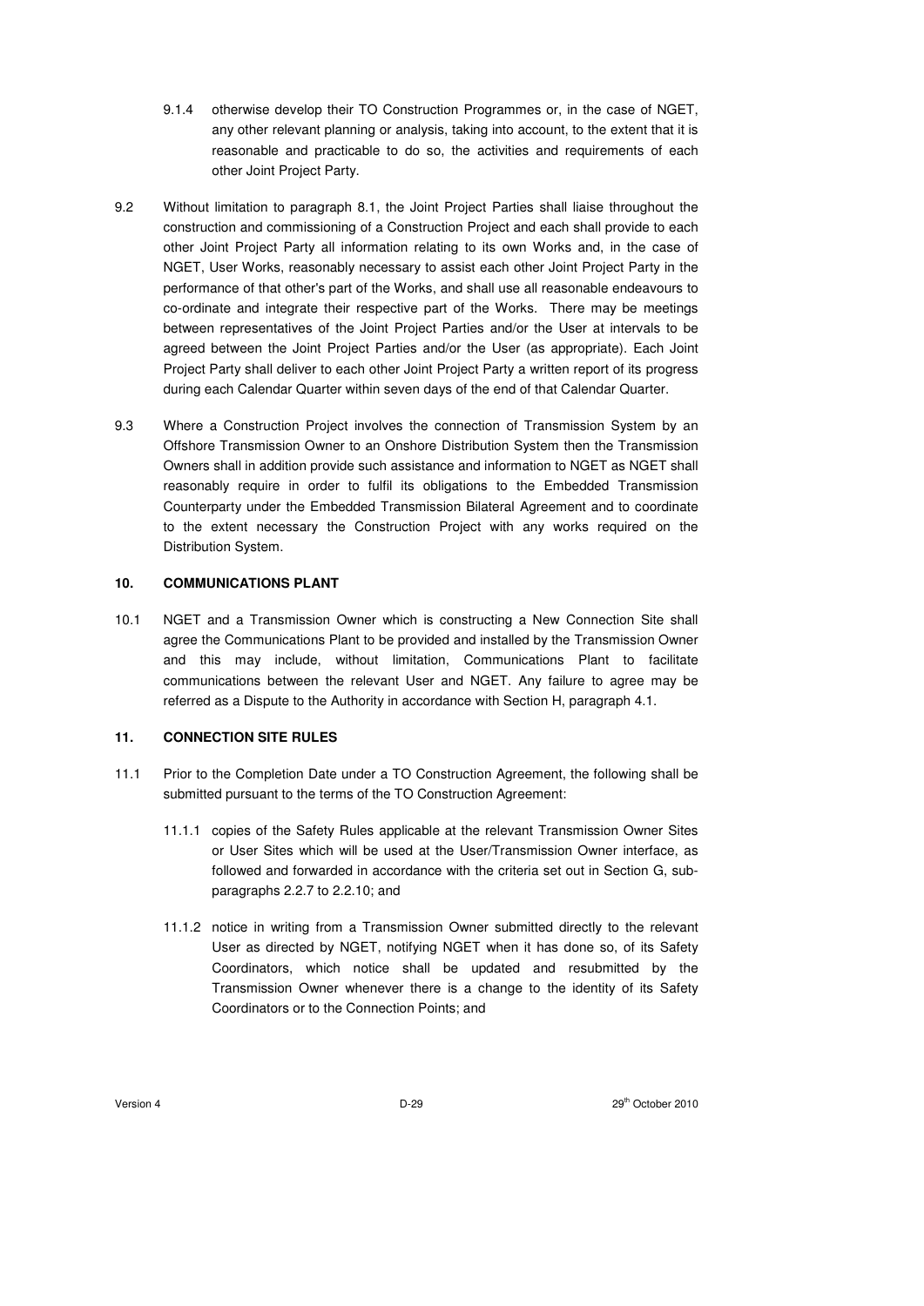9.1.4 otherwise develop their TO Construction Programmes or, in the case of NGET, any other relevant planning or analysis, taking into account, to the extent that it is reasonable and practicable to do so, the activities and requirements of each other Joint Project Party.

9.2 Without limitation to paragraph 8.1, the Joint Project Parties shall liaise throughout the construction and commissioning of a Construction Project and each shall provide to each other Joint Project Party all information relating to its own Works and, in the case of NGET, User Works, reasonably necessary to assist each other Joint Project Party in the performance of that other's part of the Works, and shall use all reasonable endeavours to co-ordinate and integrate their respective part of the Works. There may be meetings between representatives of the Joint Project Parties and/or the User at intervals to be agreed between the Joint Project Parties and/or the User (as appropriate). Each Joint Project Party shall deliver to each other Joint Project Party a written report of its progress during each Calendar Quarter within seven days of the end of that Calendar Quarter.

9.3 Where a Construction Project involves the connection of Transmission System by an Offshore Transmission Owner to an Onshore Distribution System then the Transmission Owners shall in addition provide such assistance and information to NGET as NGET shall reasonably require in order to fulfil its obligations to the Embedded Transmission Counterparty under the Embedded Transmission Bilateral Agreement and to coordinate to the extent necessary the Construction Project with any works required on the Distribution System.

## 10. COMMUNICATIONS PLANT

10.1 NGET and a Transmission Owner which is constructing a New Connection Site shall agree the Communications Plant to be provided and installed by the Transmission Owner and this may include, without limitation, Communications Plant to facilitate communications between the relevant User and NGET. Any failure to agree may be referred as a Dispute to the Authority in accordance with Section H, paragraph 4.1.

## 11. CONNECTION SITE RULES

11.1 Prior to the Completion Date under a TO Construction Agreement, the following shall be submitted pursuant to the terms of the TO Construction Agreement:

11.1.1 copies of the Safety Rules applicable at the relevant Transmission Owner Sites or User Sites which will be used at the User/Transmission Owner interface, as followed and forwarded in accordance with the criteria set out in Section G, sub-paragraphs 2.2.7 to 2.2.10; and

11.1.2 notice in writing from a Transmission Owner submitted directly to the relevant User as directed by NGET, notifying NGET when it has done so, of its Safety Coordinators, which notice shall be updated and resubmitted by the Transmission Owner whenever there is a change to the identity of its Safety Coordinators or to the Connection Points; and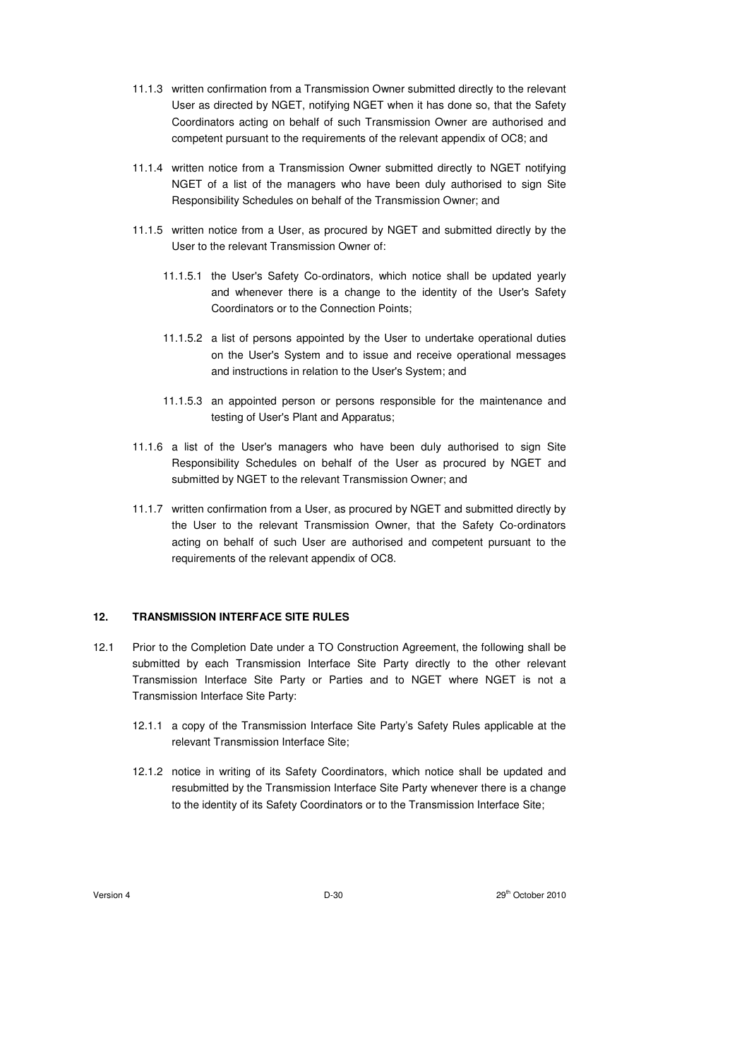11.1.3 written confirmation from a Transmission Owner submitted directly to the relevant User as directed by NGET, notifying NGET when it has done so, that the Safety Coordinators acting on behalf of such Transmission Owner are authorised and competent pursuant to the requirements of the relevant appendix of OC8; and

11.1.4 written notice from a Transmission Owner submitted directly to NGET notifying NGET of a list of the managers who have been duly authorised to sign Site Responsibility Schedules on behalf of the Transmission Owner; and

11.1.5 written notice from a User, as procured by NGET and submitted directly by the User to the relevant Transmission Owner of:

11.1.5.1 the User's Safety Co-ordinators, which notice shall be updated yearly and whenever there is a change to the identity of the User's Safety Coordinators or to the Connection Points;

11.1.5.2 a list of persons appointed by the User to undertake operational duties on the User's System and to issue and receive operational messages and instructions in relation to the User's System; and

11.1.5.3 an appointed person or persons responsible for the maintenance and testing of User's Plant and Apparatus;

11.1.6 a list of the User's managers who have been duly authorised to sign Site Responsibility Schedules on behalf of the User as procured by NGET and submitted by NGET to the relevant Transmission Owner; and

11.1.7 written confirmation from a User, as procured by NGET and submitted directly by the User to the relevant Transmission Owner, that the Safety Co-ordinators acting on behalf of such User are authorised and competent pursuant to the requirements of the relevant appendix of OC8.

## 12. TRANSMISSION INTERFACE SITE RULES

12.1 Prior to the Completion Date under a TO Construction Agreement, the following shall be submitted by each Transmission Interface Site Party directly to the other relevant Transmission Interface Site Party or Parties and to NGET where NGET is not a Transmission Interface Site Party:

12.1.1 a copy of the Transmission Interface Site Party's Safety Rules applicable at the relevant Transmission Interface Site;

12.1.2 notice in writing of its Safety Coordinators, which notice shall be updated and resubmitted by the Transmission Interface Site Party whenever there is a change to the identity of its Safety Coordinators or to the Transmission Interface Site;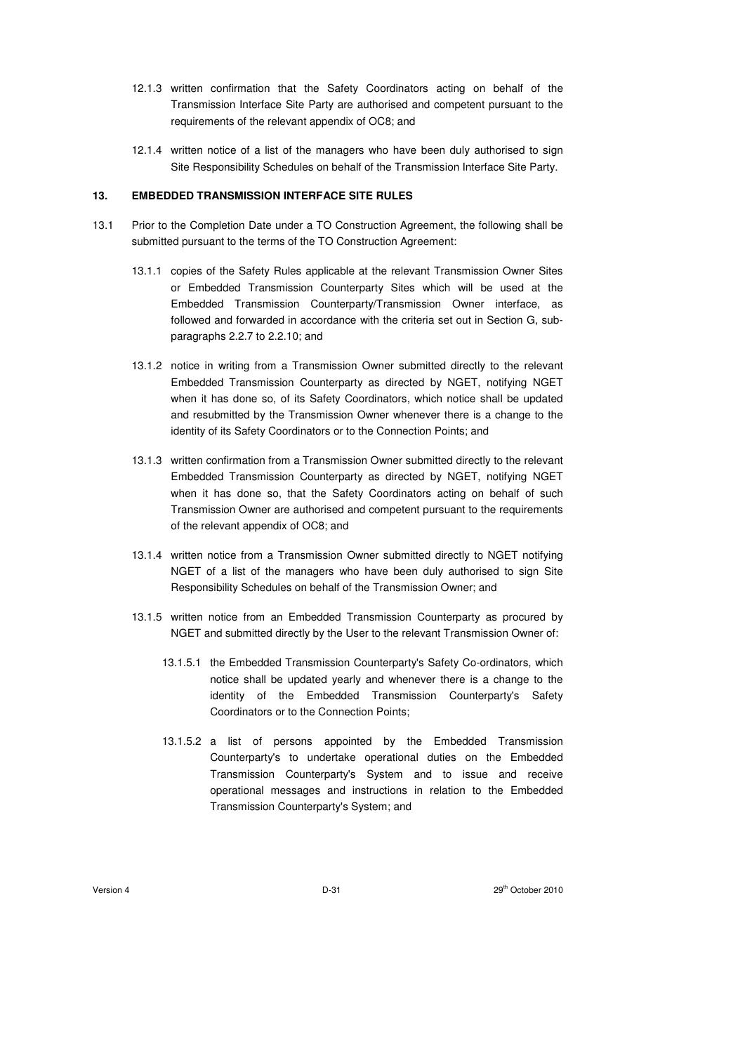12.1.3 written confirmation that the Safety Coordinators acting on behalf of the Transmission Interface Site Party are authorised and competent pursuant to the requirements of the relevant appendix of OC8; and

12.1.4 written notice of a list of the managers who have been duly authorised to sign Site Responsibility Schedules on behalf of the Transmission Interface Site Party.

**13. EMBEDDED TRANSMISSION INTERFACE SITE RULES**

13.1 Prior to the Completion Date under a TO Construction Agreement, the following shall be submitted pursuant to the terms of the TO Construction Agreement:

13.1.1 copies of the Safety Rules applicable at the relevant Transmission Owner Sites or Embedded Transmission Counterparty Sites which will be used at the Embedded Transmission Counterparty/Transmission Owner interface, as followed and forwarded in accordance with the criteria set out in Section G, sub-paragraphs 2.2.7 to 2.2.10; and

13.1.2 notice in writing from a Transmission Owner submitted directly to the relevant Embedded Transmission Counterparty as directed by NGET, notifying NGET when it has done so, of its Safety Coordinators, which notice shall be updated and resubmitted by the Transmission Owner whenever there is a change to the identity of its Safety Coordinators or to the Connection Points; and

13.1.3 written confirmation from a Transmission Owner submitted directly to the relevant Embedded Transmission Counterparty as directed by NGET, notifying NGET when it has done so, that the Safety Coordinators acting on behalf of such Transmission Owner are authorised and competent pursuant to the requirements of the relevant appendix of OC8; and

13.1.4 written notice from a Transmission Owner submitted directly to NGET notifying NGET of a list of the managers who have been duly authorised to sign Site Responsibility Schedules on behalf of the Transmission Owner; and

13.1.5 written notice from an Embedded Transmission Counterparty as procured by NGET and submitted directly by the User to the relevant Transmission Owner of:

13.1.5.1 the Embedded Transmission Counterparty's Safety Co-ordinators, which notice shall be updated yearly and whenever there is a change to the identity of the Embedded Transmission Counterparty's Safety Coordinators or to the Connection Points;

13.1.5.2 a list of persons appointed by the Embedded Transmission Counterparty's to undertake operational duties on the Embedded Transmission Counterparty's System and to issue and receive operational messages and instructions in relation to the Embedded Transmission Counterparty's System; and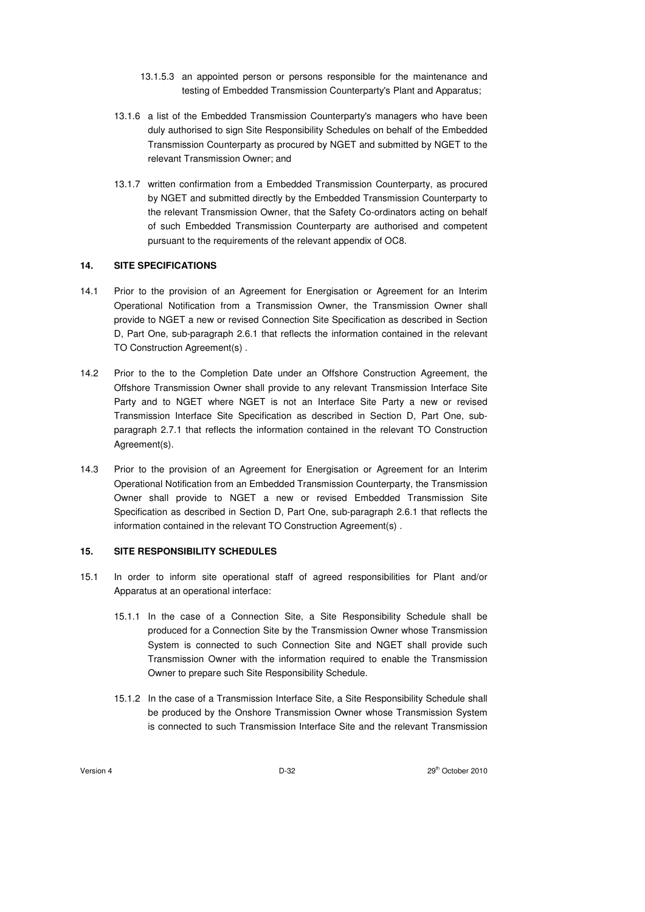13.1.5.3 an appointed person or persons responsible for the maintenance and testing of Embedded Transmission Counterparty's Plant and Apparatus;

13.1.6 a list of the Embedded Transmission Counterparty's managers who have been duly authorised to sign Site Responsibility Schedules on behalf of the Embedded Transmission Counterparty as procured by NGET and submitted by NGET to the relevant Transmission Owner; and

13.1.7 written confirmation from a Embedded Transmission Counterparty, as procured by NGET and submitted directly by the Embedded Transmission Counterparty to the relevant Transmission Owner, that the Safety Co-ordinators acting on behalf of such Embedded Transmission Counterparty are authorised and competent pursuant to the requirements of the relevant appendix of OC8.

## 14. SITE SPECIFICATIONS

14.1 Prior to the provision of an Agreement for Energisation or Agreement for an Interim Operational Notification from a Transmission Owner, the Transmission Owner shall provide to NGET a new or revised Connection Site Specification as described in Section D, Part One, sub-paragraph 2.6.1 that reflects the information contained in the relevant TO Construction Agreement(s) .

14.2 Prior to the to the Completion Date under an Offshore Construction Agreement, the Offshore Transmission Owner shall provide to any relevant Transmission Interface Site Party and to NGET where NGET is not an Interface Site Party a new or revised Transmission Interface Site Specification as described in Section D, Part One, sub-paragraph 2.7.1 that reflects the information contained in the relevant TO Construction Agreement(s).

14.3 Prior to the provision of an Agreement for Energisation or Agreement for an Interim Operational Notification from an Embedded Transmission Counterparty, the Transmission Owner shall provide to NGET a new or revised Embedded Transmission Site Specification as described in Section D, Part One, sub-paragraph 2.6.1 that reflects the information contained in the relevant TO Construction Agreement(s) .

## 15. SITE RESPONSIBILITY SCHEDULES

15.1 In order to inform site operational staff of agreed responsibilities for Plant and/or Apparatus at an operational interface:

15.1.1 In the case of a Connection Site, a Site Responsibility Schedule shall be produced for a Connection Site by the Transmission Owner whose Transmission System is connected to such Connection Site and NGET shall provide such Transmission Owner with the information required to enable the Transmission Owner to prepare such Site Responsibility Schedule.

15.1.2 In the case of a Transmission Interface Site, a Site Responsibility Schedule shall be produced by the Onshore Transmission Owner whose Transmission System is connected to such Transmission Interface Site and the relevant Transmission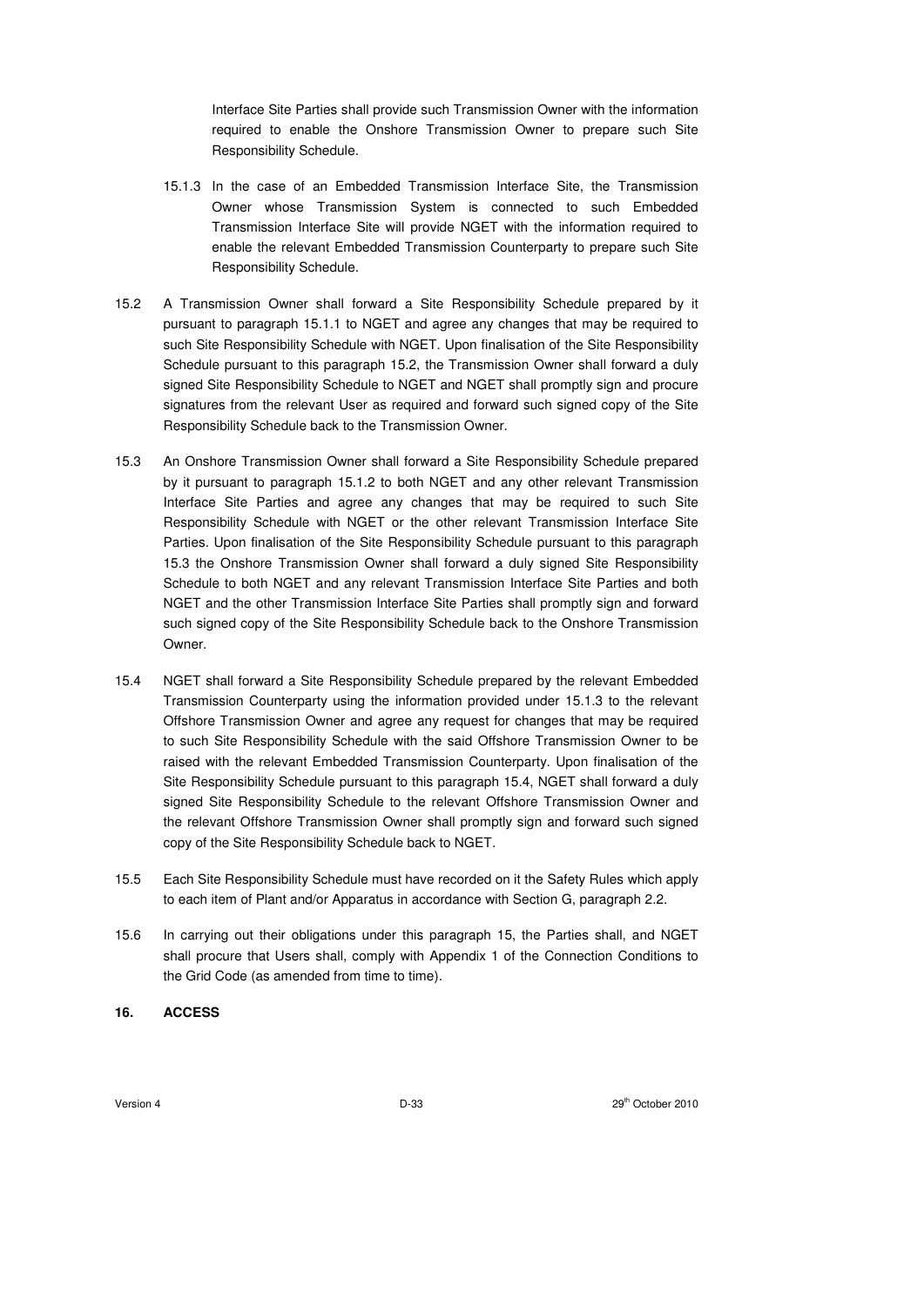Interface Site Parties shall provide such Transmission Owner with the information required to enable the Onshore Transmission Owner to prepare such Site Responsibility Schedule.

15.1.3 In the case of an Embedded Transmission Interface Site, the Transmission Owner whose Transmission System is connected to such Embedded Transmission Interface Site will provide NGET with the information required to enable the relevant Embedded Transmission Counterparty to prepare such Site Responsibility Schedule.

15.2 A Transmission Owner shall forward a Site Responsibility Schedule prepared by it pursuant to paragraph 15.1.1 to NGET and agree any changes that may be required to such Site Responsibility Schedule with NGET. Upon finalisation of the Site Responsibility Schedule pursuant to this paragraph 15.2, the Transmission Owner shall forward a duly signed Site Responsibility Schedule to NGET and NGET shall promptly sign and procure signatures from the relevant User as required and forward such signed copy of the Site Responsibility Schedule back to the Transmission Owner.

15.3 An Onshore Transmission Owner shall forward a Site Responsibility Schedule prepared by it pursuant to paragraph 15.1.2 to both NGET and any other relevant Transmission Interface Site Parties and agree any changes that may be required to such Site Responsibility Schedule with NGET or the other relevant Transmission Interface Site Parties. Upon finalisation of the Site Responsibility Schedule pursuant to this paragraph 15.3 the Onshore Transmission Owner shall forward a duly signed Site Responsibility Schedule to both NGET and any relevant Transmission Interface Site Parties and both NGET and the other Transmission Interface Site Parties shall promptly sign and forward such signed copy of the Site Responsibility Schedule back to the Onshore Transmission Owner.

15.4 NGET shall forward a Site Responsibility Schedule prepared by the relevant Embedded Transmission Counterparty using the information provided under 15.1.3 to the relevant Offshore Transmission Owner and agree any request for changes that may be required to such Site Responsibility Schedule with the said Offshore Transmission Owner to be raised with the relevant Embedded Transmission Counterparty. Upon finalisation of the Site Responsibility Schedule pursuant to this paragraph 15.4, NGET shall forward a duly signed Site Responsibility Schedule to the relevant Offshore Transmission Owner and the relevant Offshore Transmission Owner shall promptly sign and forward such signed copy of the Site Responsibility Schedule back to NGET.

15.5 Each Site Responsibility Schedule must have recorded on it the Safety Rules which apply to each item of Plant and/or Apparatus in accordance with Section G, paragraph 2.2.

15.6 In carrying out their obligations under this paragraph 15, the Parties shall, and NGET shall procure that Users shall, comply with Appendix 1 of the Connection Conditions to the Grid Code (as amended from time to time).

**16. ACCESS**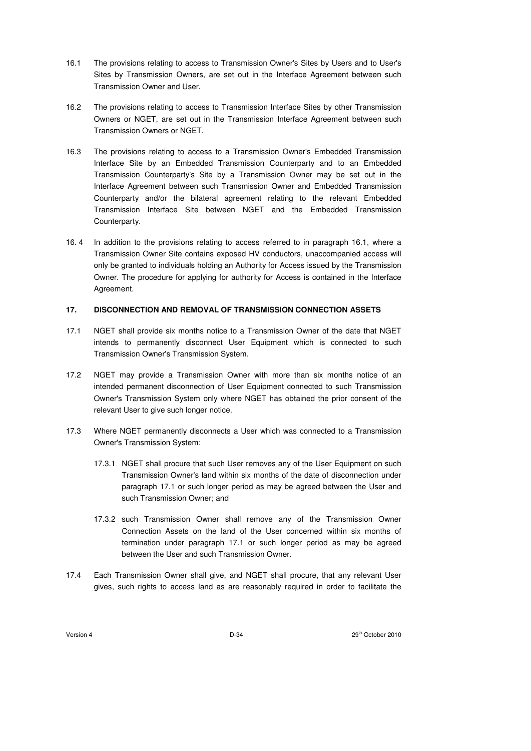16.1 The provisions relating to access to Transmission Owner's Sites by Users and to User's Sites by Transmission Owners, are set out in the Interface Agreement between such Transmission Owner and User.

16.2 The provisions relating to access to Transmission Interface Sites by other Transmission Owners or NGET, are set out in the Transmission Interface Agreement between such Transmission Owners or NGET.

16.3 The provisions relating to access to a Transmission Owner's Embedded Transmission Interface Site by an Embedded Transmission Counterparty and to an Embedded Transmission Counterparty's Site by a Transmission Owner may be set out in the Interface Agreement between such Transmission Owner and Embedded Transmission Counterparty and/or the bilateral agreement relating to the relevant Embedded Transmission Interface Site between NGET and the Embedded Transmission Counterparty.

16. 4 In addition to the provisions relating to access referred to in paragraph 16.1, where a Transmission Owner Site contains exposed HV conductors, unaccompanied access will only be granted to individuals holding an Authority for Access issued by the Transmission Owner. The procedure for applying for authority for Access is contained in the Interface Agreement.

## 17. DISCONNECTION AND REMOVAL OF TRANSMISSION CONNECTION ASSETS

17.1 NGET shall provide six months notice to a Transmission Owner of the date that NGET intends to permanently disconnect User Equipment which is connected to such Transmission Owner's Transmission System.

17.2 NGET may provide a Transmission Owner with more than six months notice of an intended permanent disconnection of User Equipment connected to such Transmission Owner's Transmission System only where NGET has obtained the prior consent of the relevant User to give such longer notice.

17.3 Where NGET permanently disconnects a User which was connected to a Transmission Owner's Transmission System:

17.3.1 NGET shall procure that such User removes any of the User Equipment on such Transmission Owner's land within six months of the date of disconnection under paragraph 17.1 or such longer period as may be agreed between the User and such Transmission Owner; and

17.3.2 such Transmission Owner shall remove any of the Transmission Owner Connection Assets on the land of the User concerned within six months of termination under paragraph 17.1 or such longer period as may be agreed between the User and such Transmission Owner.

17.4 Each Transmission Owner shall give, and NGET shall procure, that any relevant User gives, such rights to access land as are reasonably required in order to facilitate the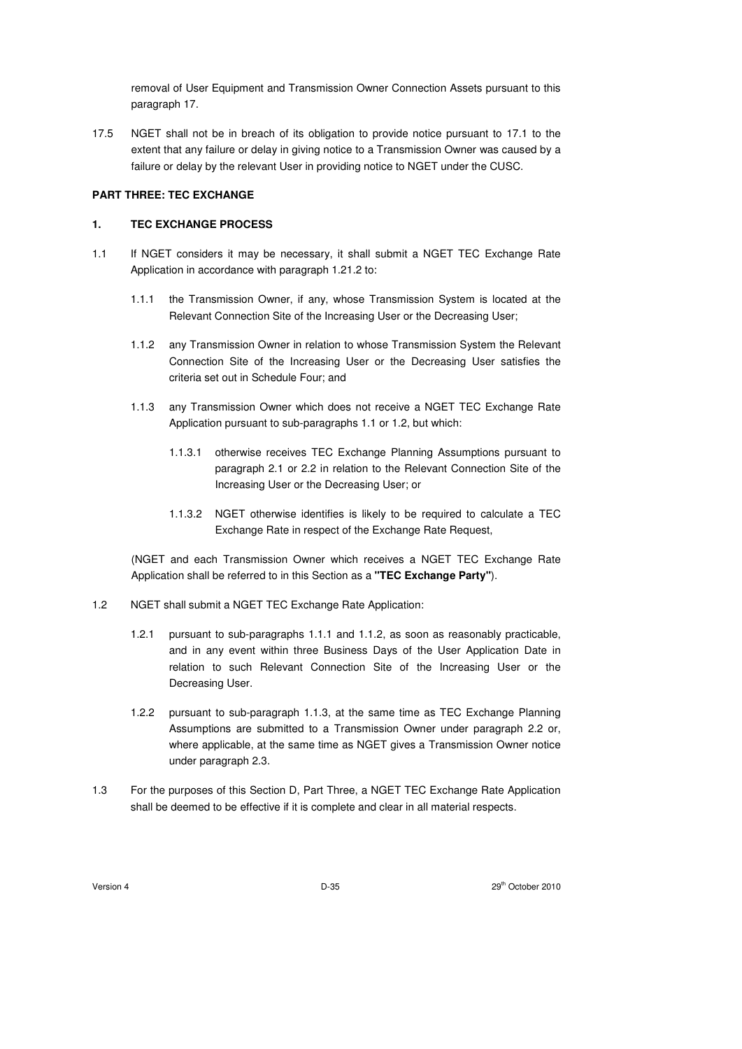removal of User Equipment and Transmission Owner Connection Assets pursuant to this paragraph 17.

17.5 NGET shall not be in breach of its obligation to provide notice pursuant to 17.1 to the extent that any failure or delay in giving notice to a Transmission Owner was caused by a failure or delay by the relevant User in providing notice to NGET under the CUSC.

**PART THREE: TEC EXCHANGE**

**1. TEC EXCHANGE PROCESS**

1.1 If NGET considers it may be necessary, it shall submit a NGET TEC Exchange Rate Application in accordance with paragraph 1.21.2 to:

1.1.1 the Transmission Owner, if any, whose Transmission System is located at the Relevant Connection Site of the Increasing User or the Decreasing User;

1.1.2 any Transmission Owner in relation to whose Transmission System the Relevant Connection Site of the Increasing User or the Decreasing User satisfies the criteria set out in Schedule Four; and

1.1.3 any Transmission Owner which does not receive a NGET TEC Exchange Rate Application pursuant to sub-paragraphs 1.1 or 1.2, but which:

1.1.3.1 otherwise receives TEC Exchange Planning Assumptions pursuant to paragraph 2.1 or 2.2 in relation to the Relevant Connection Site of the Increasing User or the Decreasing User; or

1.1.3.2 NGET otherwise identifies is likely to be required to calculate a TEC Exchange Rate in respect of the Exchange Rate Request,

(NGET and each Transmission Owner which receives a NGET TEC Exchange Rate Application shall be referred to in this Section as a **"TEC Exchange Party"**).

1.2 NGET shall submit a NGET TEC Exchange Rate Application:

1.2.1 pursuant to sub-paragraphs 1.1.1 and 1.1.2, as soon as reasonably practicable, and in any event within three Business Days of the User Application Date in relation to such Relevant Connection Site of the Increasing User or the Decreasing User.

1.2.2 pursuant to sub-paragraph 1.1.3, at the same time as TEC Exchange Planning Assumptions are submitted to a Transmission Owner under paragraph 2.2 or, where applicable, at the same time as NGET gives a Transmission Owner notice under paragraph 2.3.

1.3 For the purposes of this Section D, Part Three, a NGET TEC Exchange Rate Application shall be deemed to be effective if it is complete and clear in all material respects.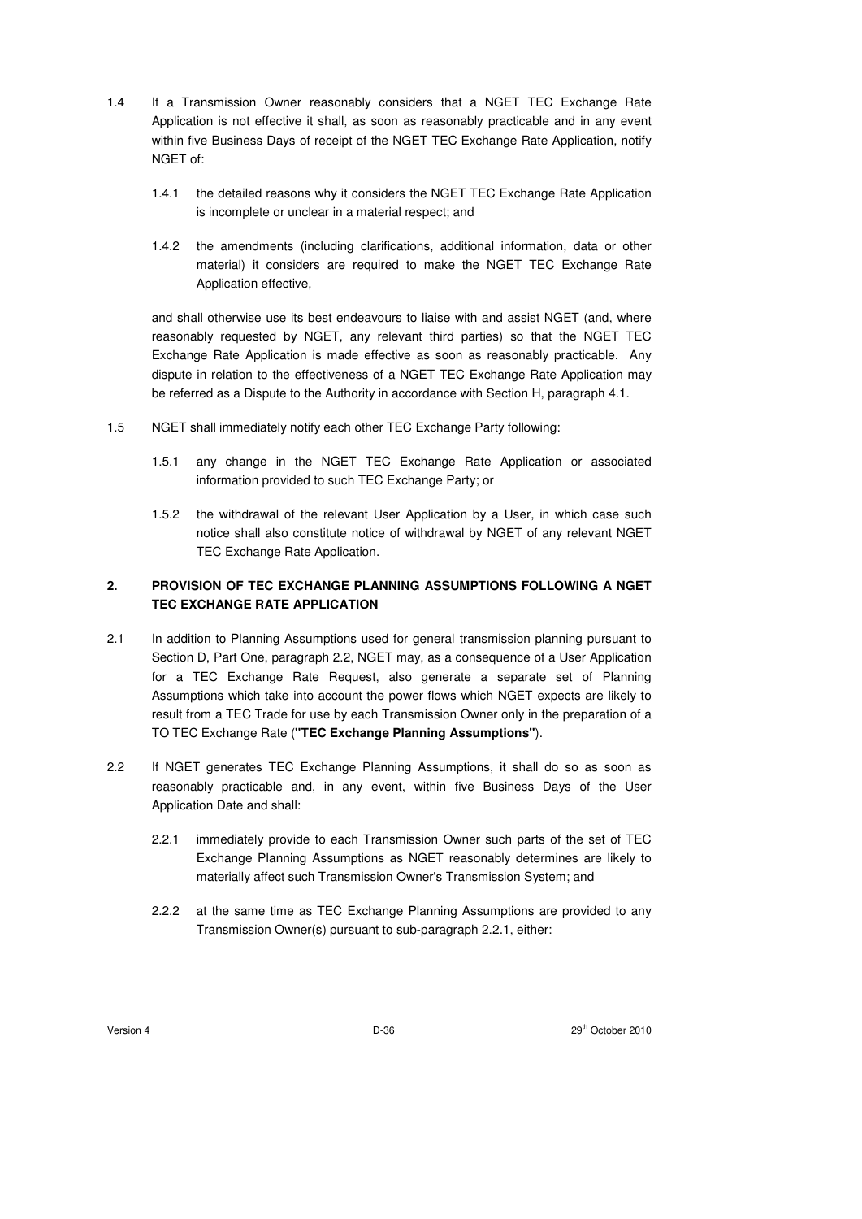1.4 If a Transmission Owner reasonably considers that a NGET TEC Exchange Rate Application is not effective it shall, as soon as reasonably practicable and in any event within five Business Days of receipt of the NGET TEC Exchange Rate Application, notify NGET of:

1.4.1 the detailed reasons why it considers the NGET TEC Exchange Rate Application is incomplete or unclear in a material respect; and

1.4.2 the amendments (including clarifications, additional information, data or other material) it considers are required to make the NGET TEC Exchange Rate Application effective,

and shall otherwise use its best endeavours to liaise with and assist NGET (and, where reasonably requested by NGET, any relevant third parties) so that the NGET TEC Exchange Rate Application is made effective as soon as reasonably practicable. Any dispute in relation to the effectiveness of a NGET TEC Exchange Rate Application may be referred as a Dispute to the Authority in accordance with Section H, paragraph 4.1.

1.5 NGET shall immediately notify each other TEC Exchange Party following:

1.5.1 any change in the NGET TEC Exchange Rate Application or associated information provided to such TEC Exchange Party; or

1.5.2 the withdrawal of the relevant User Application by a User, in which case such notice shall also constitute notice of withdrawal by NGET of any relevant NGET TEC Exchange Rate Application.

## 2. PROVISION OF TEC EXCHANGE PLANNING ASSUMPTIONS FOLLOWING A NGET TEC EXCHANGE RATE APPLICATION

2.1 In addition to Planning Assumptions used for general transmission planning pursuant to Section D, Part One, paragraph 2.2, NGET may, as a consequence of a User Application for a TEC Exchange Rate Request, also generate a separate set of Planning Assumptions which take into account the power flows which NGET expects are likely to result from a TEC Trade for use by each Transmission Owner only in the preparation of a TO TEC Exchange Rate (**"TEC Exchange Planning Assumptions"**).

2.2 If NGET generates TEC Exchange Planning Assumptions, it shall do so as soon as reasonably practicable and, in any event, within five Business Days of the User Application Date and shall:

2.2.1 immediately provide to each Transmission Owner such parts of the set of TEC Exchange Planning Assumptions as NGET reasonably determines are likely to materially affect such Transmission Owner's Transmission System; and

2.2.2 at the same time as TEC Exchange Planning Assumptions are provided to any Transmission Owner(s) pursuant to sub-paragraph 2.2.1, either: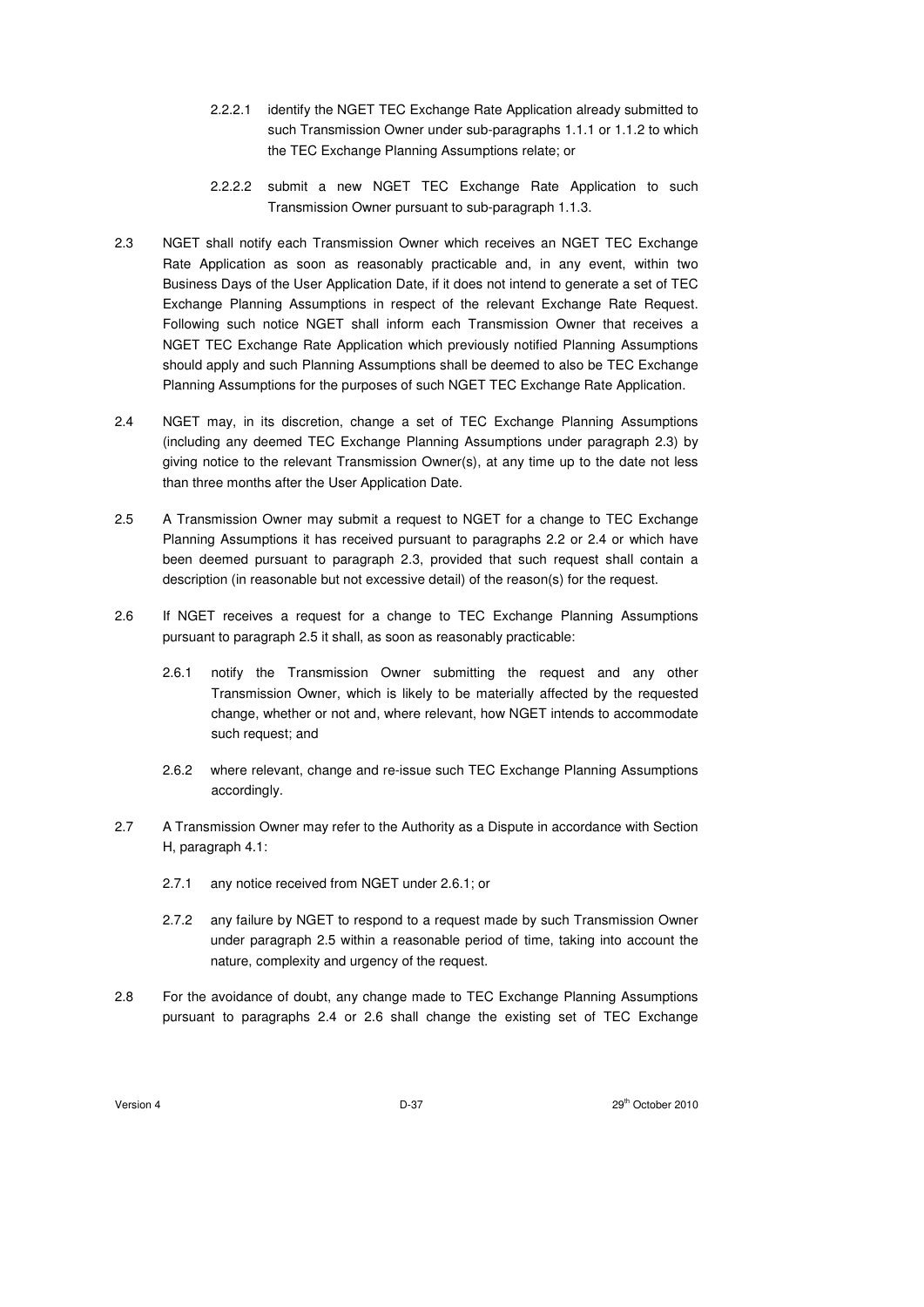2.2.2.1 identify the NGET TEC Exchange Rate Application already submitted to such Transmission Owner under sub-paragraphs 1.1.1 or 1.1.2 to which the TEC Exchange Planning Assumptions relate; or

2.2.2.2 submit a new NGET TEC Exchange Rate Application to such Transmission Owner pursuant to sub-paragraph 1.1.3.

2.3 NGET shall notify each Transmission Owner which receives an NGET TEC Exchange Rate Application as soon as reasonably practicable and, in any event, within two Business Days of the User Application Date, if it does not intend to generate a set of TEC Exchange Planning Assumptions in respect of the relevant Exchange Rate Request. Following such notice NGET shall inform each Transmission Owner that receives a NGET TEC Exchange Rate Application which previously notified Planning Assumptions should apply and such Planning Assumptions shall be deemed to also be TEC Exchange Planning Assumptions for the purposes of such NGET TEC Exchange Rate Application.

2.4 NGET may, in its discretion, change a set of TEC Exchange Planning Assumptions (including any deemed TEC Exchange Planning Assumptions under paragraph 2.3) by giving notice to the relevant Transmission Owner(s), at any time up to the date not less than three months after the User Application Date.

2.5 A Transmission Owner may submit a request to NGET for a change to TEC Exchange Planning Assumptions it has received pursuant to paragraphs 2.2 or 2.4 or which have been deemed pursuant to paragraph 2.3, provided that such request shall contain a description (in reasonable but not excessive detail) of the reason(s) for the request.

2.6 If NGET receives a request for a change to TEC Exchange Planning Assumptions pursuant to paragraph 2.5 it shall, as soon as reasonably practicable:

2.6.1 notify the Transmission Owner submitting the request and any other Transmission Owner, which is likely to be materially affected by the requested change, whether or not and, where relevant, how NGET intends to accommodate such request; and

2.6.2 where relevant, change and re-issue such TEC Exchange Planning Assumptions accordingly.

2.7 A Transmission Owner may refer to the Authority as a Dispute in accordance with Section H, paragraph 4.1:

2.7.1 any notice received from NGET under 2.6.1; or

2.7.2 any failure by NGET to respond to a request made by such Transmission Owner under paragraph 2.5 within a reasonable period of time, taking into account the nature, complexity and urgency of the request.

2.8 For the avoidance of doubt, any change made to TEC Exchange Planning Assumptions pursuant to paragraphs 2.4 or 2.6 shall change the existing set of TEC Exchange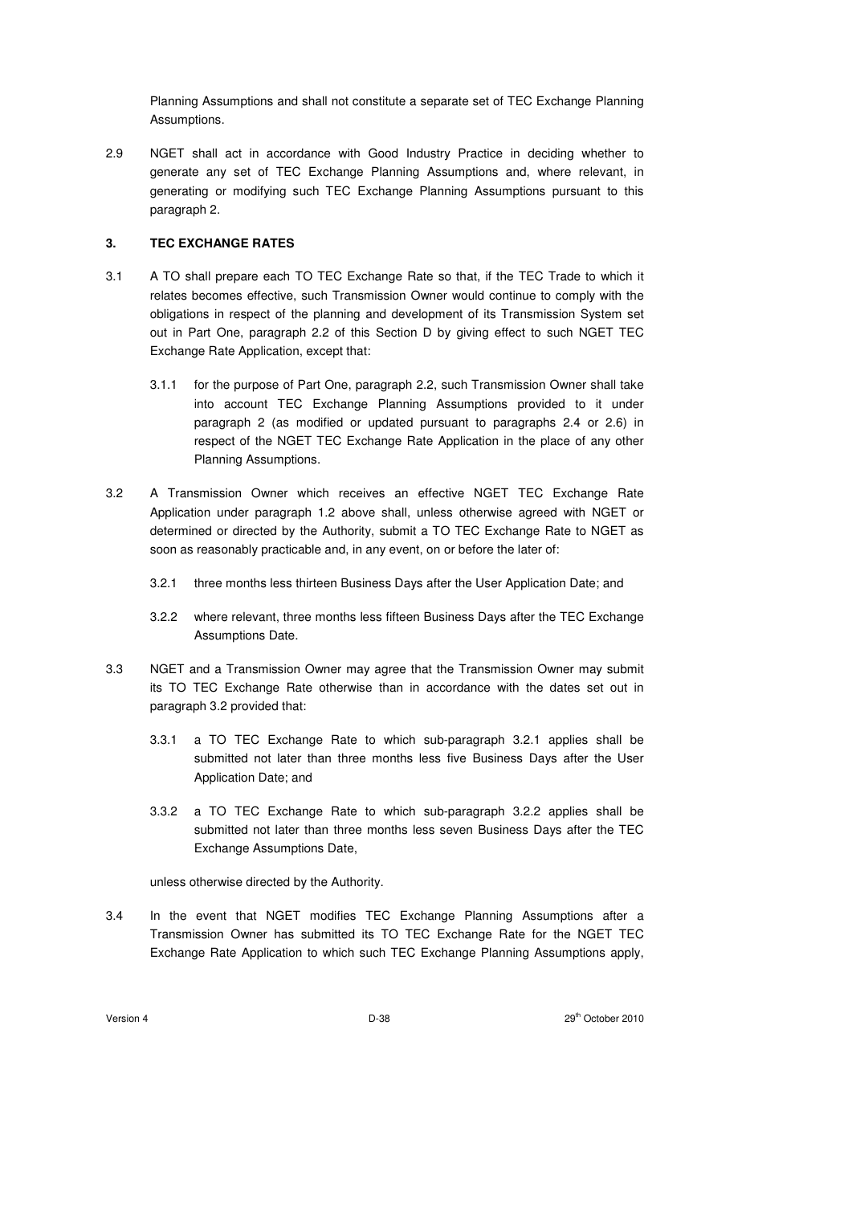Planning Assumptions and shall not constitute a separate set of TEC Exchange Planning Assumptions.

2.9 NGET shall act in accordance with Good Industry Practice in deciding whether to generate any set of TEC Exchange Planning Assumptions and, where relevant, in generating or modifying such TEC Exchange Planning Assumptions pursuant to this paragraph 2.

**3. TEC EXCHANGE RATES**

3.1 A TO shall prepare each TO TEC Exchange Rate so that, if the TEC Trade to which it relates becomes effective, such Transmission Owner would continue to comply with the obligations in respect of the planning and development of its Transmission System set out in Part One, paragraph 2.2 of this Section D by giving effect to such NGET TEC Exchange Rate Application, except that:

3.1.1 for the purpose of Part One, paragraph 2.2, such Transmission Owner shall take into account TEC Exchange Planning Assumptions provided to it under paragraph 2 (as modified or updated pursuant to paragraphs 2.4 or 2.6) in respect of the NGET TEC Exchange Rate Application in the place of any other Planning Assumptions.

3.2 A Transmission Owner which receives an effective NGET TEC Exchange Rate Application under paragraph 1.2 above shall, unless otherwise agreed with NGET or determined or directed by the Authority, submit a TO TEC Exchange Rate to NGET as soon as reasonably practicable and, in any event, on or before the later of:

3.2.1 three months less thirteen Business Days after the User Application Date; and

3.2.2 where relevant, three months less fifteen Business Days after the TEC Exchange Assumptions Date.

3.3 NGET and a Transmission Owner may agree that the Transmission Owner may submit its TO TEC Exchange Rate otherwise than in accordance with the dates set out in paragraph 3.2 provided that:

3.3.1 a TO TEC Exchange Rate to which sub-paragraph 3.2.1 applies shall be submitted not later than three months less five Business Days after the User Application Date; and

3.3.2 a TO TEC Exchange Rate to which sub-paragraph 3.2.2 applies shall be submitted not later than three months less seven Business Days after the TEC Exchange Assumptions Date,

unless otherwise directed by the Authority.

3.4 In the event that NGET modifies TEC Exchange Planning Assumptions after a Transmission Owner has submitted its TO TEC Exchange Rate for the NGET TEC Exchange Rate Application to which such TEC Exchange Planning Assumptions apply,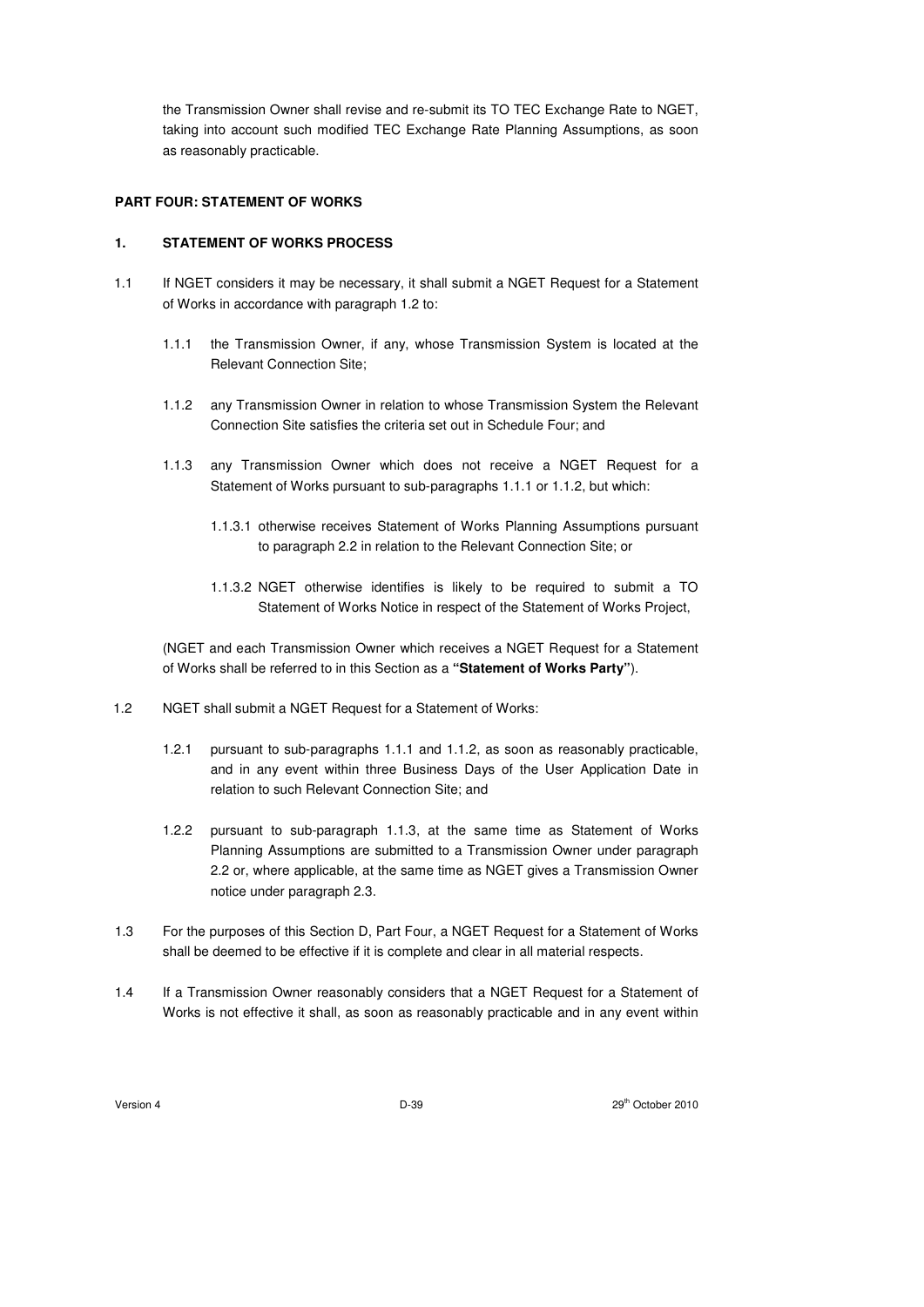the Transmission Owner shall revise and re-submit its TO TEC Exchange Rate to NGET, taking into account such modified TEC Exchange Rate Planning Assumptions, as soon as reasonably practicable.

**PART FOUR: STATEMENT OF WORKS**

**1. STATEMENT OF WORKS PROCESS**

1.1 If NGET considers it may be necessary, it shall submit a NGET Request for a Statement of Works in accordance with paragraph 1.2 to:

1.1.1 the Transmission Owner, if any, whose Transmission System is located at the Relevant Connection Site;

1.1.2 any Transmission Owner in relation to whose Transmission System the Relevant Connection Site satisfies the criteria set out in Schedule Four; and

1.1.3 any Transmission Owner which does not receive a NGET Request for a Statement of Works pursuant to sub-paragraphs 1.1.1 or 1.1.2, but which:

1.1.3.1 otherwise receives Statement of Works Planning Assumptions pursuant to paragraph 2.2 in relation to the Relevant Connection Site; or

1.1.3.2 NGET otherwise identifies is likely to be required to submit a TO Statement of Works Notice in respect of the Statement of Works Project,

(NGET and each Transmission Owner which receives a NGET Request for a Statement of Works shall be referred to in this Section as a **"Statement of Works Party"**).

1.2 NGET shall submit a NGET Request for a Statement of Works:

1.2.1 pursuant to sub-paragraphs 1.1.1 and 1.1.2, as soon as reasonably practicable, and in any event within three Business Days of the User Application Date in relation to such Relevant Connection Site; and

1.2.2 pursuant to sub-paragraph 1.1.3, at the same time as Statement of Works Planning Assumptions are submitted to a Transmission Owner under paragraph 2.2 or, where applicable, at the same time as NGET gives a Transmission Owner notice under paragraph 2.3.

1.3 For the purposes of this Section D, Part Four, a NGET Request for a Statement of Works shall be deemed to be effective if it is complete and clear in all material respects.

1.4 If a Transmission Owner reasonably considers that a NGET Request for a Statement of Works is not effective it shall, as soon as reasonably practicable and in any event within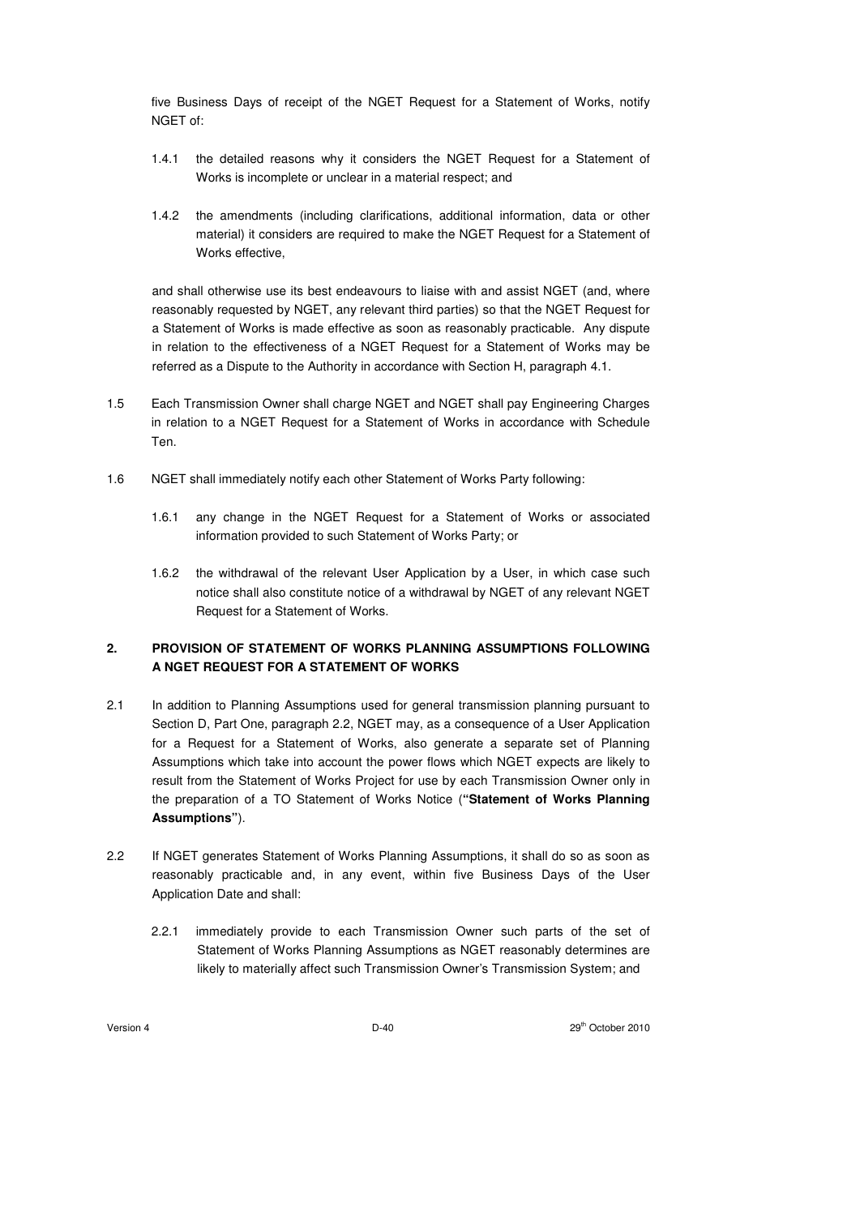five Business Days of receipt of the NGET Request for a Statement of Works, notify NGET of:

1.4.1 the detailed reasons why it considers the NGET Request for a Statement of Works is incomplete or unclear in a material respect; and

1.4.2 the amendments (including clarifications, additional information, data or other material) it considers are required to make the NGET Request for a Statement of Works effective,

and shall otherwise use its best endeavours to liaise with and assist NGET (and, where reasonably requested by NGET, any relevant third parties) so that the NGET Request for a Statement of Works is made effective as soon as reasonably practicable. Any dispute in relation to the effectiveness of a NGET Request for a Statement of Works may be referred as a Dispute to the Authority in accordance with Section H, paragraph 4.1.

1.5 Each Transmission Owner shall charge NGET and NGET shall pay Engineering Charges in relation to a NGET Request for a Statement of Works in accordance with Schedule Ten.

1.6 NGET shall immediately notify each other Statement of Works Party following:

1.6.1 any change in the NGET Request for a Statement of Works or associated information provided to such Statement of Works Party; or

1.6.2 the withdrawal of the relevant User Application by a User, in which case such notice shall also constitute notice of a withdrawal by NGET of any relevant NGET Request for a Statement of Works.

## 2. PROVISION OF STATEMENT OF WORKS PLANNING ASSUMPTIONS FOLLOWING A NGET REQUEST FOR A STATEMENT OF WORKS

2.1 In addition to Planning Assumptions used for general transmission planning pursuant to Section D, Part One, paragraph 2.2, NGET may, as a consequence of a User Application for a Request for a Statement of Works, also generate a separate set of Planning Assumptions which take into account the power flows which NGET expects are likely to result from the Statement of Works Project for use by each Transmission Owner only in the preparation of a TO Statement of Works Notice (**"Statement of Works Planning Assumptions"**).

2.2 If NGET generates Statement of Works Planning Assumptions, it shall do so as soon as reasonably practicable and, in any event, within five Business Days of the User Application Date and shall:

2.2.1 immediately provide to each Transmission Owner such parts of the set of Statement of Works Planning Assumptions as NGET reasonably determines are likely to materially affect such Transmission Owner's Transmission System; and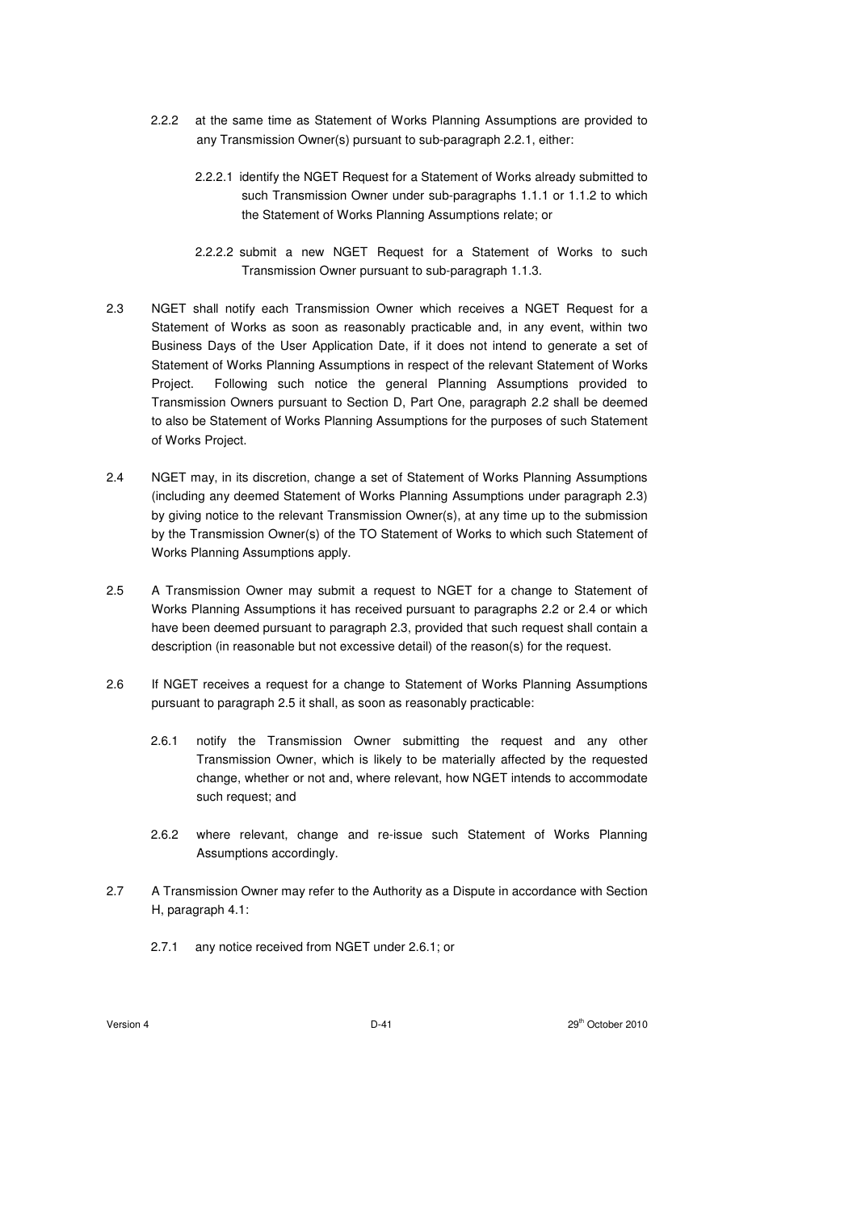2.2.2 at the same time as Statement of Works Planning Assumptions are provided to any Transmission Owner(s) pursuant to sub-paragraph 2.2.1, either:

2.2.2.1 identify the NGET Request for a Statement of Works already submitted to such Transmission Owner under sub-paragraphs 1.1.1 or 1.1.2 to which the Statement of Works Planning Assumptions relate; or

2.2.2.2 submit a new NGET Request for a Statement of Works to such Transmission Owner pursuant to sub-paragraph 1.1.3.

2.3 NGET shall notify each Transmission Owner which receives a NGET Request for a Statement of Works as soon as reasonably practicable and, in any event, within two Business Days of the User Application Date, if it does not intend to generate a set of Statement of Works Planning Assumptions in respect of the relevant Statement of Works Project. Following such notice the general Planning Assumptions provided to Transmission Owners pursuant to Section D, Part One, paragraph 2.2 shall be deemed to also be Statement of Works Planning Assumptions for the purposes of such Statement of Works Project.

2.4 NGET may, in its discretion, change a set of Statement of Works Planning Assumptions (including any deemed Statement of Works Planning Assumptions under paragraph 2.3) by giving notice to the relevant Transmission Owner(s), at any time up to the submission by the Transmission Owner(s) of the TO Statement of Works to which such Statement of Works Planning Assumptions apply.

2.5 A Transmission Owner may submit a request to NGET for a change to Statement of Works Planning Assumptions it has received pursuant to paragraphs 2.2 or 2.4 or which have been deemed pursuant to paragraph 2.3, provided that such request shall contain a description (in reasonable but not excessive detail) of the reason(s) for the request.

2.6 If NGET receives a request for a change to Statement of Works Planning Assumptions pursuant to paragraph 2.5 it shall, as soon as reasonably practicable:

2.6.1 notify the Transmission Owner submitting the request and any other Transmission Owner, which is likely to be materially affected by the requested change, whether or not and, where relevant, how NGET intends to accommodate such request; and

2.6.2 where relevant, change and re-issue such Statement of Works Planning Assumptions accordingly.

2.7 A Transmission Owner may refer to the Authority as a Dispute in accordance with Section H, paragraph 4.1:

2.7.1 any notice received from NGET under 2.6.1; or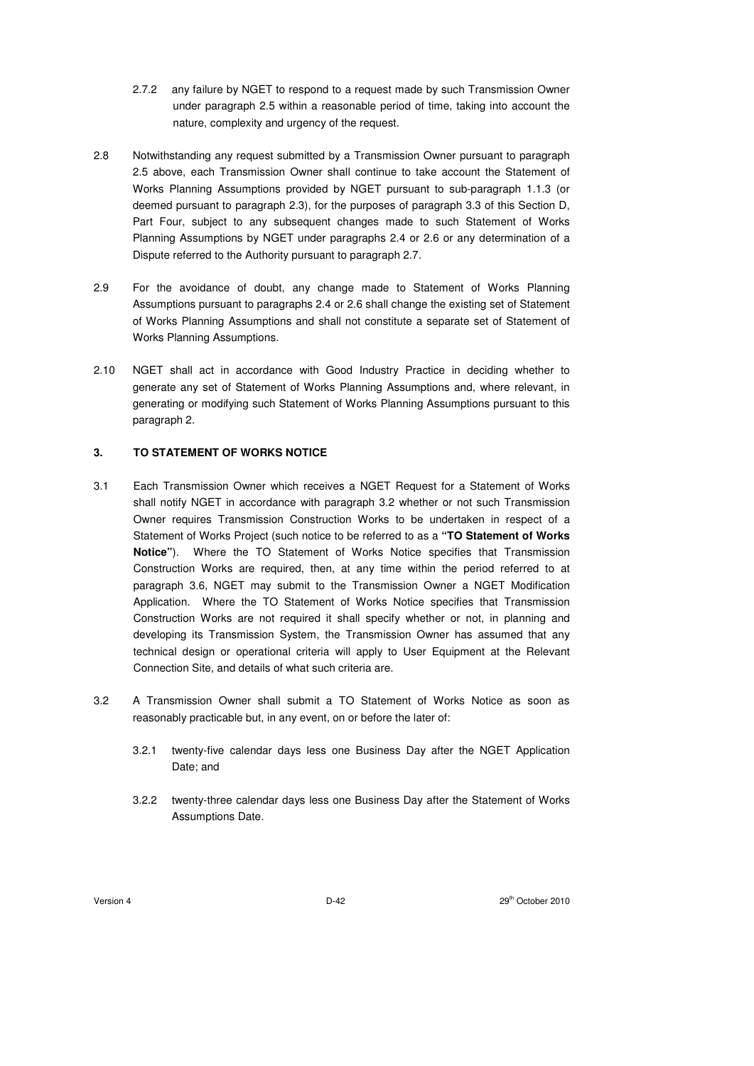2.7.2 any failure by NGET to respond to a request made by such Transmission Owner under paragraph 2.5 within a reasonable period of time, taking into account the nature, complexity and urgency of the request.

2.8 Notwithstanding any request submitted by a Transmission Owner pursuant to paragraph 2.5 above, each Transmission Owner shall continue to take account the Statement of Works Planning Assumptions provided by NGET pursuant to sub-paragraph 1.1.3 (or deemed pursuant to paragraph 2.3), for the purposes of paragraph 3.3 of this Section D, Part Four, subject to any subsequent changes made to such Statement of Works Planning Assumptions by NGET under paragraphs 2.4 or 2.6 or any determination of a Dispute referred to the Authority pursuant to paragraph 2.7.

2.9 For the avoidance of doubt, any change made to Statement of Works Planning Assumptions pursuant to paragraphs 2.4 or 2.6 shall change the existing set of Statement of Works Planning Assumptions and shall not constitute a separate set of Statement of Works Planning Assumptions.

2.10 NGET shall act in accordance with Good Industry Practice in deciding whether to generate any set of Statement of Works Planning Assumptions and, where relevant, in generating or modifying such Statement of Works Planning Assumptions pursuant to this paragraph 2.

### 3. TO STATEMENT OF WORKS NOTICE

3.1 Each Transmission Owner which receives a NGET Request for a Statement of Works shall notify NGET in accordance with paragraph 3.2 whether or not such Transmission Owner requires Transmission Construction Works to be undertaken in respect of a Statement of Works Project (such notice to be referred to as a **"TO Statement of Works Notice"**). Where the TO Statement of Works Notice specifies that Transmission Construction Works are required, then, at any time within the period referred to at paragraph 3.6, NGET may submit to the Transmission Owner a NGET Modification Application. Where the TO Statement of Works Notice specifies that Transmission Construction Works are not required it shall specify whether or not, in planning and developing its Transmission System, the Transmission Owner has assumed that any technical design or operational criteria will apply to User Equipment at the Relevant Connection Site, and details of what such criteria are.

3.2 A Transmission Owner shall submit a TO Statement of Works Notice as soon as reasonably practicable but, in any event, on or before the later of:

3.2.1 twenty-five calendar days less one Business Day after the NGET Application Date; and

3.2.2 twenty-three calendar days less one Business Day after the Statement of Works Assumptions Date.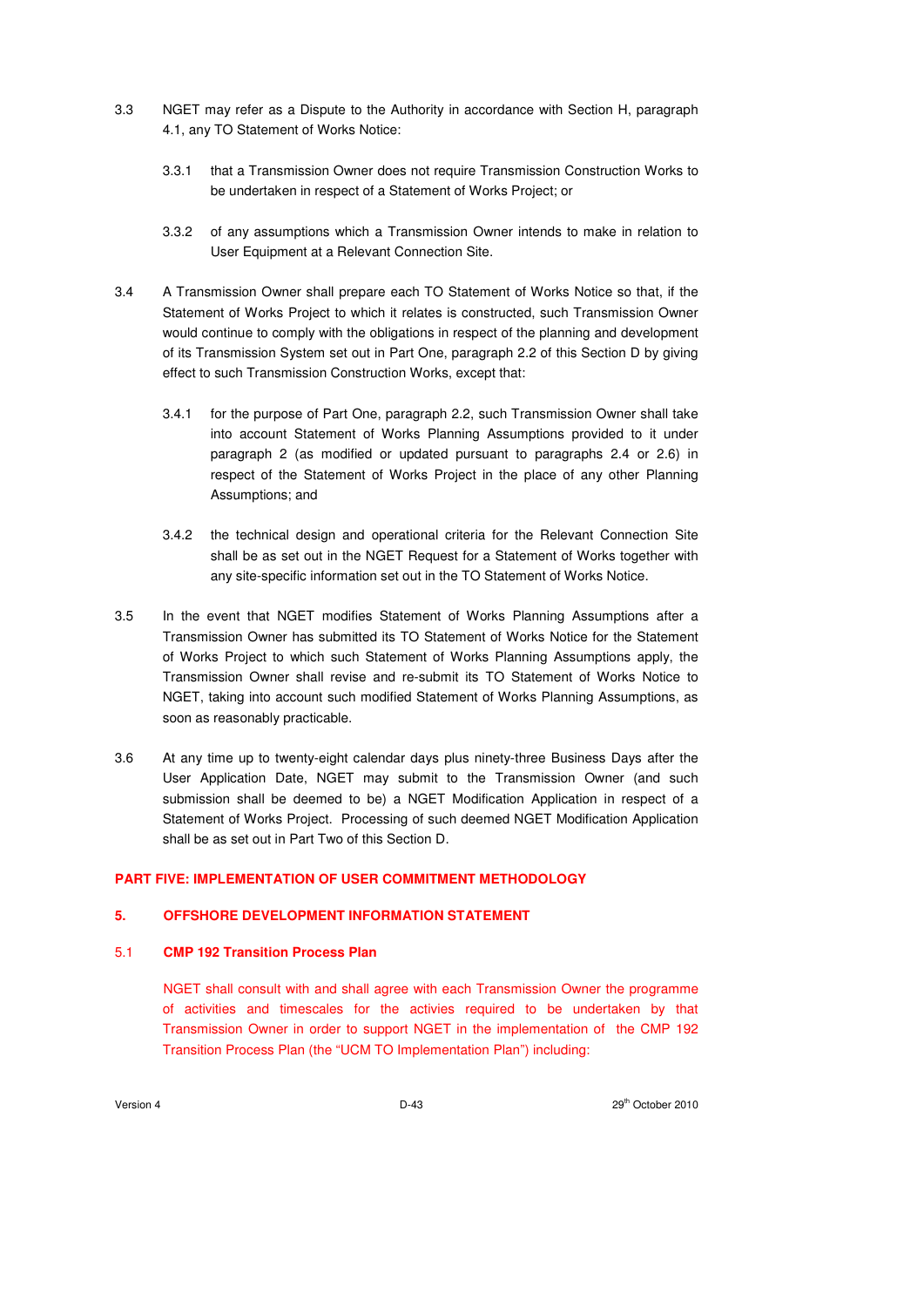3.3 NGET may refer as a Dispute to the Authority in accordance with Section H, paragraph 4.1, any TO Statement of Works Notice:

3.3.1 that a Transmission Owner does not require Transmission Construction Works to be undertaken in respect of a Statement of Works Project; or

3.3.2 of any assumptions which a Transmission Owner intends to make in relation to User Equipment at a Relevant Connection Site.

3.4 A Transmission Owner shall prepare each TO Statement of Works Notice so that, if the Statement of Works Project to which it relates is constructed, such Transmission Owner would continue to comply with the obligations in respect of the planning and development of its Transmission System set out in Part One, paragraph 2.2 of this Section D by giving effect to such Transmission Construction Works, except that:

3.4.1 for the purpose of Part One, paragraph 2.2, such Transmission Owner shall take into account Statement of Works Planning Assumptions provided to it under paragraph 2 (as modified or updated pursuant to paragraphs 2.4 or 2.6) in respect of the Statement of Works Project in the place of any other Planning Assumptions; and

3.4.2 the technical design and operational criteria for the Relevant Connection Site shall be as set out in the NGET Request for a Statement of Works together with any site-specific information set out in the TO Statement of Works Notice.

3.5 In the event that NGET modifies Statement of Works Planning Assumptions after a Transmission Owner has submitted its TO Statement of Works Notice for the Statement of Works Project to which such Statement of Works Planning Assumptions apply, the Transmission Owner shall revise and re-submit its TO Statement of Works Notice to NGET, taking into account such modified Statement of Works Planning Assumptions, as soon as reasonably practicable.

3.6 At any time up to twenty-eight calendar days plus ninety-three Business Days after the User Application Date, NGET may submit to the Transmission Owner (and such submission shall be deemed to be) a NGET Modification Application in respect of a Statement of Works Project. Processing of such deemed NGET Modification Application shall be as set out in Part Two of this Section D.

## PART FIVE: IMPLEMENTATION OF USER COMMITMENT METHODOLOGY

### 5. OFFSHORE DEVELOPMENT INFORMATION STATEMENT

#### 5.1 CMP 192 Transition Process Plan

NGET shall consult with and shall agree with each Transmission Owner the programme of activities and timescales for the activies required to be undertaken by that Transmission Owner in order to support NGET in the implementation of the CMP 192 Transition Process Plan (the "UCM TO Implementation Plan") including: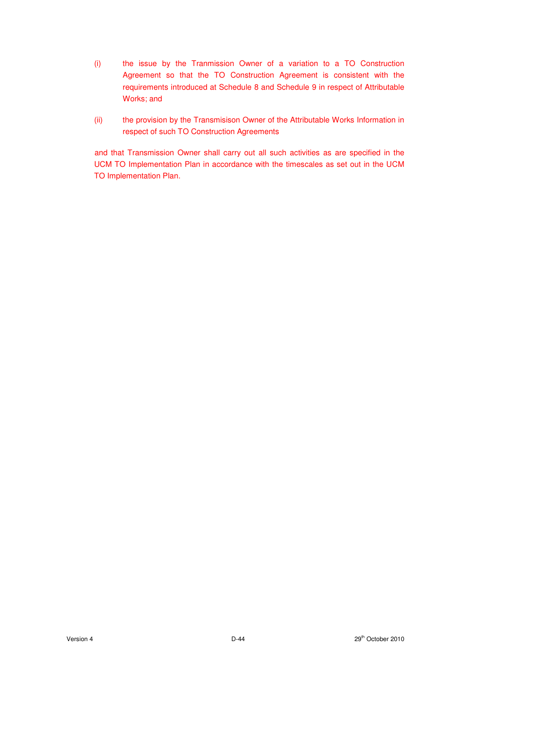(i) the issue by the Tranmission Owner of a variation to a TO Construction Agreement so that the TO Construction Agreement is consistent with the requirements introduced at Schedule 8 and Schedule 9 in respect of Attributable Works; and

(ii) the provision by the Transmisison Owner of the Attributable Works Information in respect of such TO Construction Agreements

and that Transmission Owner shall carry out all such activities as are specified in the UCM TO Implementation Plan in accordance with the timescales as set out in the UCM TO Implementation Plan.